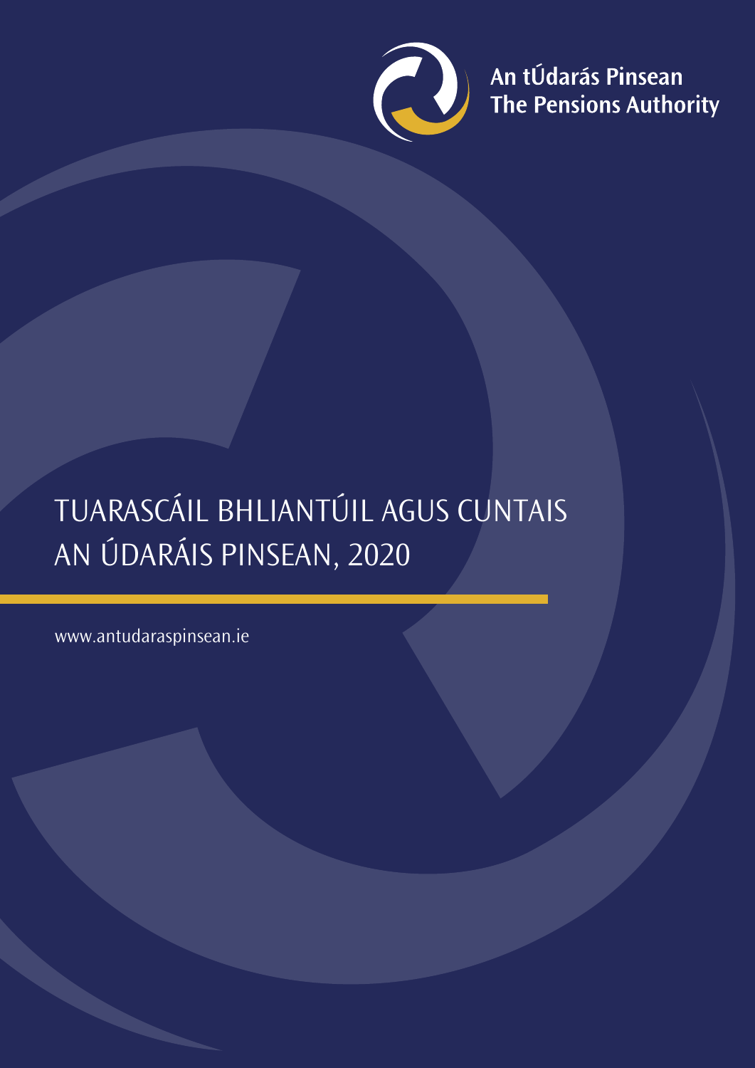An tÚdarás Pinsean
The Pensions Authority

# TUARASCÁIL BHLIANTÚIL AGUS CUNTAIS AN ÚDARÁIS PINSEAN, 2020

www.antudaraspinsean.ie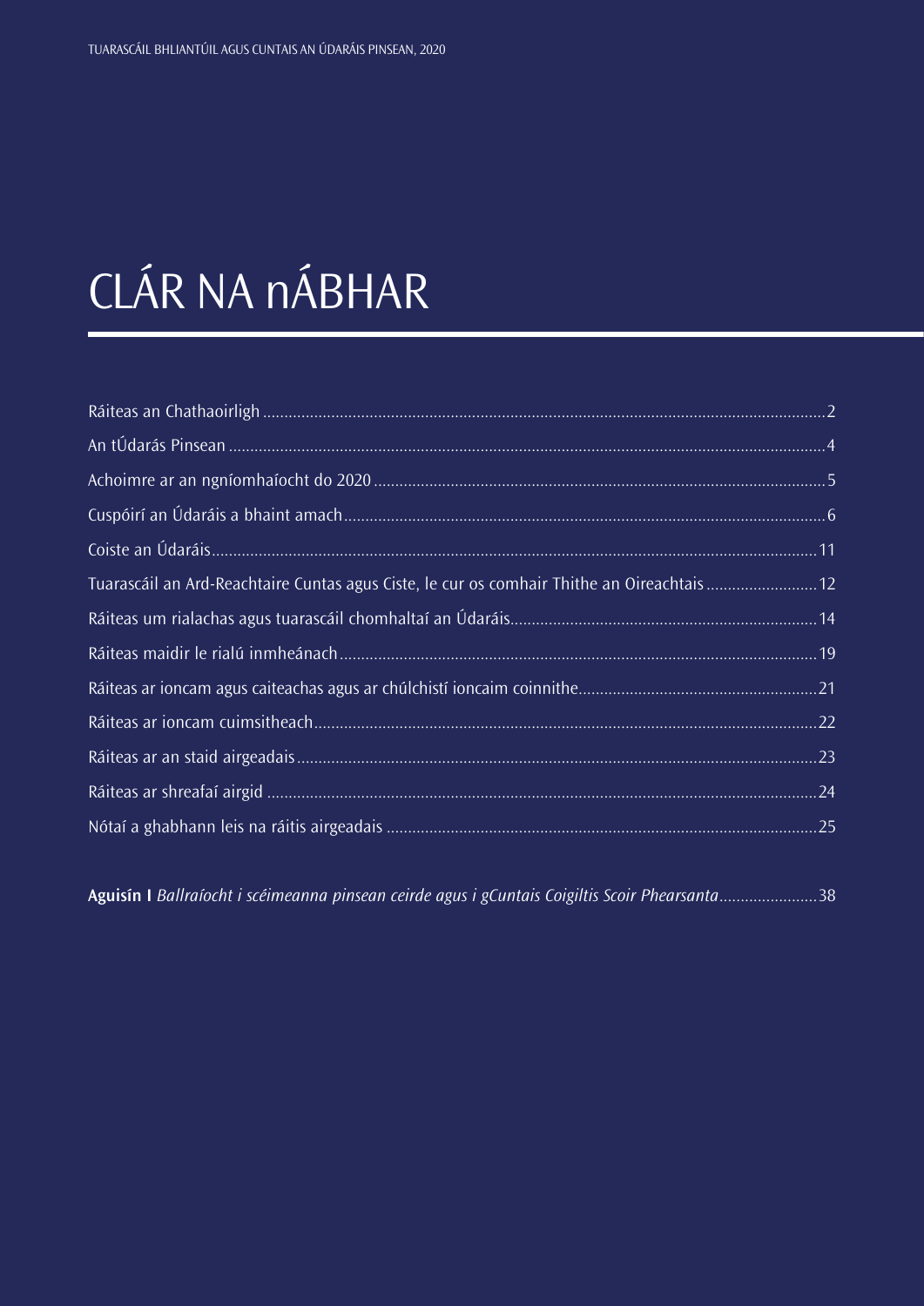# CLÁR NA nÁBHAR

Ráiteas an Chathaoirligh .......... 2
An tÚdarás Pinsean .......... 4
Achoimre ar an ngníomhaíocht do 2020 .......... 5
Cuspóirí an Údaráis a bhaint amach .......... 6
Coiste an Údaráis .......... 11
Tuarascáil an Ard-Reachtaire Cuntas agus Ciste, le cur os comhair Thithe an Oireachtais .......... 12
Ráiteas um rialachas agus tuarascáil chomhaltaí an Údaráis .......... 14
Ráiteas maidir le rialú inmheánach .......... 19
Ráiteas ar ioncam agus caiteachas agus ar chúlchistí ioncaim coinnithe .......... 21
Ráiteas ar ioncam cuimsitheach .......... 22
Ráiteas ar an staid airgeadais .......... 23
Ráiteas ar shreafaí airgid .......... 24
Nótaí a ghabhann leis na ráitis airgeadais .......... 25

**Aguisín I** *Ballraíocht i scéimeanna pinsean ceirde agus i gCuntais Coigiltis Scoir Phearsanta* .......... 38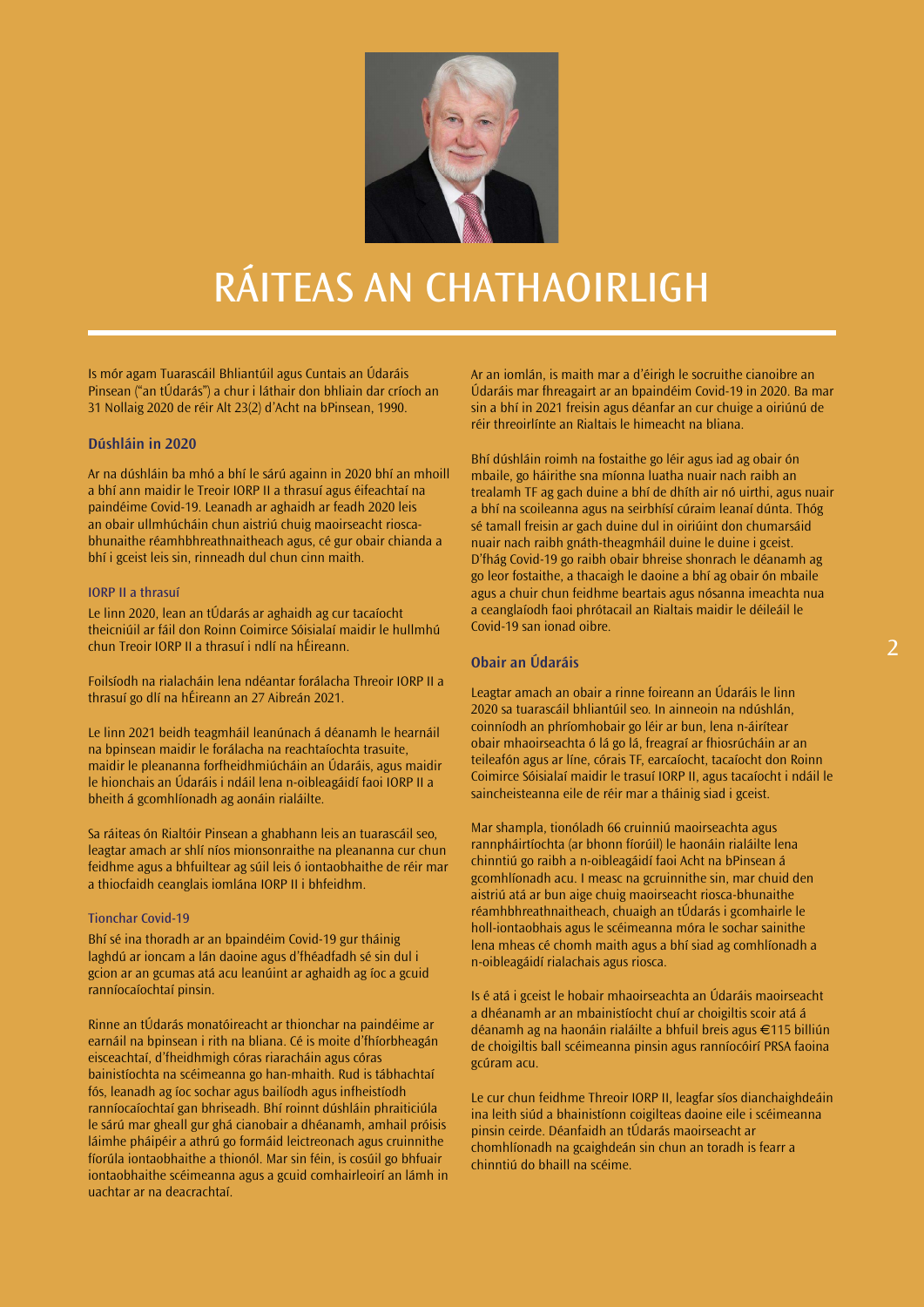# RÁITEAS AN CHATHAOIRLIGH

Is mór agam Tuarascáil Bhliantúil agus Cuntais an Údaráis Pinsean ("an tÚdarás") a chur i láthair don bhliain dar críoch an 31 Nollaig 2020 de réir Alt 23(2) d'Acht na bPinsean, 1990.

## Dúshláin in 2020

Ar na dúshláin ba mhó a bhí le sárú againn in 2020 bhí an mhoill a bhí ann maidir le Treoir IORP II a thrasuí agus éifeachtaí na paindéime Covid-19. Leanadh ar aghaidh ar feadh 2020 leis an obair ullmhúcháin chun aistriú chuig maoirseacht riosca-bhunaithe réamhbhreathnaitheach agus, cé gur obair chianda a bhí i gceist leis sin, rinneadh dul chun cinn maith.

### IORP II a thrasuí

Le linn 2020, lean an tÚdarás ar aghaidh ag cur tacaíocht theicniúil ar fáil don Roinn Coimirce Sóisialaí maidir le hullmhú chun Treoir IORP II a thrasuí i ndlí na hÉireann.

Foilsíodh na rialacháin lena ndéantar forálacha Threoir IORP II a thrasuí go dlí na hÉireann an 27 Aibreán 2021.

Le linn 2021 beidh teagmháil leanúnach á déanamh le hearnáil na bpinsean maidir le forálacha na reachtaíochta trasuite, maidir le pleananna forfheidhmiúcháin an Údaráis, agus maidir le hionchais an Údaráis i ndáil lena n-oibleagáidí faoi IORP II a bheith á gcomhlíonadh ag aonáin rialáilte.

Sa ráiteas ón Rialtóir Pinsean a ghabhann leis an tuarascáil seo, leagtar amach ar shlí níos mionsonraithe na pleananna cur chun feidhme agus a bhfuiltear ag súil leis ó iontaobhaithe de réir mar a thiocfaidh ceanglais iomlána IORP II i bhfeidhm.

### Tionchar Covid-19

Bhí sé ina thoradh ar an bpaindéim Covid-19 gur tháinig laghdú ar ioncam a lán daoine agus d'fhéadfadh sé sin dul i gcion ar an gcumas atá acu leanúint ar aghaidh ag íoc a gcuid ranníocaíochtaí pinsin.

Rinne an tÚdarás monatóireacht ar thionchar na paindéime ar earnáil na bpinsean i rith na bliana. Cé is moite d'fhíorbheagán eisceachtaí, d'fheidhmigh córas riaracháin agus córas bainistíochta na scéimeanna go han-mhaith. Rud is tábhachtaí fós, leanadh ag íoc sochar agus bailíodh agus infheistíodh ranníocaíochtaí gan bhriseadh. Bhí roinnt dúshláin phraiticiúla le sárú mar gheall gur ghá cianobair a dhéanamh, amhail próisis láimhe pháipéir a athrú go formáid leictreonach agus cruinnithe fíorúla iontaobhaithe a thionól. Mar sin féin, is cosúil go bhfuair iontaobhaithe scéimeanna agus a gcuid comhairleoirí an lámh in uachtar ar na deacrachtaí.

Ar an iomlán, is maith mar a d'éirigh le socruithe cianoibre an Údaráis mar fhreagairt ar an bpaindéim Covid-19 in 2020. Ba mar sin a bhí in 2021 freisin agus déanfar an cur chuige a oiriúnú de réir threoirlínte an Rialtais le himeacht na bliana.

Bhí dúshláin roimh na fostaithe go léir agus iad ag obair ón mbaile, go háirithe sna míonna luatha nuair nach raibh an trealamh TF ag gach duine a bhí de dhíth air nó uirthi, agus nuair a bhí na scoileanna agus na seirbhísí cúraim leanaí dúnta. Thóg sé tamall freisin ar gach duine dul in oiriúint don chumarsáid nuair nach raibh gnáth-theagmháil duine le duine i gceist. D'fhág Covid-19 go raibh obair bhreise shonrach le déanamh ag go leor fostaithe, a thacaigh le daoine a bhí ag obair ón mbaile agus a chuir chun feidhme beartais agus nósanna imeachta nua a ceanglaíodh faoi phrótacail an Rialtais maidir le déileáil le Covid-19 san ionad oibre.

## Obair an Údaráis

Leagtar amach an obair a rinne foireann an Údaráis le linn 2020 sa tuarascáil bhliantúil seo. In ainneoin na ndúshlán, coinníodh an phríomhobair go léir ar bun, lena n-áirítear obair mhaoirseachta ó lá go lá, freagraí ar fhiosrúcháin ar an teileafón agus ar líne, córais TF, earcaíocht, tacaíocht don Roinn Coimirce Sóisialaí maidir le trasuí IORP II, agus tacaíocht i ndáil le saincheisteanna eile de réir mar a tháinig siad i gceist.

Mar shampla, tionóladh 66 cruinniú maoirseachta agus rannpháirtíochta (ar bhonn fíorúil) le haonáin rialáilte lena chinntiú go raibh a n-oibleagáidí faoi Acht na bPinsean á gcomhlíonadh acu. I measc na gcruinnithe sin, mar chuid den aistriú atá ar bun aige chuig maoirseacht riosca-bhunaithe réamhbhreathnaitheach, chuaigh an tÚdarás i gcomhairle le holl-iontaobhais agus le scéimeanna móra le sochar sainithe lena mheas cé chomh maith agus a bhí siad ag comhlíonadh a n-oibleagáidí rialachais agus riosca.

Is é atá i gceist le hobair mhaoirseachta an Údaráis maoirseacht a dhéanamh ar an mbainistíocht chuí ar choigiltis scoir atá á déanamh ag na haonáin rialáilte a bhfuil breis agus €115 billiún de choigiltis ball scéimeanna pinsin agus ranníocóirí PRSA faoina gcúram acu.

Le cur chun feidhme Threoir IORP II, leagfar síos dianchaighdeáin ina leith siúd a bhainistíonn coigilteas daoine eile i scéimeanna pinsin ceirde. Déanfaidh an tÚdarás maoirseacht ar chomhlíonadh na gcaighdeán sin chun an toradh is fearr a chinntiú do bhaill na scéime.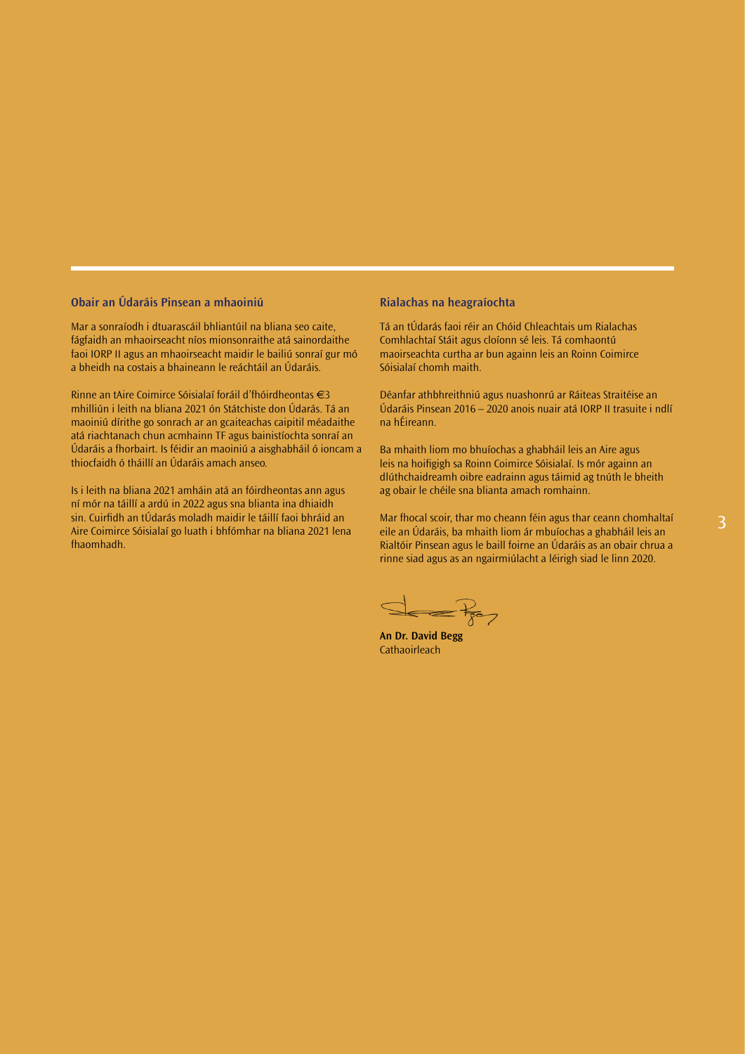## Obair an Údaráis Pinsean a mhaoiniú

Mar a sonraíodh i dtuarascáil bhliantúil na bliana seo caite, fágfaidh an mhaoirseacht níos mionsonraithe atá sainordaithe faoi IORP II agus an mhaoirseacht maidir le bailiú sonraí gur mó a bheidh na costais a bhaineann le reáchtáil an Údaráis.

Rinne an tAire Coimirce Sóisialaí foráil d'fhóirdheontas €3 mhilliún i leith na bliana 2021 ón Státchiste don Údarás. Tá an maoiniú dírithe go sonrach ar an gcaiteachas caipitil méadaithe atá riachtanach chun acmhainn TF agus bainistíochta sonraí an Údaráis a fhorbairt. Is féidir an maoiniú a aisghabháil ó ioncam a thiocfaidh ó tháillí an Údaráis amach anseo.

Is i leith na bliana 2021 amháin atá an fóirdheontas ann agus ní mór na táillí a ardú in 2022 agus sna blianta ina dhiaidh sin. Cuirfidh an tÚdarás moladh maidir le táillí faoi bhráid an Aire Coimirce Sóisialaí go luath i bhfómhar na bliana 2021 lena fhaomhadh.

## Rialachas na heagraíochta

Tá an tÚdarás faoi réir an Chóid Chleachtais um Rialachas Comhlachtaí Stáit agus cloíonn sé leis. Tá comhaontú maoirseachta curtha ar bun againn leis an Roinn Coimirce Sóisialaí chomh maith.

Déanfar athbhreithniú agus nuashonrú ar Ráiteas Straitéise an Údaráis Pinsean 2016 – 2020 anois nuair atá IORP II trasuite i ndlí na hÉireann.

Ba mhaith liom mo bhuíochas a ghabháil leis an Aire agus leis na hoifigigh sa Roinn Coimirce Sóisialaí. Is mór againn an dlúthchaidreamh oibre eadrainn agus táimid ag tnúth le bheith ag obair le chéile sna blianta amach romhainn.

Mar fhocal scoir, thar mo cheann féin agus thar ceann chomhaltaí eile an Údaráis, ba mhaith liom ár mbuíochas a ghabháil leis an Rialtóir Pinsean agus le baill foirne an Údaráis as an obair chrua a rinne siad agus as an ngairmiúlacht a léirigh siad le linn 2020.

**An Dr. David Begg**
Cathaoirleach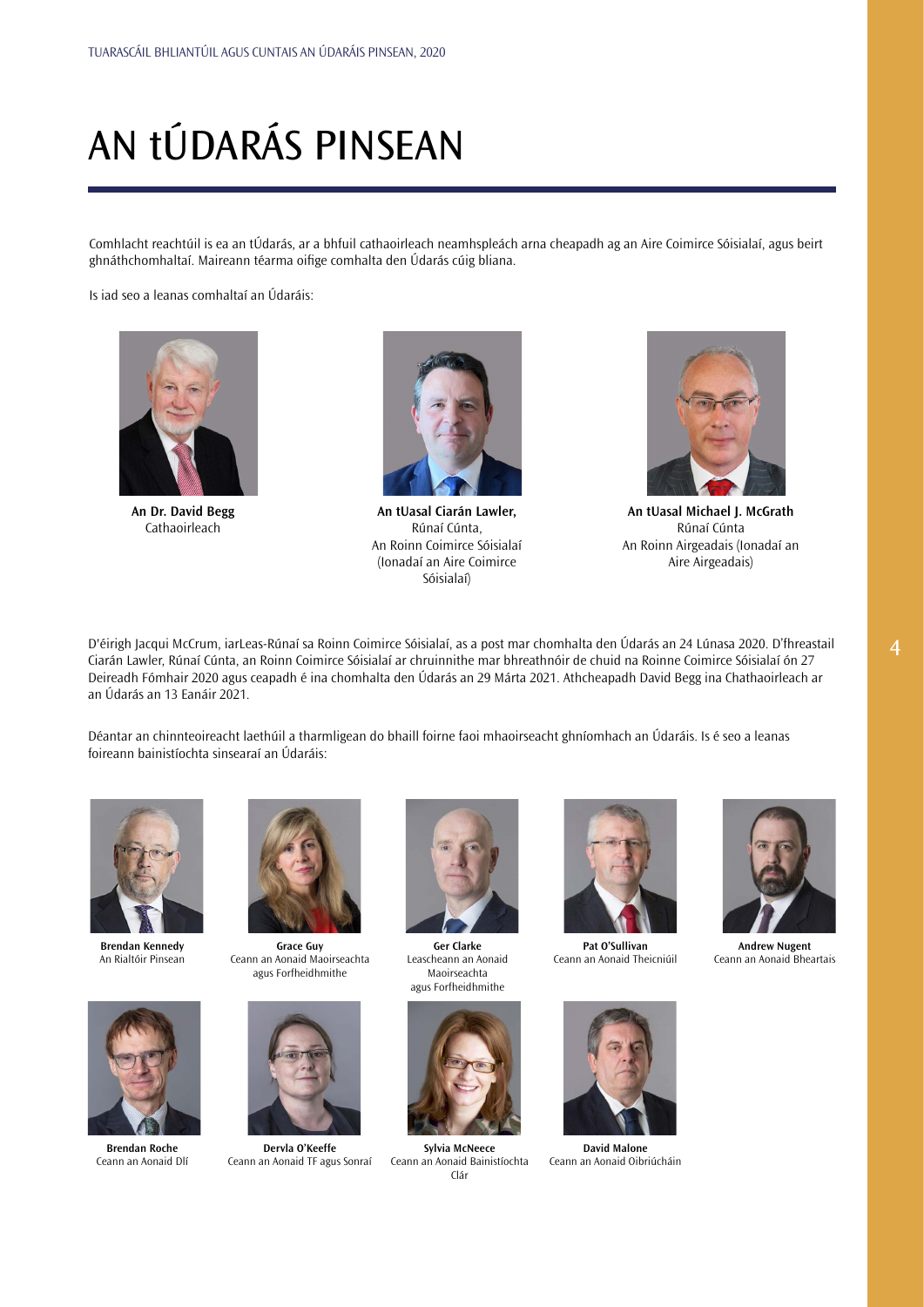# AN tÚDARÁS PINSEAN

Comhlacht reachtúil is ea an tÚdarás, ar a bhfuil cathaoirleach neamhspleách arna cheapadh ag an Aire Coimirce Sóisialaí, agus beirt ghnáthchomhaltaí. Maireann téarma oifige comhalta den Údarás cúig bliana.

Is iad seo a leanas comhaltaí an Údaráis:

**An Dr. David Begg**
Cathaoirleach

**An tUasal Ciarán Lawler,**
Rúnaí Cúnta,
An Roinn Coimirce Sóisialaí
(Ionadaí an Aire Coimirce Sóisialaí)

**An tUasal Michael J. McGrath**
Rúnaí Cúnta
An Roinn Airgeadais (Ionadaí an Aire Airgeadais)

D'éirigh Jacqui McCrum, iarLeas-Rúnaí sa Roinn Coimirce Sóisialaí, as a post mar chomhalta den Údarás an 24 Lúnasa 2020. D'fhreastail Ciarán Lawler, Rúnaí Cúnta, an Roinn Coimirce Sóisialaí ar chruinnithe mar bhreathnóir de chuid na Roinne Coimirce Sóisialaí ón 27 Deireadh Fómhair 2020 agus ceapadh é ina chomhalta den Údarás an 29 Márta 2021. Athcheapadh David Begg ina Chathaoirleach ar an Údarás an 13 Eanáir 2021.

Déantar an chinnteoireacht laethúil a tharmligean do bhaill foirne faoi mhaoirseacht ghníomhach an Údaráis. Is é seo a leanas foireann bainistíochta sinsearaí an Údaráis:

**Brendan Kennedy**
An Rialtóir Pinsean

**Grace Guy**
Ceann an Aonaid Maoirseachta agus Forfheidhmithe

**Ger Clarke**
Leascheann an Aonaid Maoirseachta agus Forfheidhmithe

**Pat O'Sullivan**
Ceann an Aonaid Theicniúil

**Andrew Nugent**
Ceann an Aonaid Bheartais

**Brendan Roche**
Ceann an Aonaid Dlí

**Dervla O'Keeffe**
Ceann an Aonaid TF agus Sonraí

**Sylvia McNeece**
Ceann an Aonaid Bainistíochta Clár

**David Malone**
Ceann an Aonaid Oibriúcháin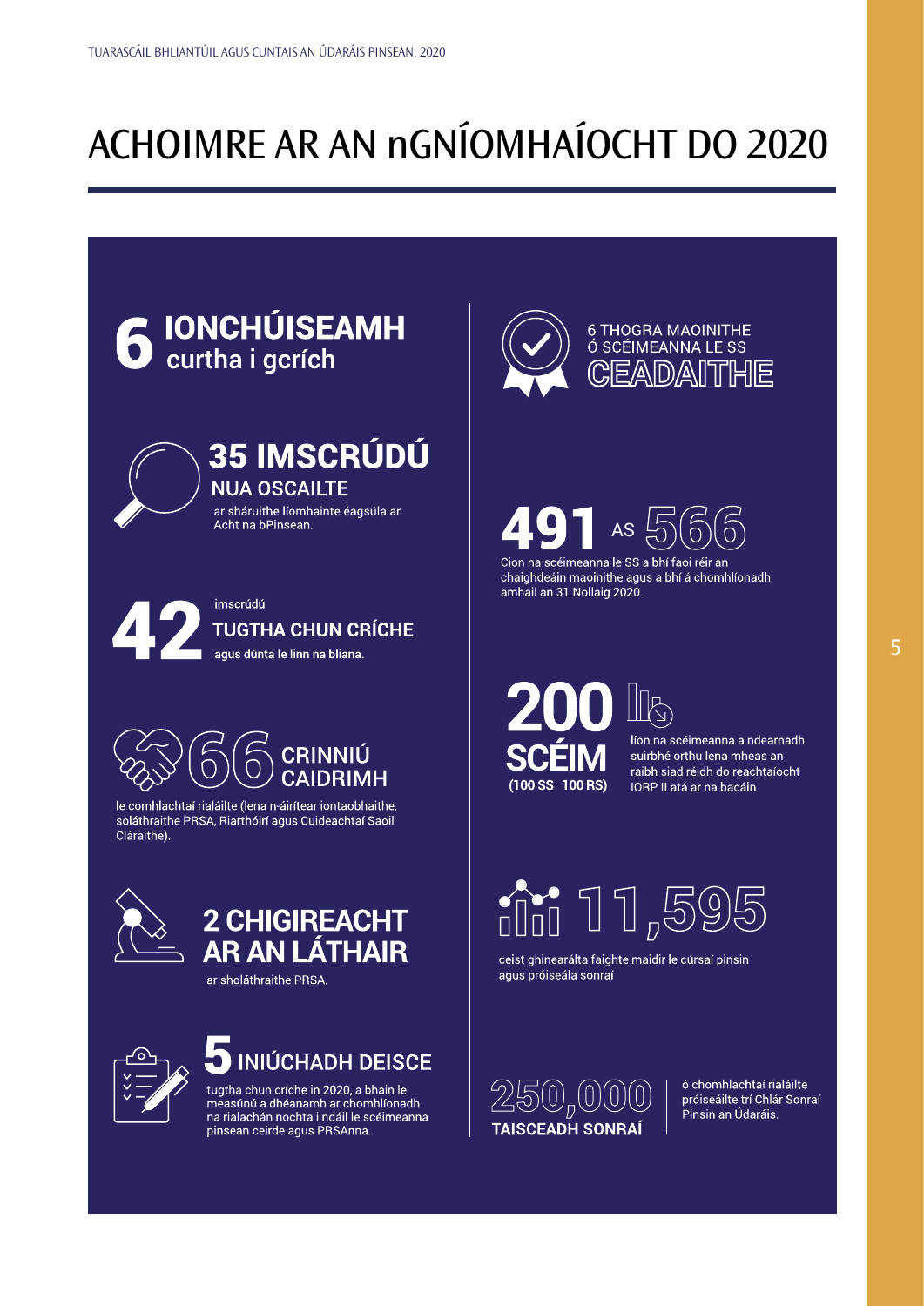# ACHOIMRE AR AN nGNÍOMHAÍOCHT DO 2020

**6 IONCHÚISEAMH** curtha i gcrích

**35 IMSCRÚDÚ NUA OSCAILTE**
ar sháruithe líomhainte éagsúla ar Acht na bPinsean.

**42** imscrúdú **TUGTHA CHUN CRÍCHE** agus dúnta le linn na bliana.

**66 CRINNIÚ CAIDRIMH**
le comhlachtaí rialáilte (lena n-áirítear iontaobhaithe, soláthraithe PRSA, Riarthóirí agus Cuideachtaí Saoil Cláraithe).

**2 CHIGIREACHT AR AN LÁTHAIR**
ar sholáthraithe PRSA.

**5 INIÚCHADH DEISCE**
tugtha chun críche in 2020, a bhain le measúnú a dhéanamh ar chomhlíonadh na rialachán nochta i ndáil le scéimeanna pinsean ceirde agus PRSAnna.

**6 THOGRA MAOINITHE Ó SCÉIMEANNA LE SS CEADAITHE**

**491 AS 566**
Cion na scéimeanna le SS a bhí faoi réir an chaighdeáin maoinithe agus a bhí á chomhlíonadh amhail an 31 Nollaig 2020.

**200 SCÉIM (100 SS 100 RS)**
líon na scéimeanna a ndearnadh suirbhé orthu lena mheas an raibh siad réidh do reachtaíocht IORP II atá ar na bacáin

**11,595**
ceist ghinearálta faighte maidir le cúrsaí pinsin agus próiseála sonraí

**250,000 TAISCEADH SONRAÍ**
ó chomhlachtaí rialáilte próiseáilte trí Chlár Sonraí Pinsin an Údaráis.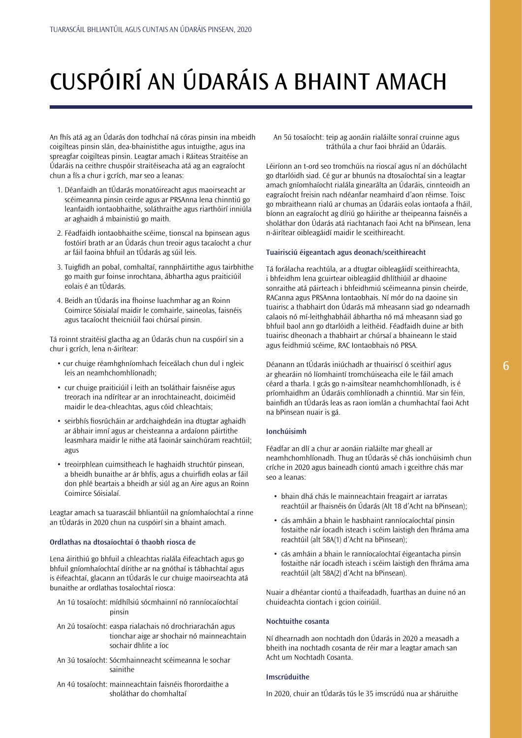# CUSPÓIRÍ AN ÚDARÁIS A BHAINT AMACH

An fhís atá ag an Údarás don todhchaí ná córas pinsin ina mbeidh coigilteas pinsin slán, dea-bhainistithe agus intuigthe, agus ina spreagfar coigilteas pinsin. Leagtar amach i Ráiteas Straitéise an Údaráis na ceithre chuspóir straitéiseacha atá ag an eagraíocht chun a fís a chur i gcrích, mar seo a leanas:

1. Déanfaidh an tÚdarás monatóireacht agus maoirseacht ar scéimeanna pinsin ceirde agus ar PRSAnna lena chinntiú go leanfaidh iontaobhaithe, soláthraithe agus riarthóirí inniúla ar aghaidh á mbainistiú go maith.
2. Féadfaidh iontaobhaithe scéime, tionscal na bpinsean agus fostóirí brath ar an Údarás chun treoir agus tacaíocht a chur ar fáil faoina bhfuil an tÚdarás ag súil leis.
3. Tuigfidh an pobal, comhaltaí, rannpháirtithe agus tairbhithe go maith gur foinse inrochtana, ábhartha agus praiticiúil eolais é an tÚdarás.
4. Beidh an tÚdarás ina fhoinse luachmhar ag an Roinn Coimirce Sóisialaí maidir le comhairle, saineolas, faisnéis agus tacaíocht theicniúil faoi chúrsaí pinsin.

Tá roinnt straitéisí glactha ag an Údarás chun na cuspóirí sin a chur i gcrích, lena n-áirítear:

- cur chuige réamhghníomhach feiceálach chun dul i ngleic leis an neamhchomhlíonadh;
- cur chuige praiticiúil i leith an tsoláthair faisnéise agus treorach ina ndírítear ar an inrochtaineacht, doiciméid maidir le dea-chleachtas, agus cóid chleachtais;
- seirbhís fiosrúcháin ar ardchaighdeán ina dtugtar aghaidh ar ábhair imní agus ar cheisteanna a ardaíonn páirtithe leasmhara maidir le nithe atá faoinár sainchúram reachtúil; agus
- treoirphlean cuimsitheach le haghaidh struchtúr pinsean, a bheidh bunaithe ar ár bhfís, agus a chuirfidh eolas ar fáil don phlé beartais a bheidh ar siúl ag an Aire agus an Roinn Coimirce Sóisialaí.

Leagtar amach sa tuarascáil bhliantúil na gníomhaíochtaí a rinne an tÚdarás in 2020 chun na cuspóirí sin a bhaint amach.

### Ordlathas na dtosaíochtaí ó thaobh riosca de

Lena áirithiú go bhfuil a chleachtas rialála éifeachtach agus go bhfuil gníomhaíochtaí dírithe ar na gnóthaí is tábhachtaí agus is éifeachtaí, glacann an tÚdarás le cur chuige maoirseachta atá bunaithe ar ordlathas tosaíochtaí riosca:

An 1ú tosaíocht: mídhílsiú sócmhainní nó ranníocaíochtaí pinsin

An 2ú tosaíocht: easpa rialachais nó drochriarachán agus tionchar aige ar shochair nó mainneachtain sochair dhlite a íoc

An 3ú tosaíocht: Sócmhainneacht scéimeanna le sochar sainithe

An 4ú tosaíocht: mainneachtain faisnéis fhorordaithe a sholáthar do chomhaltaí

An 5ú tosaíocht: teip ag aonáin rialáilte sonraí cruinne agus tráthúla a chur faoi bhráid an Údaráis.

Léiríonn an t-ord seo tromchúis na rioscaí agus ní an dóchúlacht go dtarlóidh siad. Cé gur ar bhunús na dtosaíochtaí sin a leagtar amach gníomhaíocht rialála ginearálta an Údaráis, cinnteoidh an eagraíocht freisin nach ndéanfar neamhaird d'aon réimse. Toisc go mbraitheann rialú ar chumas an Údaráis eolas iontaofa a fháil, bíonn an eagraíocht ag díriú go háirithe ar theipeanna faisnéis a sholáthar don Údarás atá riachtanach faoi Acht na bPinsean, lena n-áirítear oibleagáidí maidir le sceithireacht.

### Tuairisciú éigeantach agus deonach/sceithireacht

Tá forálacha reachtúla, ar a dtugtar oibleagáidí sceithireachta, i bhfeidhm lena gcuirtear oibleagáid dhlíthiúil ar dhaoine sonraithe atá páirteach i bhfeidhmiú scéimeanna pinsin cheirde, RACanna agus PRSAnna Iontaobhais. Ní mór do na daoine sin tuairisc a thabhairt don Údarás má mheasann siad go ndearnadh calaois nó mí-leithghabháil ábhartha nó má mheasann siad go bhfuil baol ann go dtarlóidh a leithéid. Féadfaidh duine ar bith tuairisc dheonach a thabhairt ar chúrsaí a bhaineann le staid agus feidhmiú scéime, RAC Iontaobhais nó PRSA.

Déanann an tÚdarás iniúchadh ar thuairiscí ó sceithirí agus ar ghearáin nó líomhaintí tromchúiseacha eile le fáil amach céard a tharla. I gcás go n-aimsítear neamhchomhlíonadh, is é príomhaidhm an Údaráis comhlíonadh a chinntiú. Mar sin féin, bainfidh an tÚdarás leas as raon iomlán a chumhachtaí faoi Acht na bPinsean nuair is gá.

### Ionchúisimh

Féadfar an dlí a chur ar aonáin rialáilte mar gheall ar neamhchomhlíonadh. Thug an tÚdarás sé chás ionchúisimh chun críche in 2020 agus baineadh ciontú amach i gceithre chás mar seo a leanas:

- bhain dhá chás le mainneachtain freagairt ar iarratas reachtúil ar fhaisnéis ón Údarás (Alt 18 d'Acht na bPinsean);
- cás amháin a bhain le hasbhaint ranníocaíochtaí pinsin fostaithe nár íocadh isteach i scéim laistigh den fhráma ama reachtúil (alt 58A(1) d'Acht na bPinsean);
- cás amháin a bhain le ranníocaíochtaí éigeantacha pinsin fostaithe nár íocadh isteach i scéim laistigh den fhráma ama reachtúil (alt 58A(2) d'Acht na bPinsean).

Nuair a dhéantar ciontú a thaifeadadh, fuarthas an duine nó an chuideachta ciontach i gcion coiriúil.

### Nochtuithe cosanta

Ní dhearnadh aon nochtadh don Údarás in 2020 a measadh a bheith ina nochtadh cosanta de réir mar a leagtar amach san Acht um Nochtadh Cosanta.

### Imscrúduithe

In 2020, chuir an tÚdarás tús le 35 imscrúdú nua ar sháruithe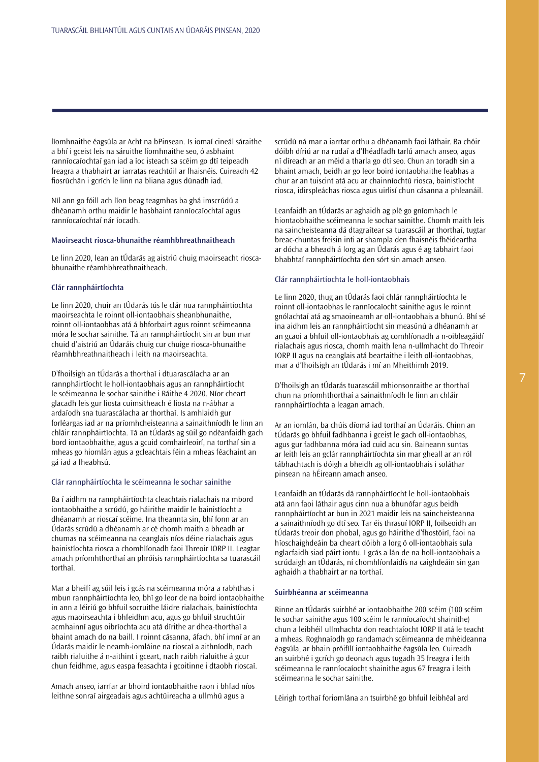líomhnaithe éagsúla ar Acht na bPinsean. Is iomaí cineál sáraithe a bhí i gceist leis na sáruithe líomhnaithe seo, ó asbhaint ranníocaíochtaí gan iad a íoc isteach sa scéim go dtí teipeadh freagra a thabhairt ar iarratas reachtúil ar fhaisnéis. Cuireadh 42 fiosrúchán i gcrích le linn na bliana agus dúnadh iad.

Níl ann go fóill ach líon beag teagmhas ba ghá imscrúdú a dhéanamh orthu maidir le hasbhaint ranníocaíochtaí agus ranníocaíochtaí nár íocadh.

#### Maoirseacht riosca-bhunaithe réamhbhreathnaitheach

Le linn 2020, lean an tÚdarás ag aistriú chuig maoirseacht riosca-bhunaithe réamhbhreathnaitheach.

#### Clár rannpháirtíochta

Le linn 2020, chuir an tÚdarás tús le clár nua rannpháirtíochta maoirseachta le roinnt oll-iontaobhais sheanbhunaithe, roinnt oll-iontaobhas atá á bhforbairt agus roinnt scéimeanna móra le sochar sainithe. Tá an rannpháirtíocht sin ar bun mar chuid d'aistriú an Údaráis chuig cur chuige riosca-bhunaithe réamhbhreathnaitheach i leith na maoirseachta.

D'fhoilsigh an tÚdarás a thorthaí i dtuarascálacha ar an rannpháirtíocht le holl-iontaobhais agus an rannpháirtíocht le scéimeanna le sochar sainithe i Ráithe 4 2020. Níor cheart glacadh leis gur liosta cuimsitheach é liosta na n-ábhar a ardaíodh sna tuarascálacha ar thorthaí. Is amhlaidh gur forléargas iad ar na príomhcheisteanna a sainaithníodh le linn an chláir rannpháirtíochta. Tá an tÚdarás ag súil go ndéanfaidh gach bord iontaobhaithe, agus a gcuid comhairleoirí, na torthaí sin a mheas go hiomlán agus a gcleachtais féin a mheas féachaint an gá iad a fheabhsú.

#### Clár rannpháirtíochta le scéimeanna le sochar sainithe

Ba í aidhm na rannpháirtíochta cleachtais rialachais na mbord iontaobhaithe a scrúdú, go háirithe maidir le bainistíocht a dhéanamh ar rioscaí scéime. Ina theannta sin, bhí fonn ar an Údarás scrúdú a dhéanamh ar cé chomh maith a bheadh ar chumas na scéimeanna na ceanglais níos déine rialachais agus bainistíochta riosca a chomhlíonadh faoi Threoir IORP II. Leagtar amach príomhthorthaí an phróisis rannpháirtíochta sa tuarascáil torthaí.

Mar a bheifí ag súil leis i gcás na scéimeanna móra a rabhthas i mbun rannpháirtíochta leo, bhí go leor de na boird iontaobhaithe in ann a léiriú go bhfuil socruithe láidre rialachais, bainistíochta agus maoirseachta i bhfeidhm acu, agus go bhfuil struchtúir acmhainní agus oibríochta acu atá dírithe ar dhea-thorthaí a bhaint amach do na baill. I roinnt cásanna, áfach, bhí imní ar an Údarás maidir le neamh-iomláine na rioscaí a aithníodh, nach raibh rialuithe á n-aithint i gceart, nach raibh rialuithe á gcur chun feidhme, agus easpa feasachta i gcoitinne i dtaobh rioscaí.

Amach anseo, iarrfar ar bhoird iontaobhaithe raon i bhfad níos leithne sonraí airgeadais agus achtúireacha a ullmhú agus a scrúdú ná mar a iarrtar orthu a dhéanamh faoi láthair. Ba chóir dóibh díriú ar na rudaí a d'fhéadfadh tarlú amach anseo, agus ní díreach ar an méid a tharla go dtí seo. Chun an toradh sin a bhaint amach, beidh ar go leor boird iontaobhaithe feabhas a chur ar an tuiscint atá acu ar chainníochtú riosca, bainistíocht riosca, idirspleáchas riosca agus uirlisí chun cásanna a phleanáil.

Leanfaidh an tÚdarás ar aghaidh ag plé go gníomhach le hiontaobhaithe scéimeanna le sochar sainithe. Chomh maith leis na saincheisteanna dá dtagraítear sa tuarascáil ar thorthaí, tugtar breac-chuntas freisin inti ar shampla den fhaisnéis fhéideartha ar dócha a bheadh á lorg ag an Údarás agus é ag tabhairt faoi bhabhtaí rannpháirtíochta den sórt sin amach anseo.

#### Clár rannpháirtíochta le holl-iontaobhais

Le linn 2020, thug an tÚdarás faoi chlár rannpháirtíochta le roinnt oll-iontaobhas le ranníocaíocht sainithe agus le roinnt gnólachtaí atá ag smaoineamh ar oll-iontaobhais a bhunú. Bhí sé ina aidhm leis an rannpháirtíocht sin measúnú a dhéanamh ar an gcaoi a bhfuil oll-iontaobhais ag comhlíonadh a n-oibleagáidí rialachais agus riosca, chomh maith lena n-ullmhacht do Threoir IORP II agus na ceanglais atá beartaithe i leith oll-iontaobhas, mar a d'fhoilsigh an tÚdarás i mí an Mheithimh 2019.

D'fhoilsigh an tÚdarás tuarascáil mhionsonraithe ar thorthaí chun na príomhthorthaí a sainaithníodh le linn an chláir rannpháirtíochta a leagan amach.

Ar an iomlán, ba chúis díomá iad torthaí an Údaráis. Chinn an tÚdarás go bhfuil fadhbanna i gceist le gach oll-iontaobhas, agus gur fadhbanna móra iad cuid acu sin. Baineann suntas ar leith leis an gclár rannpháirtíochta sin mar gheall ar an ról tábhachtach is dóigh a bheidh ag oll-iontaobhais i soláthar pinsean na hÉireann amach anseo.

Leanfaidh an tÚdarás dá rannpháirtíocht le holl-iontaobhais atá ann faoi láthair agus cinn nua a bhunófar agus beidh rannpháirtíocht ar bun in 2021 maidir leis na saincheisteanna a sainaithníodh go dtí seo. Tar éis thrasuí IORP II, foilseoidh an tÚdarás treoir don phobal, agus go háirithe d'fhostóirí, faoi na híoschaighdeáin ba cheart dóibh a lorg ó oll-iontaobhais sula nglacfaidh siad páirt iontu. I gcás a lán de na holl-iontaobhais a scrúdaigh an tÚdarás, ní chomhlíonfaidís na caighdeáin sin gan aghaidh a thabhairt ar na torthaí.

#### Suirbhéanna ar scéimeanna

Rinne an tÚdarás suirbhé ar iontaobhaithe 200 scéim (100 scéim le sochar sainithe agus 100 scéim le ranníocaíocht shainithe) chun a leibhéil ullmhachta don reachtaíocht IORP II atá le teacht a mheas. Roghnaíodh go randamach scéimeanna de mhéideanna éagsúla, ar bhain próifílí iontaobhaithe éagsúla leo. Cuireadh an suirbhé i gcrích go deonach agus tugadh 35 freagra i leith scéimeanna le ranníocaíocht shainithe agus 67 freagra i leith scéimeanna le sochar sainithe.

Léirigh torthaí foriomlána an tsuirbhé go bhfuil leibhéal ard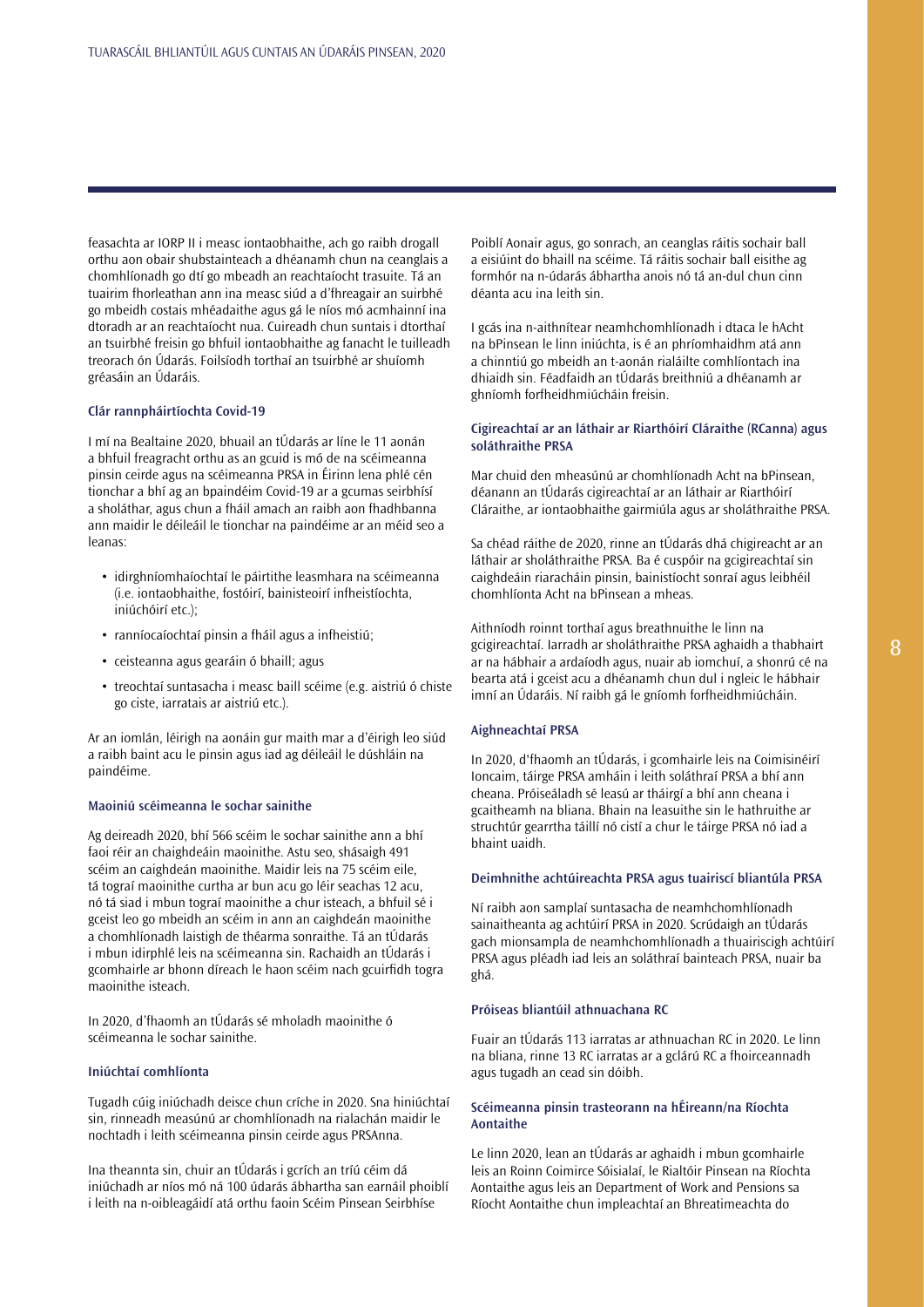feasachta ar IORP II i measc iontaobhaithe, ach go raibh drogall orthu aon obair shubstainteach a dhéanamh chun na ceanglais a chomhlíonadh go dtí go mbeadh an reachtaíocht trasuite. Tá an tuairim fhorleathan ann ina measc siúd a d'fhreagair an suirbhé go mbeidh costais mhéadaithe agus gá le níos mó acmhainní ina dtoradh ar an reachtaíocht nua. Cuireadh chun suntais i dtorthaí an tsuirbhé freisin go bhfuil iontaobhaithe ag fanacht le tuilleadh treorach ón Údarás. Foilsíodh torthaí an tsuirbhé ar shuíomh gréasáin an Údaráis.

#### Clár rannpháirtíochta Covid-19

I mí na Bealtaine 2020, bhuail an tÚdarás ar líne le 11 aonán a bhfuil freagracht orthu as an gcuid is mó de na scéimeanna pinsin ceirde agus na scéimeanna PRSA in Éirinn lena phlé cén tionchar a bhí ag an bpaindéim Covid-19 ar a gcumas seirbhísí a sholáthar, agus chun a fháil amach an raibh aon fhadhbanna ann maidir le déileáil le tionchar na paindéime ar an méid seo a leanas:

- idirghníomhaíochtaí le páirtithe leasmhara na scéimeanna (i.e. iontaobhaithe, fostóirí, bainisteoirí infheistíochta, iniúchóirí etc.);
- ranníocaíochtaí pinsin a fháil agus a infheistiú;
- ceisteanna agus gearáin ó bhaill; agus
- treochtaí suntasacha i measc baill scéime (e.g. aistriú ó chiste go ciste, iarratais ar aistriú etc.).

Ar an iomlán, léirigh na aonáin gur maith mar a d'éirigh leo siúd a raibh baint acu le pinsin agus iad ag déileáil le dúshláin na paindéime.

#### Maoiniú scéimeanna le sochar sainithe

Ag deireadh 2020, bhí 566 scéim le sochar sainithe ann a bhí faoi réir an chaighdeáin maoinithe. Astu seo, shásaigh 491 scéim an caighdeán maoinithe. Maidir leis na 75 scéim eile, tá tograí maoinithe curtha ar bun acu go léir seachas 12 acu, nó tá siad i mbun tograí maoinithe a chur isteach, a bhfuil sé i gceist leo go mbeidh an scéim in ann an caighdeán maoinithe a chomhlíonadh laistigh de théarma sonraithe. Tá an tÚdarás i mbun idirphlé leis na scéimeanna sin. Rachaidh an tÚdarás i gcomhairle ar bhonn díreach le haon scéim nach gcuirfidh togra maoinithe isteach.

In 2020, d'fhaomh an tÚdarás sé mholadh maoinithe ó scéimeanna le sochar sainithe.

#### Iniúchtaí comhlíonta

Tugadh cúig iniúchadh deisce chun críche in 2020. Sna hiniúchtaí sin, rinneadh measúnú ar chomhlíonadh na rialachán maidir le nochtadh i leith scéimeanna pinsin ceirde agus PRSAnna.

Ina theannta sin, chuir an tÚdarás i gcrích an tríú céim dá iniúchadh ar níos mó ná 100 údarás ábhartha san earnáil phoiblí i leith na n-oibleagáidí atá orthu faoin Scéim Pinsean Seirbhíse Poiblí Aonair agus, go sonrach, an ceanglas ráitis sochair ball a eisiúint do bhaill na scéime. Tá ráitis sochair ball eisithe ag formhór na n-údarás ábhartha anois nó tá an-dul chun cinn déanta acu ina leith sin.

I gcás ina n-aithnítear neamhchomhlíonadh i dtaca le hAcht na bPinsean le linn iniúchta, is é an phríomhaidhm atá ann a chinntiú go mbeidh an t-aonán rialáilte comhlíontach ina dhiaidh sin. Féadfaidh an tÚdarás breithniú a dhéanamh ar ghníomh forfheidhmiúcháin freisin.

#### Cigireachtaí ar an láthair ar Riarthóirí Cláraithe (RCanna) agus soláthraithe PRSA

Mar chuid den mheasúnú ar chomhlíonadh Acht na bPinsean, déanann an tÚdarás cigireachtaí ar an láthair ar Riarthóirí Cláraithe, ar iontaobhaithe gairmiúla agus ar sholáthraithe PRSA.

Sa chéad ráithe de 2020, rinne an tÚdarás dhá chigireacht ar an láthair ar sholáthraithe PRSA. Ba é cuspóir na gcigireachtaí sin caighdeáin riaracháin pinsin, bainistíocht sonraí agus leibhéil chomhlíonta Acht na bPinsean a mheas.

Aithníodh roinnt torthaí agus breathnuithe le linn na gcigireachtaí. Iarradh ar sholáthraithe PRSA aghaidh a thabhairt ar na hábhair a ardaíodh agus, nuair ab iomchuí, a shonrú cé na bearta atá i gceist acu a dhéanamh chun dul i ngleic le hábhair imní an Údaráis. Ní raibh gá le gníomh forfheidhmiúcháin.

#### Aighneachtaí PRSA

In 2020, d'fhaomh an tÚdarás, i gcomhairle leis na Coimisinéirí Ioncaim, táirge PRSA amháin i leith soláthraí PRSA a bhí ann cheana. Próiseáladh sé leasú ar tháirgí a bhí ann cheana i gcaitheamh na bliana. Bhain na leasuithe sin le hathruithe ar struchtúr gearrtha táillí nó cistí a chur le táirge PRSA nó iad a bhaint uaidh.

#### Deimhnithe achtúireachta PRSA agus tuairiscí bliantúla PRSA

Ní raibh aon samplaí suntasacha de neamhchomhlíonadh sainaitheanta ag achtúirí PRSA in 2020. Scrúdaigh an tÚdarás gach mionsampla de neamhchomhlíonadh a thuairiscigh achtúirí PRSA agus pléadh iad leis an soláthraí bainteach PRSA, nuair ba ghá.

#### Próiseas bliantúil athnuachana RC

Fuair an tÚdarás 113 iarratas ar athnuachan RC in 2020. Le linn na bliana, rinne 13 RC iarratas ar a gclárú RC a fhoirceannadh agus tugadh an cead sin dóibh.

#### Scéimeanna pinsin trasteorann na hÉireann/na Ríochta Aontaithe

Le linn 2020, lean an tÚdarás ar aghaidh i mbun gcomhairle leis an Roinn Coimirce Sóisialaí, le Rialtóir Pinsean na Ríochta Aontaithe agus leis an Department of Work and Pensions sa Ríocht Aontaithe chun impleachtaí an Bhreatimeachta do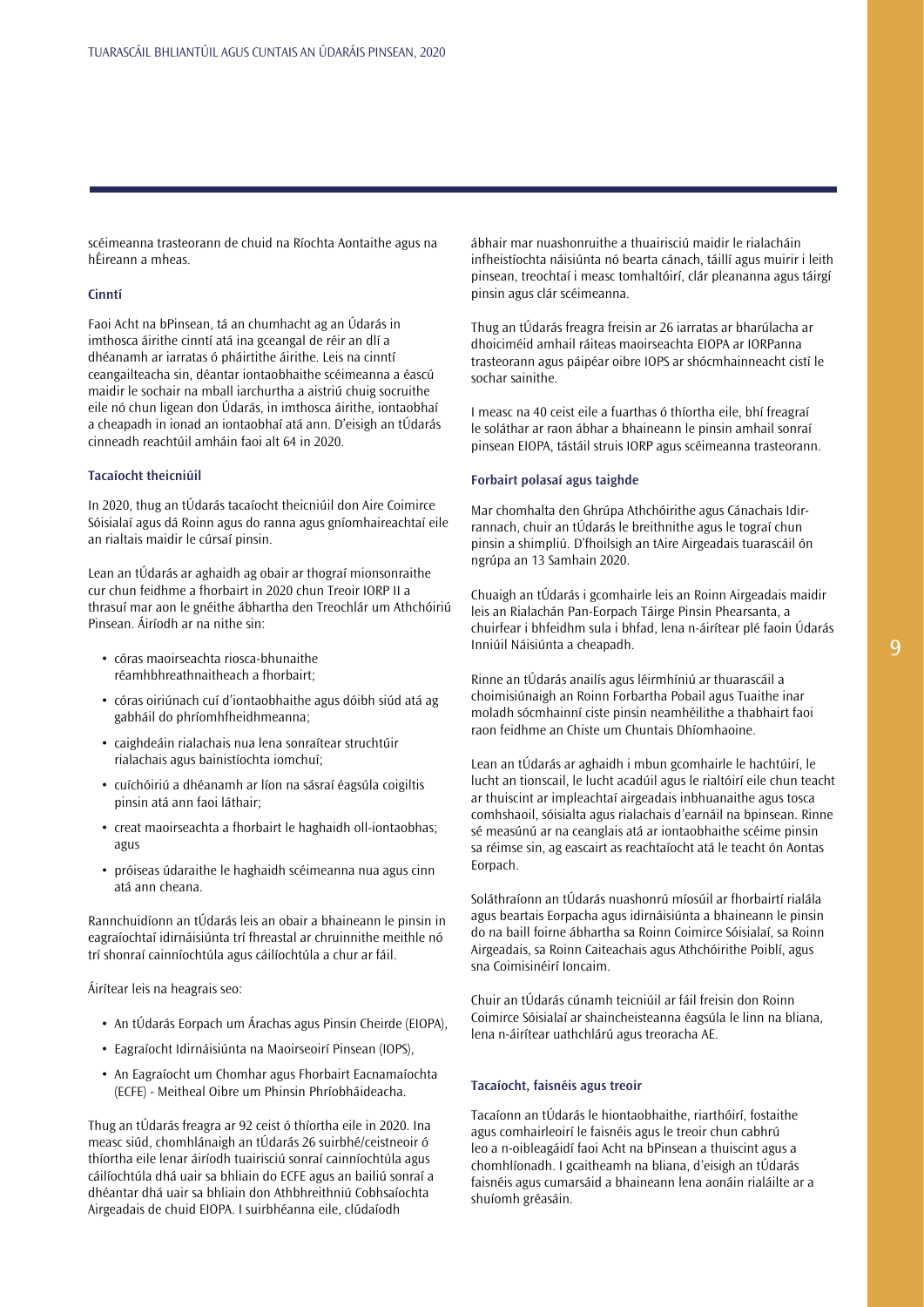scéimeanna trasteorann de chuid na Ríochta Aontaithe agus na hÉireann a mheas.

### Cinntí

Faoi Acht na bPinsean, tá an chumhacht ag an Údarás in imthosca áirithe cinntí atá ina gceangal de réir an dlí a dhéanamh ar iarratas ó pháirtithe áirithe. Leis na cinntí ceangailteacha sin, déantar iontaobhaithe scéimeanna a éascú maidir le sochair na mball iarchurtha a aistriú chuig socruithe eile nó chun ligean don Údarás, in imthosca áirithe, iontaobhaí a cheapadh in ionad an iontaobhaí atá ann. D'eisigh an tÚdarás cinneadh reachtúil amháin faoi alt 64 in 2020.

### Tacaíocht theicniúil

In 2020, thug an tÚdarás tacaíocht theicniúil don Aire Coimirce Sóisialaí agus dá Roinn agus do ranna agus gníomhaireachtaí eile an rialtais maidir le cúrsaí pinsin.

Lean an tÚdarás ar aghaidh ag obair ar thograí mionsonraithe cur chun feidhme a fhorbairt in 2020 chun Treoir IORP II a thrasuí mar aon le gnéithe ábhartha den Treochlár um Athchóiriú Pinsean. Áiríodh ar na nithe sin:

- córas maoirseachta riosca-bhunaithe réamhbhreathnaitheach a fhorbairt;
- córas oiriúnach cuí d'iontaobhaithe agus dóibh siúd atá ag gabháil do phríomhfheidhmeanna;
- caighdeáin rialachais nua lena sonraítear struchtúir rialachais agus bainistíochta iomchuí;
- cuíchóiriú a dhéanamh ar líon na sásraí éagsúla coigiltis pinsin atá ann faoi láthair;
- creat maoirseachta a fhorbairt le haghaidh oll-iontaobhas; agus
- próiseas údaraithe le haghaidh scéimeanna nua agus cinn atá ann cheana.

Rannchuidíonn an tÚdarás leis an obair a bhaineann le pinsin in eagraíochtaí idirnáisiúnta trí fhreastal ar chruinnithe meithle nó trí shonraí cainníochtúla agus cáilíochtúla a chur ar fáil.

Áirítear leis na heagrais seo:

- An tÚdarás Eorpach um Árachas agus Pinsin Cheirde (EIOPA),
- Eagraíocht Idirnáisiúnta na Maoirseoirí Pinsean (IOPS),
- An Eagraíocht um Chomhar agus Fhorbairt Eacnamaíochta (ECFE) - Meitheal Oibre um Phinsin Phríobháideacha.

Thug an tÚdarás freagra ar 92 ceist ó thíortha eile in 2020. Ina measc siúd, chomhlánaigh an tÚdarás 26 suirbhé/ceistneoir ó thíortha eile lenar áiríodh tuairisciú sonraí cainníochtúla agus cáilíochtúla dhá uair sa bhliain do ECFE agus an bailiú sonraí a dhéantar dhá uair sa bhliain don Athbhreithniú Cobhsaíochta Airgeadais de chuid EIOPA. I suirbhéanna eile, clúdaíodh ábhair mar nuashonruithe a thuairisciú maidir le rialacháin infheistíochta náisiúnta nó bearta cánach, táillí agus muirir i leith pinsean, treochtaí i measc tomhaltóirí, clár pleananna agus táirgí pinsin agus clár scéimeanna.

Thug an tÚdarás freagra freisin ar 26 iarratas ar bharúlacha ar dhoiciméid amhail ráiteas maoirseachta EIOPA ar IORPanna trasteorann agus páipéar oibre IOPS ar shócmhainneacht cistí le sochar sainithe.

I measc na 40 ceist eile a fuarthas ó thíortha eile, bhí freagraí le soláthar ar raon ábhar a bhaineann le pinsin amhail sonraí pinsean EIOPA, tástáil struis IORP agus scéimeanna trasteorann.

### Forbairt polasaí agus taighde

Mar chomhalta den Ghrúpa Athchóirithe agus Cánachais Idir-rannach, chuir an tÚdarás le breithnithe agus le tograí chun pinsin a shimpliú. D'fhoilsigh an tAire Airgeadais tuarascáil ón ngrúpa an 13 Samhain 2020.

Chuaigh an tÚdarás i gcomhairle leis an Roinn Airgeadais maidir leis an Rialachán Pan-Eorpach Táirge Pinsin Phearsanta, a chuirfear i bhfeidhm sula i bhfad, lena n-áirítear plé faoin Údarás Inniúil Náisiúnta a cheapadh.

Rinne an tÚdarás anailís agus léirmhíniú ar thuarascáil a choimisiúnaigh an Roinn Forbartha Pobail agus Tuaithe inar moladh sócmhainní ciste pinsin neamhéilithe a thabhairt faoi raon feidhme an Chiste um Chuntais Dhíomhaoine.

Lean an tÚdarás ar aghaidh i mbun gcomhairle le hachtúirí, le lucht an tionscail, le lucht acadúil agus le rialtóirí eile chun teacht ar thuiscint ar impleachtaí airgeadais inbhuanaithe agus tosca comhshaoil, sóisialta agus rialachais d'earnáil na bpinsean. Rinne sé measúnú ar na ceanglais atá ar iontaobhaithe scéime pinsin sa réimse sin, ag eascairt as reachtaíocht atá le teacht ón Aontas Eorpach.

Soláthraíonn an tÚdarás nuashonrú míosúil ar fhorbairtí rialála agus beartais Eorpacha agus idirnáisiúnta a bhaineann le pinsin do na baill foirne ábhartha sa Roinn Coimirce Sóisialaí, sa Roinn Airgeadais, sa Roinn Caiteachais agus Athchóirithe Poiblí, agus sna Coimisinéirí Ioncaim.

Chuir an tÚdarás cúnamh teicniúil ar fáil freisin don Roinn Coimirce Sóisialaí ar shaincheisteanna éagsúla le linn na bliana, lena n-áirítear uathchlárú agus treoracha AE.

### Tacaíocht, faisnéis agus treoir

Tacaíonn an tÚdarás le hiontaobhaithe, riarthóirí, fostaithe agus comhairleoirí le faisnéis agus le treoir chun cabhrú leo a n-oibleagáidí faoi Acht na bPinsean a thuiscint agus a chomhlíonadh. I gcaitheamh na bliana, d'eisigh an tÚdarás faisnéis agus cumarsáid a bhaineann lena aonáin rialáilte ar a shuíomh gréasáin.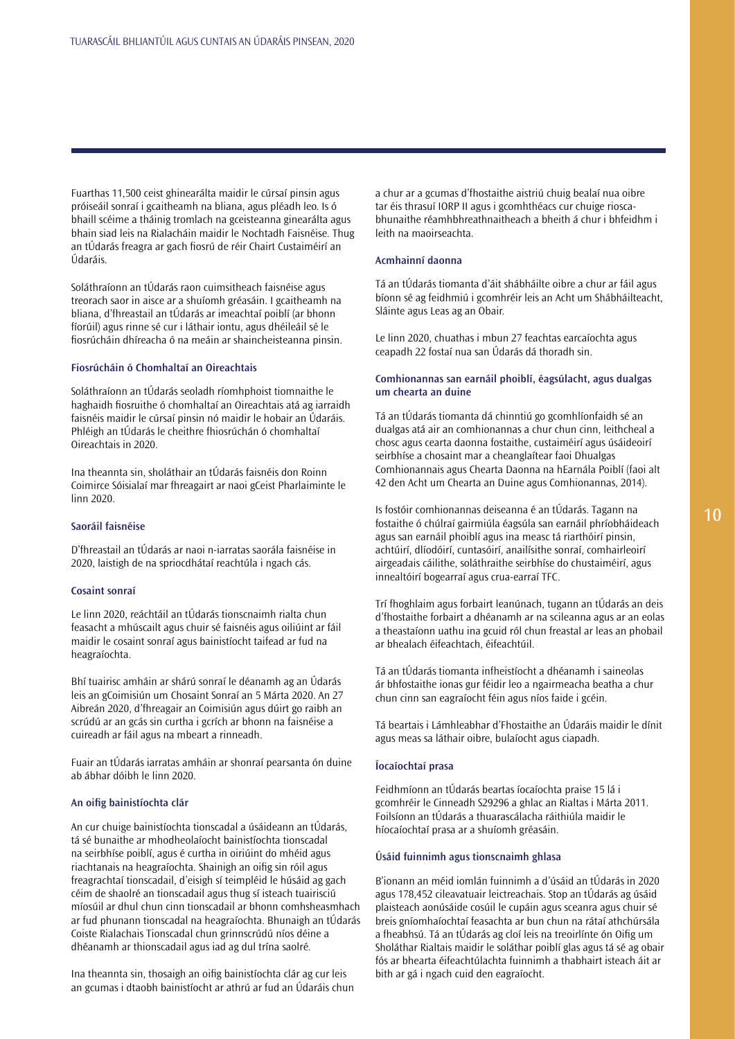Fuarthas 11,500 ceist ghinearálta maidir le cúrsaí pinsin agus próiseáil sonraí i gcaitheamh na bliana, agus pléadh leo. Is ó bhaill scéime a tháinig tromlach na gceisteanna ginearálta agus bhain siad leis na Rialacháin maidir le Nochtadh Faisnéise. Thug an tÚdarás freagra ar gach fiosrú de réir Chairt Custaiméirí an Údaráis.

Soláthraíonn an tÚdarás raon cuimsitheach faisnéise agus treorach saor in aisce ar a shuíomh gréasáin. I gcaitheamh na bliana, d'fhreastail an tÚdarás ar imeachtaí poiblí (ar bhonn fíorúil) agus rinne sé cur i láthair iontu, agus dhéileáil sé le fiosrúcháin dhíreacha ó na meáin ar shaincheisteanna pinsin.

### Fiosrúcháin ó Chomhaltaí an Oireachtais

Soláthraíonn an tÚdarás seoladh ríomhphoist tiomnaithe le haghaidh fiosruithe ó chomhaltaí an Oireachtais atá ag iarraidh faisnéis maidir le cúrsaí pinsin nó maidir le hobair an Údaráis. Phléigh an tÚdarás le cheithre fhiosrúchán ó chomhaltaí Oireachtais in 2020.

Ina theannta sin, sholáthair an tÚdarás faisnéis don Roinn Coimirce Sóisialaí mar fhreagairt ar naoi gCeist Pharlaiminte le linn 2020.

### Saoráil faisnéise

D'fhreastail an tÚdarás ar naoi n-iarratas saorála faisnéise in 2020, laistigh de na spriocdhátaí reachtúla i ngach cás.

### Cosaint sonraí

Le linn 2020, reáchtáil an tÚdarás tionscnaimh rialta chun feasacht a mhúscailt agus chuir sé faisnéis agus oiliúint ar fáil maidir le cosaint sonraí agus bainistíocht taifead ar fud na heagraíochta.

Bhí tuairisc amháin ar shárú sonraí le déanamh ag an Údarás leis an gCoimisiún um Chosaint Sonraí an 5 Márta 2020. An 27 Aibreán 2020, d'fhreagair an Coimisiún agus dúirt go raibh an scrúdú ar an gcás sin curtha i gcrích ar bhonn na faisnéise a cuireadh ar fáil agus na mbeart a rinneadh.

Fuair an tÚdarás iarratas amháin ar shonraí pearsanta ón duine ab ábhar dóibh le linn 2020.

### An oifig bainistíochta clár

An cur chuige bainistíochta tionscadal a úsáideann an tÚdarás, tá sé bunaithe ar mhodheolaíocht bainistíochta tionscadal na seirbhíse poiblí, agus é curtha in oiriúint do mhéid agus riachtanais na heagraíochta. Shainigh an oifig sin róil agus freagrachtaí tionscadail, d'eisigh sí teimpléid le húsáid ag gach céim de shaolré an tionscadail agus thug sí isteach tuairisciú míosúil ar dhul chun cinn tionscadail ar bhonn comhsheasmhach ar fud phunann tionscadal na heagraíochta. Bhunaigh an tÚdarás Coiste Rialachais Tionscadal chun grinnscrúdú níos déine a dhéanamh ar thionscadail agus iad ag dul trína saolré.

Ina theannta sin, thosaigh an oifig bainistíochta clár ag cur leis an gcumas i dtaobh bainistíocht ar athrú ar fud an Údaráis chun a chur ar a gcumas d'fhostaithe aistriú chuig bealaí nua oibre tar éis thrasuí IORP II agus i gcomhthéacs cur chuige riosca-bhunaithe réamhbhreathnaitheach a bheith á chur i bhfeidhm i leith na maoirseachta.

### Acmhainní daonna

Tá an tÚdarás tiomanta d'áit shábháilte oibre a chur ar fáil agus bíonn sé ag feidhmiú i gcomhréir leis an Acht um Shábháilteacht, Sláinte agus Leas ag an Obair.

Le linn 2020, chuathas i mbun 27 feachtas earcaíochta agus ceapadh 22 fostaí nua san Údarás dá thoradh sin.

### Comhionannas san earnáil phoiblí, éagsúlacht, agus dualgas um chearta an duine

Tá an tÚdarás tiomanta dá chinntiú go gcomhlíonfaidh sé an dualgas atá air an comhionannas a chur chun cinn, leithcheal a chosc agus cearta daonna fostaithe, custaiméirí agus úsáideoirí seirbhíse a chosaint mar a cheanglaítear faoi Dhualgas Comhionannais agus Chearta Daonna na hEarnála Poiblí (faoi alt 42 den Acht um Chearta an Duine agus Comhionannas, 2014).

Is fostóir comhionannas deiseanna é an tÚdarás. Tagann na fostaithe ó chúlraí gairmiúla éagsúla san earnáil phríobháideach agus san earnáil phoiblí agus ina measc tá riarthóirí pinsin, achtúirí, dlíodóirí, cuntasóirí, anailísithe sonraí, comhairleoirí airgeadais cáilithe, soláthraithe seirbhíse do chustaiméirí, agus innealtóirí bogearraí agus crua-earraí TFC.

Trí fhoghlaim agus forbairt leanúnach, tugann an tÚdarás an deis d'fhostaithe forbairt a dhéanamh ar na scileanna agus ar an eolas a theastaíonn uathu ina gcuid ról chun freastal ar leas an phobail ar bhealach éifeachtach, éifeachtúil.

Tá an tÚdarás tiomanta infheistíocht a dhéanamh i saineolas ár bhfostaithe ionas gur féidir leo a ngairmeacha beatha a chur chun cinn san eagraíocht féin agus níos faide i gcéin.

Tá beartais i Lámhleabhar d'Fhostaithe an Údaráis maidir le dínit agus meas sa láthair oibre, bulaíocht agus ciapadh.

### Íocaíochtaí prasa

Feidhmíonn an tÚdarás beartas íocaíochta praise 15 lá i gcomhréir le Cinneadh S29296 a ghlac an Rialtas i Márta 2011. Foilsíonn an tÚdarás a thuarascálacha ráithiúla maidir le híocaíochtaí prasa ar a shuíomh gréasáin.

### Úsáid fuinnimh agus tionscnaimh ghlasa

B'ionann an méid iomlán fuinnimh a d'úsáid an tÚdarás in 2020 agus 178,452 cileavatuair leictreachais. Stop an tÚdarás ag úsáid plaisteach aonúsáide cosúil le cupáin agus sceanra agus chuir sé breis gníomhaíochtaí feasachta ar bun chun na rátaí athchúrsála a fheabhsú. Tá an tÚdarás ag cloí leis na treoirlínte ón Oifig um Sholáthar Rialtais maidir le soláthar poiblí glas agus tá sé ag obair fós ar bhearta éifeachtúlachta fuinnimh a thabhairt isteach áit ar bith ar gá i ngach cuid den eagraíocht.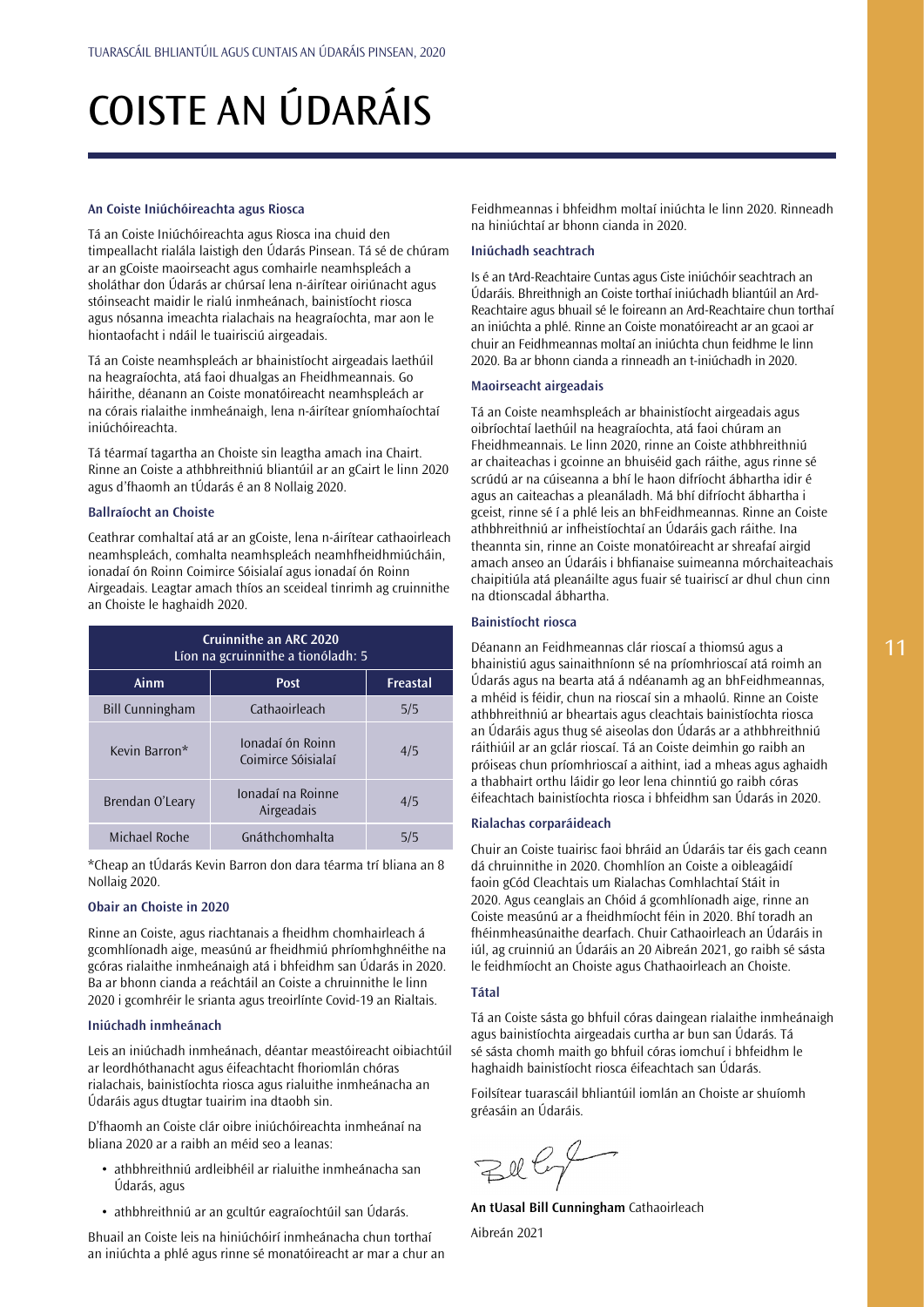# COISTE AN ÚDARÁIS

### An Coiste Iniúchóireachta agus Riosca

Tá an Coiste Iniúchóireachta agus Riosca ina chuid den timpeallacht rialála laistigh den Údarás Pinsean. Tá sé de chúram ar an gCoiste maoirseacht agus comhairle neamhspleách a sholáthar don Údarás ar chúrsaí lena n-áirítear oiriúnacht agus stóinseacht maidir le rialú inmheánach, bainistíocht riosca agus nósanna imeachta rialachais na heagraíochta, mar aon le hiontaofacht i ndáil le tuairisciú airgeadais.

Tá an Coiste neamhspleách ar bhainistíocht airgeadais laethúil na heagraíochta, atá faoi dhualgas an Fheidhmeannais. Go háirithe, déanann an Coiste monatóireacht neamhspleách ar na córais rialaithe inmheánaigh, lena n-áirítear gníomhaíochtaí iniúchóireachta.

Tá téarmaí tagartha an Choiste sin leagtha amach ina Chairt. Rinne an Coiste a athbhreithniú bliantúil ar an gCairt le linn 2020 agus d'fhaomh an tÚdarás é an 8 Nollaig 2020.

### Ballraíocht an Choiste

Ceathrar comhaltaí atá ar an gCoiste, lena n-áirítear cathaoirleach neamhspleách, comhalta neamhspleách neamhfheidhmiúcháin, ionadaí ón Roinn Coimirce Sóisialaí agus ionadaí ón Roinn Airgeadais. Leagtar amach thíos an sceideal tinrimh ag cruinnithe an Choiste le haghaidh 2020.

| Cruinnithe an ARC 2020 Líon na gcruinnithe a tionóladh: 5 | | |
|---|---|---|
| **Ainm** | **Post** | **Freastal** |
| Bill Cunningham | Cathaoirleach | 5/5 |
| Kevin Barron* | Ionadaí ón Roinn Coimirce Sóisialaí | 4/5 |
| Brendan O'Leary | Ionadaí na Roinne Airgeadais | 4/5 |
| Michael Roche | Gnáthchomhalta | 5/5 |

*Cheap an tÚdarás Kevin Barron don dara téarma trí bliana an 8 Nollaig 2020.

### Obair an Choiste in 2020

Rinne an Coiste, agus riachtanais a fheidhm chomhairleach á gcomhlíonadh aige, measúnú ar fheidhmiú phríomhghnéithe na gcóras rialaithe inmheánaigh atá i bhfeidhm san Údarás in 2020. Ba ar bhonn cianda a reáchtáil an Coiste a chruinnithe le linn 2020 i gcomhréir le srianta agus treoirlínte Covid-19 an Rialtais.

### Iniúchadh inmheánach

Leis an iniúchadh inmheánach, déantar meastóireacht oibiachtúil ar leordhóthanacht agus éifeachtacht fhoriomlán chóras rialachais, bainistíochta riosca agus rialuithe inmheánacha an Údaráis agus dtugtar tuairim ina dtaobh sin.

D'fhaomh an Coiste clár oibre iniúchóireachta inmheánaí na bliana 2020 ar a raibh an méid seo a leanas:

- athbhreithniú ardleibhéil ar rialuithe inmheánacha san Údarás, agus
- athbhreithniú ar an gcultúr eagraíochtúil san Údarás.

Bhuail an Coiste leis na hiniúchóirí inmheánacha chun torthaí an iniúchta a phlé agus rinne sé monatóireacht ar mar a chur an Feidhmeannas i bhfeidhm moltaí iniúchta le linn 2020. Rinneadh na hiniúchtaí ar bhonn cianda in 2020.

### Iniúchadh seachtrach

Is é an tArd-Reachtaire Cuntas agus Ciste iniúchóir seachtrach an Údaráis. Bhreithnigh an Coiste torthaí iniúchadh bliantúil an Ard-Reachtaire agus bhuail sé le foireann an Ard-Reachtaire chun torthaí an iniúchta a phlé. Rinne an Coiste monatóireacht ar an gcaoi ar chuir an Feidhmeannas moltaí an iniúchta chun feidhme le linn 2020. Ba ar bhonn cianda a rinneadh an t-iniúchadh in 2020.

### Maoirseacht airgeadais

Tá an Coiste neamhspleách ar bhainistíocht airgeadais agus oibríochtaí laethúil na heagraíochta, atá faoi chúram an Fheidhmeannais. Le linn 2020, rinne an Coiste athbhreithniú ar chaiteachas i gcoinne an bhuiséid gach ráithe, agus rinne sé scrúdú ar na cúiseanna a bhí le haon difríocht ábhartha idir é agus an caiteachas a pleanáladh. Má bhí difríocht ábhartha i gceist, rinne sé í a phlé leis an bhFeidhmeannas. Rinne an Coiste athbhreithniú ar infheistíochtaí an Údaráis gach ráithe. Ina theannta sin, rinne an Coiste monatóireacht ar shreafaí airgid amach anseo an Údaráis i bhfianaise suimeanna mórchaiteachais chaipitiúla atá pleanáilte agus fuair sé tuairiscí ar dhul chun cinn na dtionscadal ábhartha.

### Bainistíocht riosca

Déanann an Feidhmeannas clár rioscaí a thiomsú agus a bhainistiú agus sainaithníonn sé na príomhrioscaí atá roimh an Údarás agus na bearta atá á ndéanamh ag an bhFeidhmeannas, a mhéid is féidir, chun na rioscaí sin a mhaolú. Rinne an Coiste athbhreithniú ar bheartais agus cleachtais bainistíochta riosca an Údaráis agus thug sé aiseolas don Údarás ar a athbhreithniú ráithiúil ar an gclár rioscaí. Tá an Coiste deimhin go raibh an próiseas chun príomhrioscaí a aithint, iad a mheas agus aghaidh a thabhairt orthu láidir go leor lena chinntiú go raibh córas éifeachtach bainistíochta riosca i bhfeidhm san Údarás in 2020.

### Rialachas corparáideach

Chuir an Coiste tuairisc faoi bhráid an Údaráis tar éis gach ceann dá chruinnithe in 2020. Chomhlíon an Coiste a oibleagáidí faoin gCód Cleachtais um Rialachas Comhlachtaí Stáit in 2020. Agus ceanglais an Chóid á gcomhlíonadh aige, rinne an Coiste measúnú ar a fheidhmíocht féin in 2020. Bhí toradh an fhéinmheasúnaithe dearfach. Chuir Cathaoirleach an Údaráis in iúl, ag cruinniú an Údaráis an 20 Aibreán 2021, go raibh sé sásta le feidhmíocht an Choiste agus Chathaoirleach an Choiste.

### Tátal

Tá an Coiste sásta go bhfuil córas daingean rialaithe inmheánaigh agus bainistíochta airgeadais curtha ar bun san Údarás. Tá sé sásta chomh maith go bhfuil córas iomchuí i bhfeidhm le haghaidh bainistíocht riosca éifeachtach san Údarás.

Foilsítear tuarascáil bhliantúil iomlán an Choiste ar shuíomh gréasáin an Údaráis.

**An tUasal Bill Cunningham** Cathaoirleach

Aibreán 2021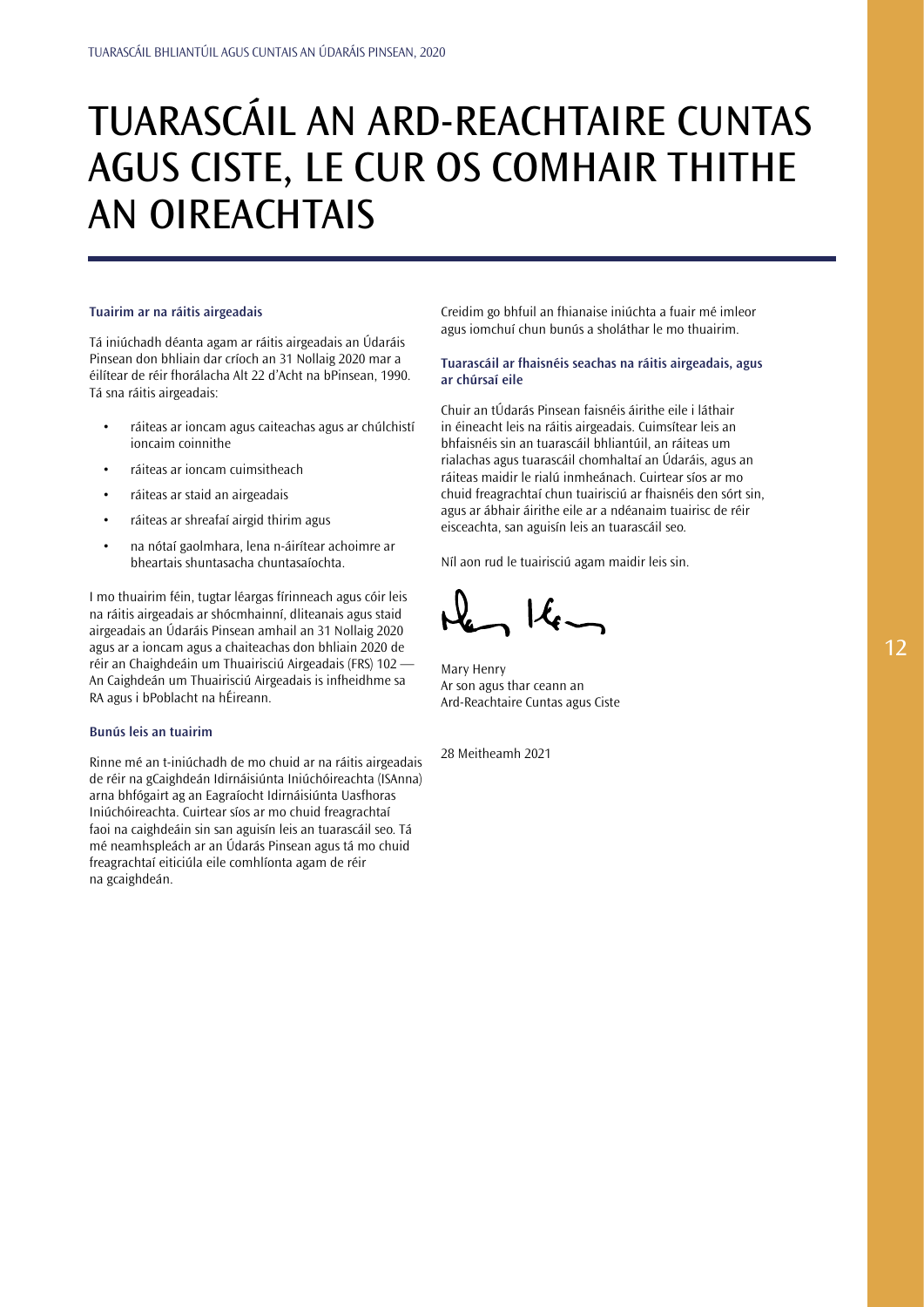# TUARASCÁIL AN ARD-REACHTAIRE CUNTAS AGUS CISTE, LE CUR OS COMHAIR THITHE AN OIREACHTAIS

**Tuairim ar na ráitis airgeadais**

Tá iniúchadh déanta agam ar ráitis airgeadais an Údaráis Pinsean don bhliain dar críoch an 31 Nollaig 2020 mar a éilítear de réir fhorálacha Alt 22 d'Acht na bPinsean, 1990. Tá sna ráitis airgeadais:

- ráiteas ar ioncam agus caiteachas agus ar chúlchistí ioncaim coinnithe
- ráiteas ar ioncam cuimsitheach
- ráiteas ar staid an airgeadais
- ráiteas ar shreafaí airgid thirim agus
- na nótaí gaolmhara, lena n-áirítear achoimre ar bheartais shuntasacha chuntasaíochta.

I mo thuairim féin, tugtar léargas fírinneach agus cóir leis na ráitis airgeadais ar shócmhainní, dliteanais agus staid airgeadais an Údaráis Pinsean amhail an 31 Nollaig 2020 agus ar a ioncam agus a chaiteachas don bhliain 2020 de réir an Chaighdeáin um Thuairisciú Airgeadais (FRS) 102 — An Caighdeán um Thuairisciú Airgeadais is infheidhme sa RA agus i bPoblacht na hÉireann.

**Bunús leis an tuairim**

Rinne mé an t-iniúchadh de mo chuid ar na ráitis airgeadais de réir na gCaighdeán Idirnáisiúnta Iniúchóireachta (ISAnna) arna bhfógairt ag an Eagraíocht Idirnáisiúnta Uasfhoras Iniúchóireachta. Cuirtear síos ar mo chuid freagrachtaí faoi na caighdeáin sin san aguisín leis an tuarascáil seo. Tá mé neamhspleách ar an Údarás Pinsean agus tá mo chuid freagrachtaí eiticiúla eile comhlíonta agam de réir na gcaighdeán.

Creidim go bhfuil an fhianaise iniúchta a fuair mé imleor agus iomchuí chun bunús a sholáthar le mo thuairim.

**Tuarascáil ar fhaisnéis seachas na ráitis airgeadais, agus ar chúrsaí eile**

Chuir an tÚdarás Pinsean faisnéis áirithe eile i láthair in éineacht leis na ráitis airgeadais. Cuimsítear leis an bhfaisnéis sin an tuarascáil bhliantúil, an ráiteas um rialachas agus tuarascáil chomhaltaí an Údaráis, agus an ráiteas maidir le rialú inmheánach. Cuirtear síos ar mo chuid freagrachtaí chun tuairisciú ar fhaisnéis den sórt sin, agus ar ábhair áirithe eile ar a ndéanaim tuairisc de réir eisceachta, san aguisín leis an tuarascáil seo.

Níl aon rud le tuairisciú agam maidir leis sin.

Mary Henry
Ar son agus thar ceann an
Ard-Reachtaire Cuntas agus Ciste

28 Meitheamh 2021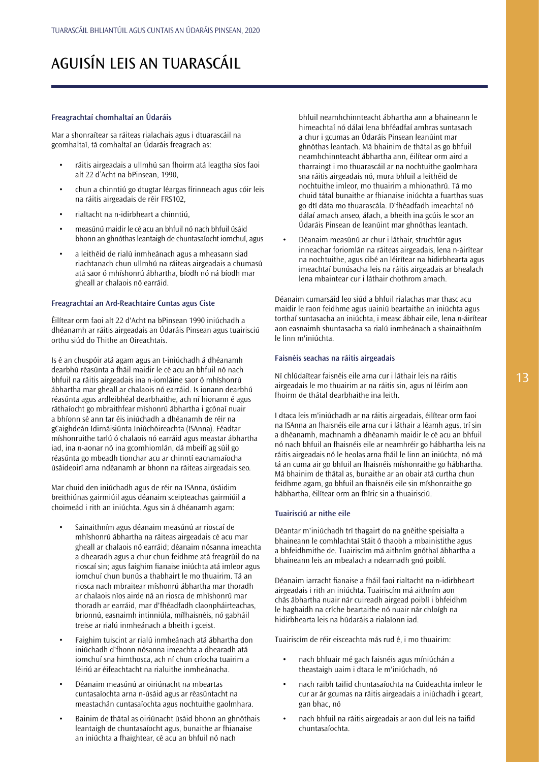# AGUISÍN LEIS AN TUARASCÁIL

### Freagrachtaí chomhaltaí an Údaráis

Mar a shonraítear sa ráiteas rialachais agus i dtuarascáil na gcomhaltaí, tá comhaltaí an Údaráis freagrach as:

- ráitis airgeadais a ullmhú san fhoirm atá leagtha síos faoi alt 22 d'Acht na bPinsean, 1990,
- chun a chinntiú go dtugtar léargas fírinneach agus cóir leis na ráitis airgeadais de réir FRS102,
- rialtacht na n-idirbheart a chinntiú,
- measúnú maidir le cé acu an bhfuil nó nach bhfuil úsáid bhonn an ghnóthas leantaigh de chuntasaíocht iomchuí, agus
- a leithéid de rialú inmheánach agus a mheasann siad riachtanach chun ullmhú na ráiteas airgeadais a chumasú atá saor ó mhíshonrú ábhartha, bíodh nó ná bíodh mar gheall ar chalaois nó earráid.

### Freagrachtaí an Ard-Reachtaire Cuntas agus Ciste

Éilítear orm faoi alt 22 d'Acht na bPinsean 1990 iniúchadh a dhéanamh ar ráitis airgeadais an Údaráis Pinsean agus tuairisciú orthu siúd do Thithe an Oireachtais.

Is é an cuspóir atá agam agus an t-iniúchadh á dhéanamh dearbhú réasúnta a fháil maidir le cé acu an bhfuil nó nach bhfuil na ráitis airgeadais ina n-iomláine saor ó mhíshonrú ábhartha mar gheall ar chalaois nó earráid. Is ionann dearbhú réasúnta agus ardleibhéal dearbhaithe, ach ní hionann é agus ráthaíocht go mbraithfear míshonrú ábhartha i gcónaí nuair a bhíonn sé ann tar éis iniúchadh a dhéanamh de réir na gCaighdeán Idirnáisiúnta Iniúchóireachta (ISAnna). Féadtar míshonruithe tarlú ó chalaois nó earráid agus meastar ábhartha iad, ina n-aonar nó ina gcomhiomlán, dá mbeifí ag súil go réasúnta go mbeadh tionchar acu ar chinntí eacnamaíocha úsáideoirí arna ndéanamh ar bhonn na ráiteas airgeadais seo.

Mar chuid den iniúchadh agus de réir na ISAnna, úsáidim breithiúnas gairmiúil agus déanaim sceipteachas gairmiúil a choimeád i rith an iniúchta. Agus sin á dhéanamh agam:

- Sainaithním agus déanaim measúnú ar rioscaí de mhíshonrú ábhartha na ráiteas airgeadais cé acu mar gheall ar chalaois nó earráid; déanaim nósanna imeachta a dhearadh agus a chur chun feidhme atá freagrúil do na rioscaí sin; agus faighim fianaise iniúchta atá imleor agus iomchuí chun bunús a thabhairt le mo thuairim. Tá an riosca nach mbraitear míshonrú ábhartha mar thoradh ar chalaois níos airde ná an riosca de mhíshonrú mar thoradh ar earráid, mar d'fhéadfadh claonpháirteachas, brionnú, easnaimh intinniúla, mífhaisnéis, nó gabháil treise ar rialú inmheánach a bheith i gceist.
- Faighim tuiscint ar rialú inmheánach atá ábhartha don iniúchadh d'fhonn nósanna imeachta a dhearadh atá iomchuí sna himthosca, ach ní chun críocha tuairim a léiriú ar éifeachtacht na rialuithe inmheánacha.
- Déanaim measúnú ar oiriúnacht na mbeartas cuntasaíochta arna n-úsáid agus ar réasúntacht na meastachán cuntasaíochta agus nochtuithe gaolmhara.
- Bainim de thátal as oiriúnacht úsáid bhonn an ghnóthais leantaigh de chuntasaíocht agus, bunaithe ar fhianaise an iniúchta a fhaightear, cé acu an bhfuil nó nach bhfuil neamhchinnteacht ábhartha ann a bhaineann le himeachtaí nó dálaí lena bhféadfaí amhras suntasach a chur i gcumas an Údaráis Pinsean leanúint mar ghnóthas leantach. Má bhainim de thátal as go bhfuil neamhchinnteacht ábhartha ann, éilítear orm aird a tharraingt i mo thuarascáil ar na nochtuithe gaolmhara sna ráitis airgeadais nó, mura bhfuil a leithéid de nochtuithe imleor, mo thuairim a mhionathrú. Tá mo chuid tátal bunaithe ar fhianaise iniúchta a fuarthas suas go dtí dáta mo thuarascála. D'fhéadfadh imeachtaí nó dálaí amach anseo, áfach, a bheith ina gcúis le scor an Údaráis Pinsean de leanúint mar ghnóthas leantach.
- Déanaim measúnú ar chur i láthair, struchtúr agus inneachar foriomlán na ráiteas airgeadais, lena n-áirítear na nochtuithe, agus cibé an léirítear na hidirbhearta agus imeachtaí bunúsacha leis na ráitis airgeadais ar bhealach lena mbaintear cur i láthair chothrom amach.

Déanaim cumarsáid leo siúd a bhfuil rialachas mar thasc acu maidir le raon feidhme agus uainiú beartaithe an iniúchta agus torthaí suntasacha an iniúchta, i measc ábhair eile, lena n-áirítear aon easnaimh shuntasacha sa rialú inmheánach a shainaithním le linn m'iniúchta.

### Faisnéis seachas na ráitis airgeadais

Ní chlúdaítear faisnéis eile arna cur i láthair leis na ráitis airgeadais le mo thuairim ar na ráitis sin, agus ní léirím aon fhoirm de thátal dearbhaithe ina leith.

I dtaca leis m'iniúchadh ar na ráitis airgeadais, éilítear orm faoi na ISAnna an fhaisnéis eile arna cur i láthair a léamh agus, trí sin a dhéanamh, machnamh a dhéanamh maidir le cé acu an bhfuil nó nach bhfuil an fhaisnéis eile ar neamhréir go hábhartha leis na ráitis airgeadais nó le heolas arna fháil le linn an iniúchta, nó má tá an cuma air go bhfuil an fhaisnéis míshonraithe go hábhartha. Má bhainim de thátal as, bunaithe ar an obair atá curtha chun feidhme agam, go bhfuil an fhaisnéis eile sin míshonraithe go hábhartha, éilítear orm an fhíric sin a thuairisciú.

### Tuairisciú ar nithe eile

Déantar m'iniúchadh trí thagairt do na gnéithe speisialta a bhaineann le comhlachtaí Stáit ó thaobh a mbainistithe agus a bhfeidhmithe de. Tuairiscím má aithním gnóthaí ábhartha a bhaineann leis an mbealach a ndearnadh gnó poiblí.

Déanaim iarracht fianaise a fháil faoi rialtacht na n-idirbheart airgeadais i rith an iniúchta. Tuairiscím má aithním aon chás ábhartha nuair nár cuireadh airgead poiblí i bhfeidhm le haghaidh na críche beartaithe nó nuair nár chloígh na hidirbhearta leis na húdaráis a rialaíonn iad.

Tuairiscím de réir eisceachta más rud é, i mo thuairim:

- nach bhfuair mé gach faisnéis agus míniúchán a theastaigh uaim i dtaca le m'iniúchadh, nó
- nach raibh taifid chuntasaíochta na Cuideachta imleor le cur ar ár gcumas na ráitis airgeadais a iniúchadh i gceart, gan bhac, nó
- nach bhfuil na ráitis airgeadais ar aon dul leis na taifid chuntasaíochta.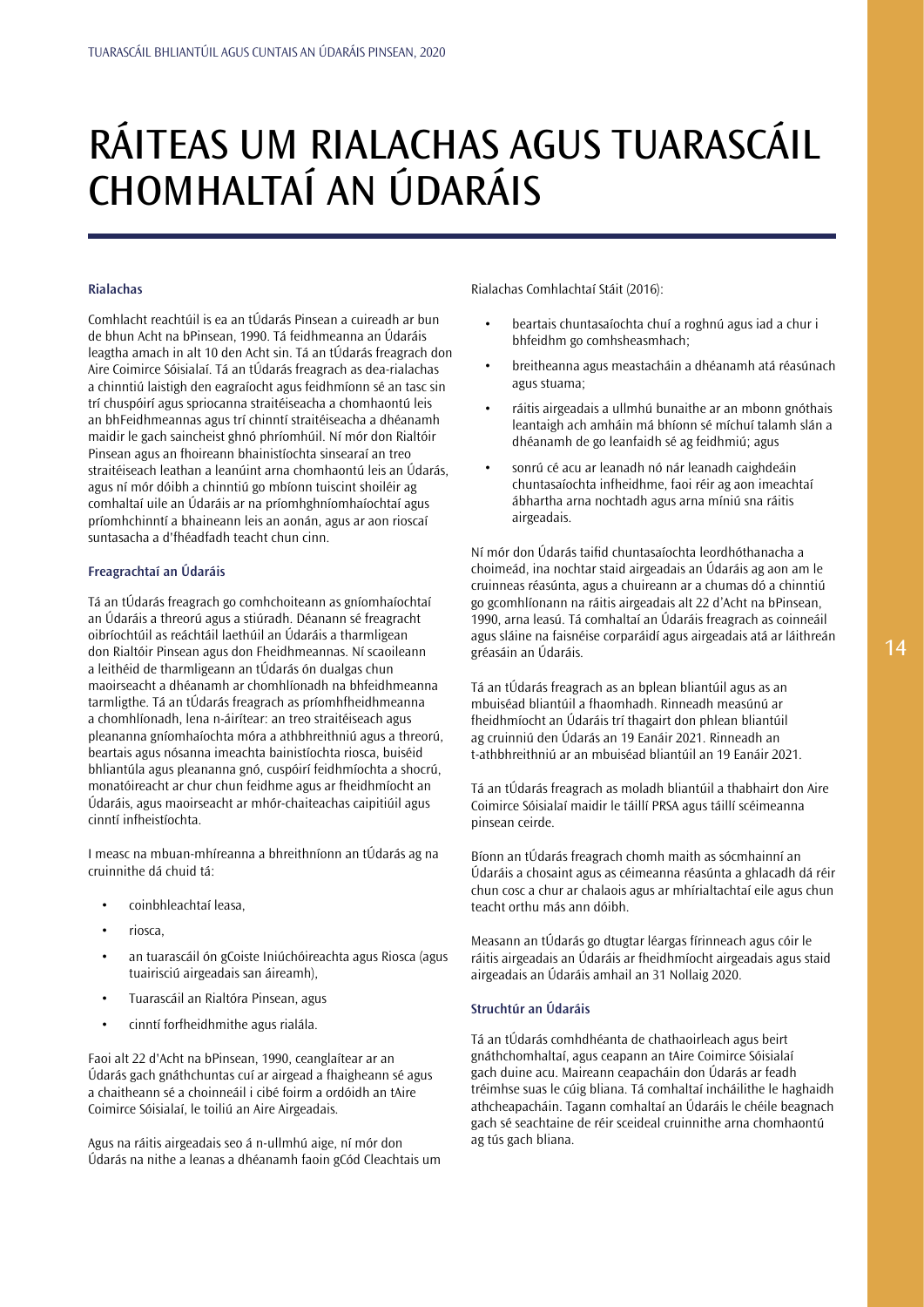# RÁITEAS UM RIALACHAS AGUS TUARASCÁIL CHOMHALTAÍ AN ÚDARÁIS

### Rialachas

Comhlacht reachtúil is ea an tÚdarás Pinsean a cuireadh ar bun de bhun Acht na bPinsean, 1990. Tá feidhmeanna an Údaráis leagtha amach in alt 10 den Acht sin. Tá an tÚdarás freagrach don Aire Coimirce Sóisialaí. Tá an tÚdarás freagrach as dea-rialachas a chinntiú laistigh den eagraíocht agus feidhmíonn sé an tasc sin trí chuspóirí agus spriocanna straitéiseacha a chomhaontú leis an bhFeidhmeannas agus trí chinntí straitéiseacha a dhéanamh maidir le gach saincheist ghnó phríomhúil. Ní mór don Rialtóir Pinsean agus an fhoireann bhainistíochta sinsearaí an treo straitéiseach leathan a leanúint arna chomhaontú leis an Údarás, agus ní mór dóibh a chinntiú go mbíonn tuiscint shoiléir ag comhaltaí uile an Údaráis ar na príomhghníomhaíochtaí agus príomhchinntí a bhaineann leis an aonán, agus ar aon rioscaí suntasacha a d'fhéadfadh teacht chun cinn.

### Freagrachtaí an Údaráis

Tá an tÚdarás freagrach go comhchoiteann as gníomhaíochtaí an Údaráis a threorú agus a stiúradh. Déanann sé freagracht oibríochtúil as reáchtáil laethúil an Údaráis a tharmligean don Rialtóir Pinsean agus don Fheidhmeannas. Ní scaoileann a leithéid de tharmligeann an tÚdarás ón dualgas chun maoirseacht a dhéanamh ar chomhlíonadh na bhfeidhmeanna tarmligthe. Tá an tÚdarás freagrach as príomhfheidhmeanna a chomhlíonadh, lena n-áirítear: an treo straitéiseach agus pleananna gníomhaíochta móra a athbhreithniú agus a threorú, beartais agus nósanna imeachta bainistíochta riosca, buiséid bhliantúla agus pleananna gnó, cuspóirí feidhmíochta a shocrú, monatóireacht ar chur chun feidhme agus ar fheidhmíocht an Údaráis, agus maoirseacht ar mhór-chaiteachas caipitiúil agus cinntí infheistíochta.

I measc na mbuan-mhíreanna a bhreithníonn an tÚdarás ag na cruinnithe dá chuid tá:

- coinbhleachtaí leasa,
- riosca,
- an tuarascáil ón gCoiste Iniúchóireachta agus Riosca (agus tuairisciú airgeadais san áireamh),
- Tuarascáil an Rialtóra Pinsean, agus
- cinntí forfheidhmithe agus rialála.

Faoi alt 22 d'Acht na bPinsean, 1990, ceanglaítear ar an Údarás gach gnáthchuntas cuí ar airgead a fhaigheann sé agus a chaitheann sé a choinneáil i cibé foirm a ordóidh an tAire Coimirce Sóisialaí, le toiliú an Aire Airgeadais.

Agus na ráitis airgeadais seo á n-ullmhú aige, ní mór don Údarás na nithe a leanas a dhéanamh faoin gCód Cleachtais um Rialachas Comhlachtaí Stáit (2016):

- beartais chuntasaíochta chuí a roghnú agus iad a chur i bhfeidhm go comhsheasmhach;
- breitheanna agus meastacháin a dhéanamh atá réasúnach agus stuama;
- ráitis airgeadais a ullmhú bunaithe ar an mbonn gnóthais leantaigh ach amháin má bhíonn sé míchuí talamh slán a dhéanamh de go leanfaidh sé ag feidhmiú; agus
- sonrú cé acu ar leanadh nó nár leanadh caighdeáin chuntasaíochta infheidhme, faoi réir ag aon imeachtaí ábhartha arna nochtadh agus arna míniú sna ráitis airgeadais.

Ní mór don Údarás taifid chuntasaíochta leordhóthanacha a choimeád, ina nochtar staid airgeadais an Údaráis ag aon am le cruinneas réasúnta, agus a chuireann ar a chumas dó a chinntiú go gcomhlíonann na ráitis airgeadais alt 22 d'Acht na bPinsean, 1990, arna leasú. Tá comhaltaí an Údaráis freagrach as coinneáil agus sláine na faisnéise corparáidí agus airgeadais atá ar láithreán gréasáin an Údaráis.

Tá an tÚdarás freagrach as an bplean bliantúil agus as an mbuiséad bliantúil a fhaomhadh. Rinneadh measúnú ar fheidhmíocht an Údaráis trí thagairt don phlean bliantúil ag cruinniú den Údarás an 19 Eanáir 2021. Rinneadh an t-athbhreithniú ar an mbuiséad bliantúil an 19 Eanáir 2021.

Tá an tÚdarás freagrach as moladh bliantúil a thabhairt don Aire Coimirce Sóisialaí maidir le táillí PRSA agus táillí scéimeanna pinsean ceirde.

Bíonn an tÚdarás freagrach chomh maith as sócmhainní an Údaráis a chosaint agus as céimeanna réasúnta a ghlacadh dá réir chun cosc a chur ar chalaois agus ar mhírialtachtaí eile agus chun teacht orthu más ann dóibh.

Measann an tÚdarás go dtugtar léargas fírinneach agus cóir le ráitis airgeadais an Údaráis ar fheidhmíocht airgeadais agus staid airgeadais an Údaráis amhail an 31 Nollaig 2020.

### Struchtúr an Údaráis

Tá an tÚdarás comhdhéanta de chathaoirleach agus beirt gnáthchomhaltaí, agus ceapann an tAire Coimirce Sóisialaí gach duine acu. Maireann ceapacháin don Údarás ar feadh tréimhse suas le cúig bliana. Tá comhaltaí incháilithe le haghaidh athcheapacháin. Tagann comhaltaí an Údaráis le chéile beagnach gach sé seachtaine de réir sceideal cruinnithe arna chomhaontú ag tús gach bliana.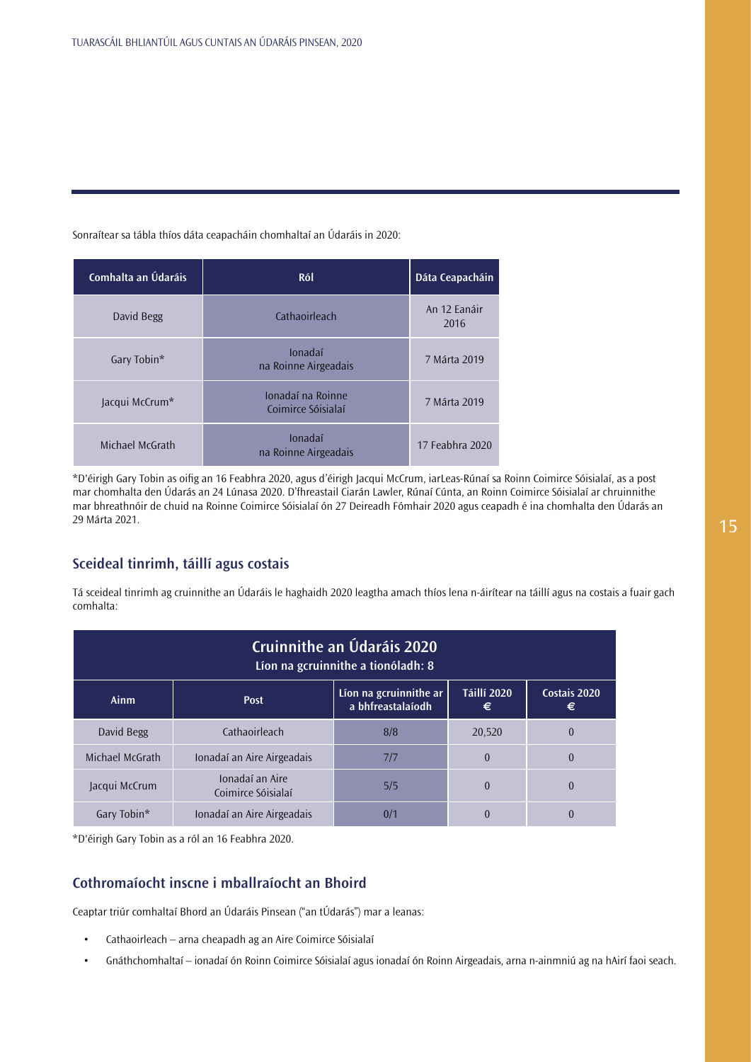Sonraítear sa tábla thíos dáta ceapacháin chomhaltaí an Údaráis in 2020:

| Comhalta an Údaráis | Ról | Dáta Ceapacháin |
| --- | --- | --- |
| David Begg | Cathaoirleach | An 12 Eanáir 2016 |
| Gary Tobin* | Ionadaí na Roinne Airgeadais | 7 Márta 2019 |
| Jacqui McCrum* | Ionadaí na Roinne Coimirce Sóisialaí | 7 Márta 2019 |
| Michael McGrath | Ionadaí na Roinne Airgeadais | 17 Feabhra 2020 |

*D'éirigh Gary Tobin as oifig an 16 Feabhra 2020, agus d'éirigh Jacqui McCrum, iarLeas-Rúnaí sa Roinn Coimirce Sóisialaí, as a post mar chomhalta den Údarás an 24 Lúnasa 2020. D'fhreastail Ciarán Lawler, Rúnaí Cúnta, an Roinn Coimirce Sóisialaí ar chruinnithe mar bhreathnóir de chuid na Roinne Coimirce Sóisialaí ón 27 Deireadh Fómhair 2020 agus ceapadh é ina chomhalta den Údarás an 29 Márta 2021.

## Sceideal tinrimh, táillí agus costais

Tá sceideal tinrimh ag cruinnithe an Údaráis le haghaidh 2020 leagtha amach thíos lena n-áirítear na táillí agus na costais a fuair gach comhalta:

| Cruinnithe an Údaráis 2020<br>Líon na gcruinnithe a tionóladh: 8 | | | | |
| --- | --- | --- | --- | --- |
| **Ainm** | **Post** | **Líon na gcruinnithe ar a bhfreastalaíodh** | **Táillí 2020 €** | **Costais 2020 €** |
| David Begg | Cathaoirleach | 8/8 | 20,520 | 0 |
| Michael McGrath | Ionadaí an Aire Airgeadais | 7/7 | 0 | 0 |
| Jacqui McCrum | Ionadaí an Aire Coimirce Sóisialaí | 5/5 | 0 | 0 |
| Gary Tobin* | Ionadaí an Aire Airgeadais | 0/1 | 0 | 0 |

*D'éirigh Gary Tobin as a ról an 16 Feabhra 2020.

## Cothromaíocht inscne i mballraíocht an Bhoird

Ceaptar triúr comhaltaí Bhord an Údaráis Pinsean ("an tÚdarás") mar a leanas:

- Cathaoirleach – arna cheapadh ag an Aire Coimirce Sóisialaí
- Gnáthchomhaltaí – ionadaí ón Roinn Coimirce Sóisialaí agus ionadaí ón Roinn Airgeadais, arna n-ainmniú ag na hAirí faoi seach.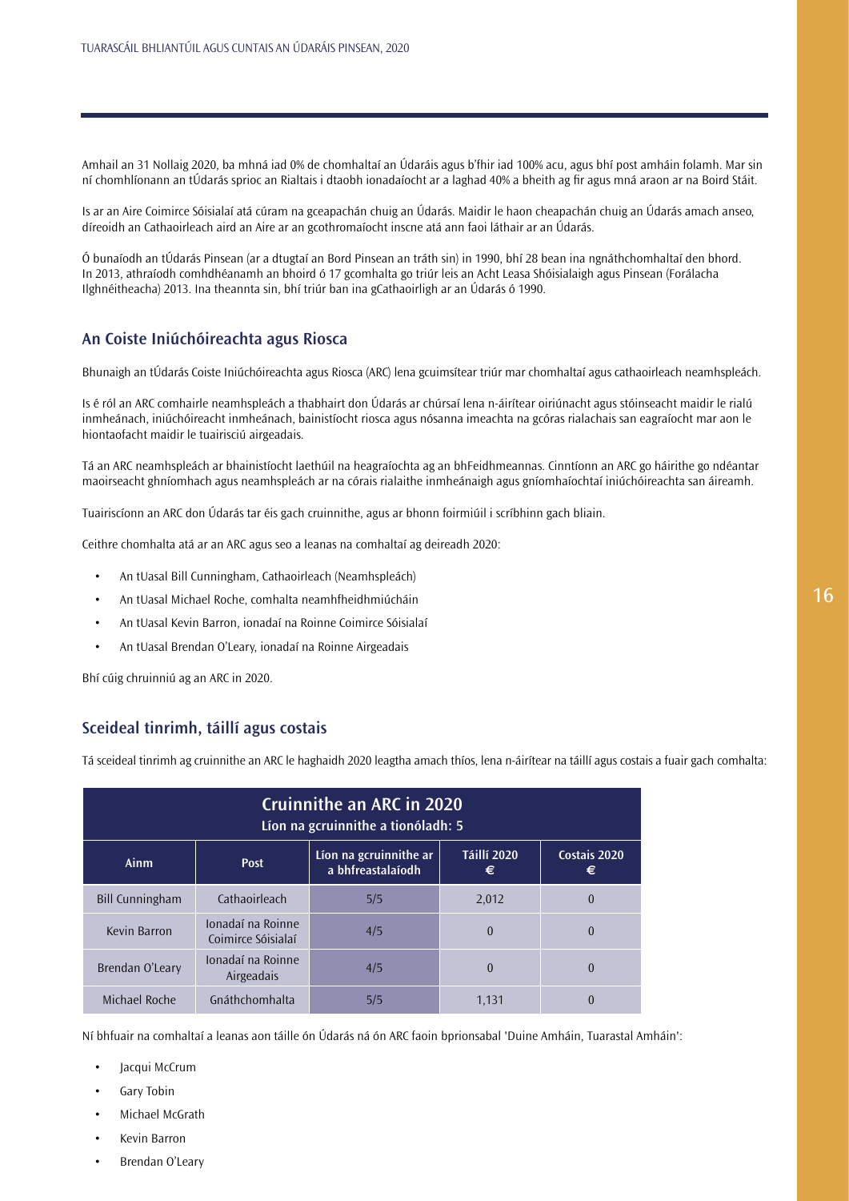Amhail an 31 Nollaig 2020, ba mhná iad 0% de chomhaltaí an Údaráis agus b'fhir iad 100% acu, agus bhí post amháin folamh. Mar sin ní chomhlíonann an tÚdarás sprioc an Rialtais i dtaobh ionadaíocht ar a laghad 40% a bheith ag fir agus mná araon ar na Boird Stáit.

Is ar an Aire Coimirce Sóisialaí atá cúram na gceapachán chuig an Údarás. Maidir le haon cheapachán chuig an Údarás amach anseo, díreoidh an Cathaoirleach aird an Aire ar an gcothromaíocht inscne atá ann faoi láthair ar an Údarás.

Ó bunaíodh an tÚdarás Pinsean (ar a dtugtaí an Bord Pinsean an tráth sin) in 1990, bhí 28 bean ina ngnáthchomhaltaí den bhord. In 2013, athraíodh comhdhéanamh an bhoird ó 17 gcomhalta go triúr leis an Acht Leasa Shóisialaigh agus Pinsean (Forálacha Ilghnéitheacha) 2013. Ina theannta sin, bhí triúr ban ina gCathaoirligh ar an Údarás ó 1990.

## An Coiste Iniúchóireachta agus Riosca

Bhunaigh an tÚdarás Coiste Iniúchóireachta agus Riosca (ARC) lena gcuimsítear triúr mar chomhaltaí agus cathaoirleach neamhspleách.

Is é ról an ARC comhairle neamhspleách a thabhairt don Údarás ar chúrsaí lena n-áirítear oiriúnacht agus stóinseacht maidir le rialú inmheánach, iniúchóireacht inmheánach, bainistíocht riosca agus nósanna imeachta na gcóras rialachais san eagraíocht mar aon le hiontaofacht maidir le tuairisciú airgeadais.

Tá an ARC neamhspleách ar bhainistíocht laethúil na heagraíochta ag an bhFeidhmeannas. Cinntíonn an ARC go háirithe go ndéantar maoirseacht ghníomhach agus neamhspleách ar na córais rialaithe inmheánaigh agus gníomhaíochtaí iniúchóireachta san áireamh.

Tuairiscíonn an ARC don Údarás tar éis gach cruinnithe, agus ar bhonn foirmiúil i scríbhinn gach bliain.

Ceithre chomhalta atá ar an ARC agus seo a leanas na comhaltaí ag deireadh 2020:

- An tUasal Bill Cunningham, Cathaoirleach (Neamhspleách)
- An tUasal Michael Roche, comhalta neamhfheidhmiúcháin
- An tUasal Kevin Barron, ionadaí na Roinne Coimirce Sóisialaí
- An tUasal Brendan O'Leary, ionadaí na Roinne Airgeadais

Bhí cúig chruinniú ag an ARC in 2020.

## Sceideal tinrimh, táillí agus costais

Tá sceideal tinrimh ag cruinnithe an ARC le haghaidh 2020 leagtha amach thíos, lena n-áirítear na táillí agus costais a fuair gach comhalta:

| Cruinnithe an ARC in 2020<br>Líon na gcruinnithe a tionóladh: 5 | | | | |
|---|---|---|---|---|
| Ainm | Post | Líon na gcruinnithe ar a bhfreastalaíodh | Táillí 2020 € | Costais 2020 € |
| Bill Cunningham | Cathaoirleach | 5/5 | 2,012 | 0 |
| Kevin Barron | Ionadaí na Roinne Coimirce Sóisialaí | 4/5 | 0 | 0 |
| Brendan O'Leary | Ionadaí na Roinne Airgeadais | 4/5 | 0 | 0 |
| Michael Roche | Gnáthchomhalta | 5/5 | 1,131 | 0 |

Ní bhfuair na comhaltaí a leanas aon táille ón Údarás ná ón ARC faoin bprionsabal 'Duine Amháin, Tuarastal Amháin':

- Jacqui McCrum
- Gary Tobin
- Michael McGrath
- Kevin Barron
- Brendan O'Leary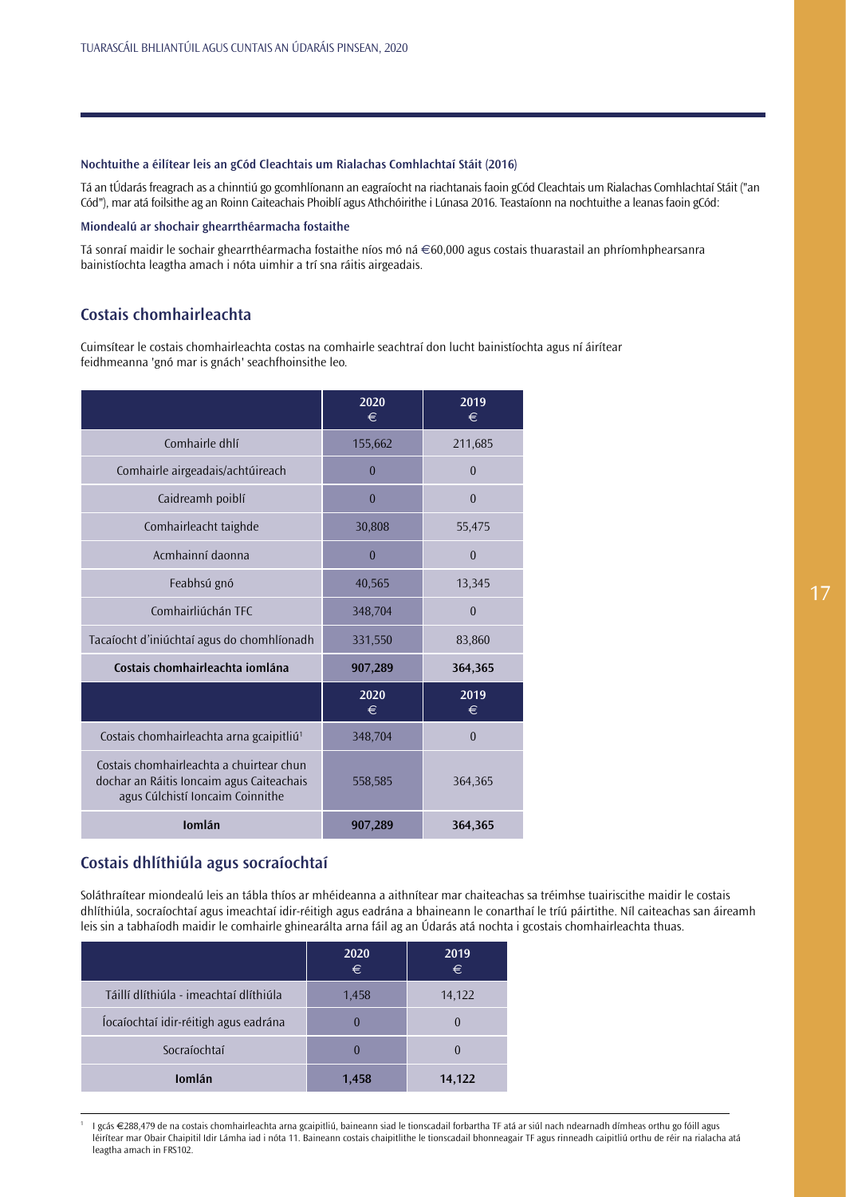#### Nochtuithe a éilítear leis an gCód Cleachtais um Rialachas Comhlachtaí Stáit (2016)

Tá an tÚdarás freagrach as a chinntiú go gcomhlíonann an eagraíocht na riachtanais faoin gCód Cleachtais um Rialachas Comhlachtaí Stáit ("an Cód"), mar atá foilsithe ag an Roinn Caiteachais Phoiblí agus Athchóirithe i Lúnasa 2016. Teastaíonn na nochtuithe a leanas faoin gCód:

#### Miondealú ar shochair ghearrthéarmacha fostaithe

Tá sonraí maidir le sochair ghearrthéarmacha fostaithe níos mó ná €60,000 agus costais thuarastail an phríomhphearsanra bainistíochta leagtha amach i nóta uimhir a trí sna ráitis airgeadais.

## Costais chomhairleachta

Cuimsítear le costais chomhairleachta costas na comhairle seachtraí don lucht bainistíochta agus ní áirítear feidhmeanna 'gnó mar is gnách' seachfhoinsithe leo.

| | 2020 € | 2019 € |
|---|---|---|
| Comhairle dhlí | 155,662 | 211,685 |
| Comhairle airgeadais/achtúireach | 0 | 0 |
| Caidreamh poiblí | 0 | 0 |
| Comhairleacht taighde | 30,808 | 55,475 |
| Acmhainní daonna | 0 | 0 |
| Feabhsú gnó | 40,565 | 13,345 |
| Comhairliúchán TFC | 348,704 | 0 |
| Tacaíocht d'iniúchtaí agus do chomhlíonadh | 331,550 | 83,860 |
| **Costais chomhairleachta iomlána** | **907,289** | **364,365** |
| | **2020 €** | **2019 €** |
| Costais chomhairleachta arna gcaipitliú[1] | 348,704 | 0 |
| Costais chomhairleachta a chuirtear chun dochar an Ráitis Ioncaim agus Caiteachais agus Cúlchistí Ioncaim Coinnithe | 558,585 | 364,365 |
| **Iomlán** | **907,289** | **364,365** |

## Costais dhlíthiúla agus socraíochtaí

Soláthraítear miondealú leis an tábla thíos ar mhéideanna a aithnítear mar chaiteachas sa tréimhse tuairiscithe maidir le costais dhlíthiúla, socraíochtaí agus imeachtaí idir-réitigh agus eadrána a bhaineann le conarthaí le tríú páirtithe. Níl caiteachas san áireamh leis sin a tabhaíodh maidir le comhairle ghinearálta arna fáil ag an Údarás atá nochta i gcostais chomhairleachta thuas.

| | 2020 € | 2019 € |
|---|---|---|
| Táillí dlíthiúla - imeachtaí dlíthiúla | 1,458 | 14,122 |
| Íocaíochtaí idir-réitigh agus eadrána | 0 | 0 |
| Socraíochtaí | 0 | 0 |
| **Iomlán** | **1,458** | **14,122** |

[1] I gcás €288,479 de na costais chomhairleachta arna gcaipitliú, baineann siad le tionscadail forbartha TF atá ar siúl nach ndearnadh dímheas orthu go fóill agus léirítear mar Obair Chaipitil Idir Lámha iad i nóta 11. Baineann costais chaipitlithe le tionscadail bhonneagair TF agus rinneadh caipitliú orthu de réir na rialacha atá leagtha amach in FRS102.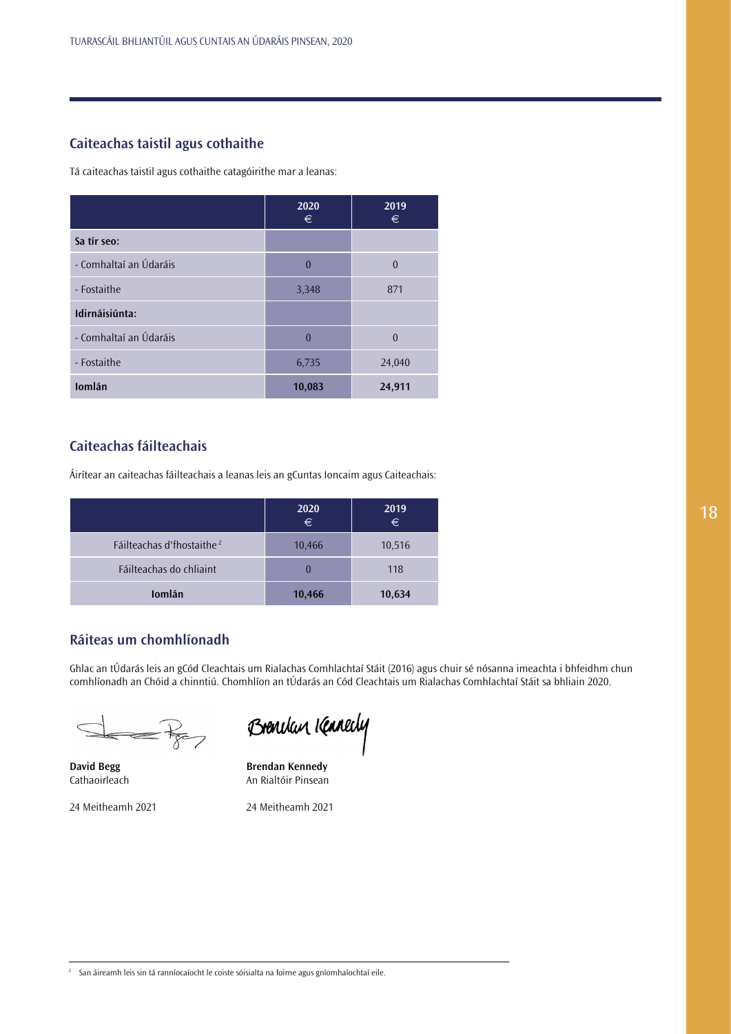## Caiteachas taistil agus cothaithe

Tá caiteachas taistil agus cothaithe catagóirithe mar a leanas:

| | 2020 € | 2019 € |
|---|---|---|
| **Sa tír seo:** | | |
| - Comhaltaí an Údaráis | 0 | 0 |
| - Fostaithe | 3,348 | 871 |
| **Idirnáisiúnta:** | | |
| - Comhaltaí an Údaráis | 0 | 0 |
| - Fostaithe | 6,735 | 24,040 |
| **Iomlán** | **10,083** | **24,911** |

## Caiteachas fáilteachais

Áirítear an caiteachas fáilteachais a leanas leis an gCuntas Ioncaim agus Caiteachais:

| | 2020 € | 2019 € |
|---|---|---|
| Fáilteachas d'fhostaithe [2] | 10,466 | 10,516 |
| Fáilteachas do chliaint | 0 | 118 |
| **Iomlán** | **10,466** | **10,634** |

## Ráiteas um chomhlíonadh

Ghlac an tÚdarás leis an gCód Cleachtais um Rialachas Comhlachtaí Stáit (2016) agus chuir sé nósanna imeachta i bhfeidhm chun comhlíonadh an Chóid a chinntiú. Chomhlíon an tÚdarás an Cód Cleachtais um Rialachas Comhlachtaí Stáit sa bhliain 2020.

**David Begg**
Cathaoirleach

24 Meitheamh 2021

**Brendan Kennedy**
An Rialtóir Pinsean

24 Meitheamh 2021

[2] San áireamh leis sin tá ranníocaíocht le coiste sóisialta na foirne agus gníomhaíochtaí eile.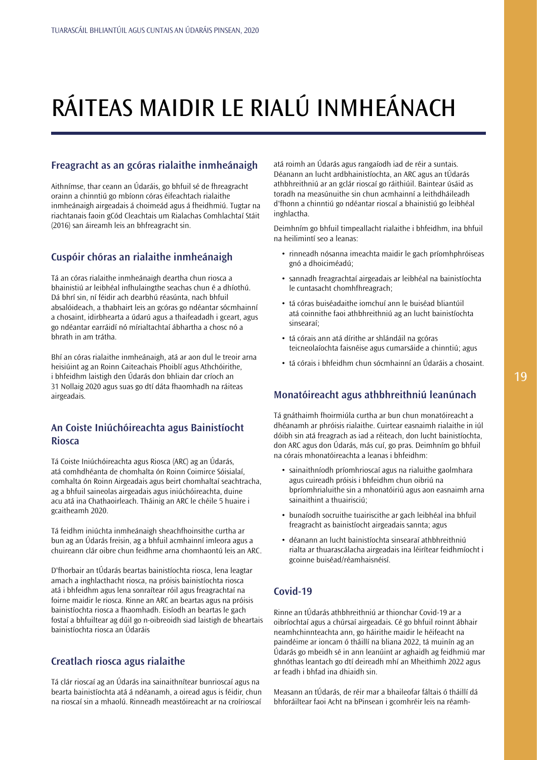# RÁITEAS MAIDIR LE RIALÚ INMHEÁNACH

## Freagracht as an gcóras rialaithe inmheánaigh

Aithnímse, thar ceann an Údaráis, go bhfuil sé de fhreagracht orainn a chinntiú go mbíonn córas éifeachtach rialaithe inmheánaigh airgeadais á choimeád agus á fheidhmiú. Tugtar na riachtanais faoin gCód Cleachtais um Rialachas Comhlachtaí Stáit (2016) san áireamh leis an bhfreagracht sin.

## Cuspóir chóras an rialaithe inmheánaigh

Tá an córas rialaithe inmheánaigh deartha chun riosca a bhainistiú ar leibhéal infhulaingthe seachas chun é a dhíothú. Dá bhrí sin, ní féidir ach dearbhú réasúnta, nach bhfuil absalóideach, a thabhairt leis an gcóras go ndéantar sócmhainní a chosaint, idirbhearta a údarú agus a thaifeadadh i gceart, agus go ndéantar earráidí nó mírialtachtaí ábhartha a chosc nó a bhrath in am trátha.

Bhí an córas rialaithe inmheánaigh, atá ar aon dul le treoir arna heisiúint ag an Roinn Caiteachais Phoiblí agus Athchóirithe, i bhfeidhm laistigh den Údarás don bhliain dar críoch an 31 Nollaig 2020 agus suas go dtí dáta fhaomhadh na ráiteas airgeadais.

## An Coiste Iniúchóireachta agus Bainistíocht Riosca

Tá Coiste Iniúchóireachta agus Riosca (ARC) ag an Údarás, atá comhdhéanta de chomhalta ón Roinn Coimirce Sóisialaí, comhalta ón Roinn Airgeadais agus beirt chomhaltaí seachtracha, ag a bhfuil saineolas airgeadais agus iniúchóireachta, duine acu atá ina Chathaoirleach. Tháinig an ARC le chéile 5 huaire i gcaitheamh 2020.

Tá feidhm iniúchta inmheánaigh sheachfhoinsithe curtha ar bun ag an Údarás freisin, ag a bhfuil acmhainní imleora agus a chuireann clár oibre chun feidhme arna chomhaontú leis an ARC.

D'fhorbair an tÚdarás beartas bainistíochta riosca, lena leagtar amach a inghlacthacht riosca, na próisis bainistíochta riosca atá i bhfeidhm agus lena sonraítear róil agus freagrachtaí na foirne maidir le riosca. Rinne an ARC an beartas agus na próisis bainistíochta riosca a fhaomhadh. Eisíodh an beartas le gach fostaí a bhfuiltear ag dúil go n-oibreoidh siad laistigh de bheartais bainistíochta riosca an Údaráis

## Creatlach riosca agus rialaithe

Tá clár rioscaí ag an Údarás ina sainaithnítear bunrioscaí agus na bearta bainistíochta atá á ndéanamh, a oiread agus is féidir, chun na rioscaí sin a mhaolú. Rinneadh meastóireacht ar na croírioscaí atá roimh an Údarás agus rangaíodh iad de réir a suntais. Déanann an lucht ardbhainistíochta, an ARC agus an tÚdarás athbhreithniú ar an gclár rioscaí go ráithiúil. Baintear úsáid as toradh na measúnuithe sin chun acmhainní a leithdháileadh d'fhonn a chinntiú go ndéantar rioscaí a bhainistiú go leibhéal inghlactha.

Deimhním go bhfuil timpeallacht rialaithe i bhfeidhm, ina bhfuil na heilimintí seo a leanas:

- rinneadh nósanna imeachta maidir le gach príomhphróiseas gnó a dhoiciméadú;
- sannadh freagrachtaí airgeadais ar leibhéal na bainistíochta le cuntasacht chomhfhreagrach;
- tá córas buiséadaithe iomchuí ann le buiséad bliantúil atá coinnithe faoi athbhreithniú ag an lucht bainistíochta sinsearaí;
- tá córais ann atá dírithe ar shlándáil na gcóras teicneolaíochta faisnéise agus cumarsáide a chinntiú; agus
- tá córais i bhfeidhm chun sócmhainní an Údaráis a chosaint.

## Monatóireacht agus athbhreithniú leanúnach

Tá gnáthaimh fhoirmiúla curtha ar bun chun monatóireacht a dhéanamh ar phróisis rialaithe. Cuirtear easnaimh rialaithe in iúl dóibh sin atá freagrach as iad a réiteach, don lucht bainistíochta, don ARC agus don Údarás, más cuí, go pras. Deimhním go bhfuil na córais mhonatóireachta a leanas i bhfeidhm:

- sainaithníodh príomhrioscaí agus na rialuithe gaolmhara agus cuireadh próisis i bhfeidhm chun oibriú na bpríomhrialuithe sin a mhonatóiriú agus aon easnaimh arna sainaithint a thuairisciú;
- bunaíodh socruithe tuairiscithe ar gach leibhéal ina bhfuil freagracht as bainistíocht airgeadais sannta; agus
- déanann an lucht bainistíochta sinsearaí athbhreithniú rialta ar thuarascálacha airgeadais ina léirítear feidhmíocht i gcoinne buiséad/réamhaisnéisí.

## Covid-19

Rinne an tÚdarás athbhreithniú ar thionchar Covid-19 ar a oibríochtaí agus a chúrsaí airgeadais. Cé go bhfuil roinnt ábhair neamhchinnteachta ann, go háirithe maidir le héifeacht na paindéime ar ioncam ó tháillí na bliana 2022, tá muinín ag an Údarás go mbeidh sé in ann leanúint ar aghaidh ag feidhmiú mar ghnóthas leantach go dtí deireadh mhí an Mheithimh 2022 agus ar feadh i bhfad ina dhiaidh sin.

Measann an tÚdarás, de réir mar a bhaileofar fáltais ó tháillí dá bhforáiltear faoi Acht na bPinsean i gcomhréir leis na réamh-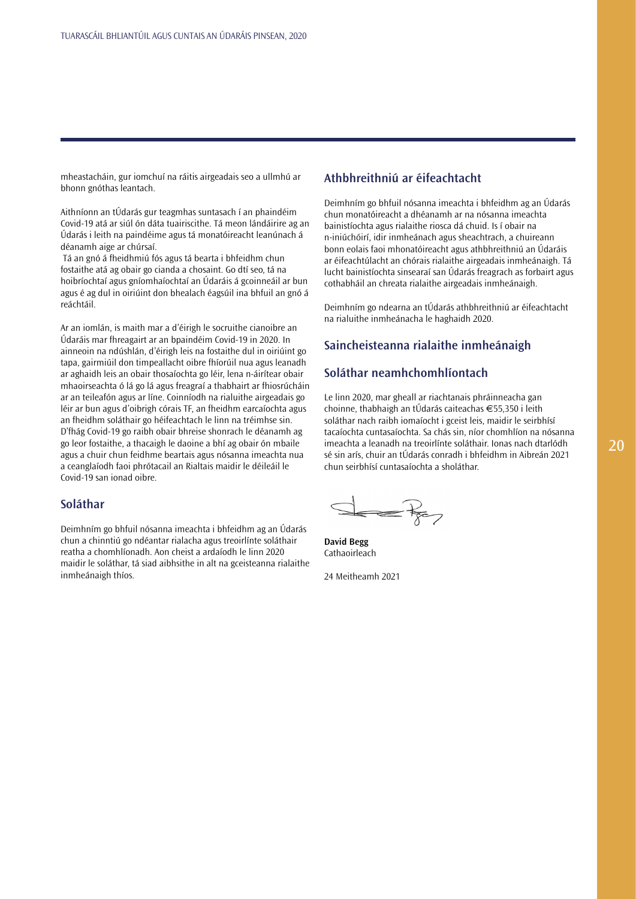mheastacháin, gur iomchuí na ráitis airgeadais seo a ullmhú ar bhonn gnóthas leantach.

Aithníonn an tÚdarás gur teagmhas suntasach í an phaindéim Covid-19 atá ar siúl ón dáta tuairiscithe. Tá meon lándáirire ag an Údarás i leith na paindéime agus tá monatóireacht leanúnach á déanamh aige ar chúrsaí.

Tá an gnó á fheidhmiú fós agus tá bearta i bhfeidhm chun fostaithe atá ag obair go cianda a chosaint. Go dtí seo, tá na hoibríochtaí agus gníomhaíochtaí an Údaráis á gcoinneáil ar bun agus é ag dul in oiriúint don bhealach éagsúil ina bhfuil an gnó á reáchtáil.

Ar an iomlán, is maith mar a d'éirigh le socruithe cianoibre an Údaráis mar fhreagairt ar an bpaindéim Covid-19 in 2020. In ainneoin na ndúshlán, d'éirigh leis na fostaithe dul in oiriúint go tapa, gairmiúil don timpeallacht oibre fhíorúil nua agus leanadh ar aghaidh leis an obair thosaíochta go léir, lena n-áirítear obair mhaoirseachta ó lá go lá agus freagraí a thabhairt ar fhiosrúcháin ar an teileafón agus ar líne. Coinníodh na rialuithe airgeadais go léir ar bun agus d'oibrigh córais TF, an fheidhm earcaíochta agus an fheidhm soláthair go héifeachtach le linn na tréimhse sin. D'fhág Covid-19 go raibh obair bhreise shonrach le déanamh ag go leor fostaithe, a thacaigh le daoine a bhí ag obair ón mbaile agus a chuir chun feidhme beartais agus nósanna imeachta nua a ceanglaíodh faoi phrótacail an Rialtais maidir le déileáil le Covid-19 san ionad oibre.

## Soláthar

Deimhním go bhfuil nósanna imeachta i bhfeidhm ag an Údarás chun a chinntiú go ndéantar rialacha agus treoirlínte soláthair reatha a chomhlíonadh. Aon cheist a ardaíodh le linn 2020 maidir le soláthar, tá siad aibhsithe in alt na gceisteanna rialaithe inmheánaigh thíos.

## Athbhreithniú ar éifeachtacht

Deimhním go bhfuil nósanna imeachta i bhfeidhm ag an Údarás chun monatóireacht a dhéanamh ar na nósanna imeachta bainistíochta agus rialaithe riosca dá chuid. Is í obair na n-iniúchóirí, idir inmheánach agus sheachtrach, a chuireann bonn eolais faoi mhonatóireacht agus athbhreithniú an Údaráis ar éifeachtúlacht an chórais rialaithe airgeadais inmheánaigh. Tá lucht bainistíochta sinsearaí san Údarás freagrach as forbairt agus cothabháil an chreata rialaithe airgeadais inmheánaigh.

Deimhním go ndearna an tÚdarás athbhreithniú ar éifeachtacht na rialuithe inmheánacha le haghaidh 2020.

## Saincheisteanna rialaithe inmheánaigh

## Soláthar neamhchomhlíontach

Le linn 2020, mar gheall ar riachtanais phráinneacha gan choinne, thabhaigh an tÚdarás caiteachas €55,350 i leith soláthar nach raibh iomaíocht i gceist leis, maidir le seirbhísí tacaíochta cuntasaíochta. Sa chás sin, níor chomhlíon na nósanna imeachta a leanadh na treoirlínte soláthair. Ionas nach dtarlódh sé sin arís, chuir an tÚdarás conradh i bhfeidhm in Aibreán 2021 chun seirbhísí cuntasaíochta a sholáthar.

**David Begg**
Cathaoirleach

24 Meitheamh 2021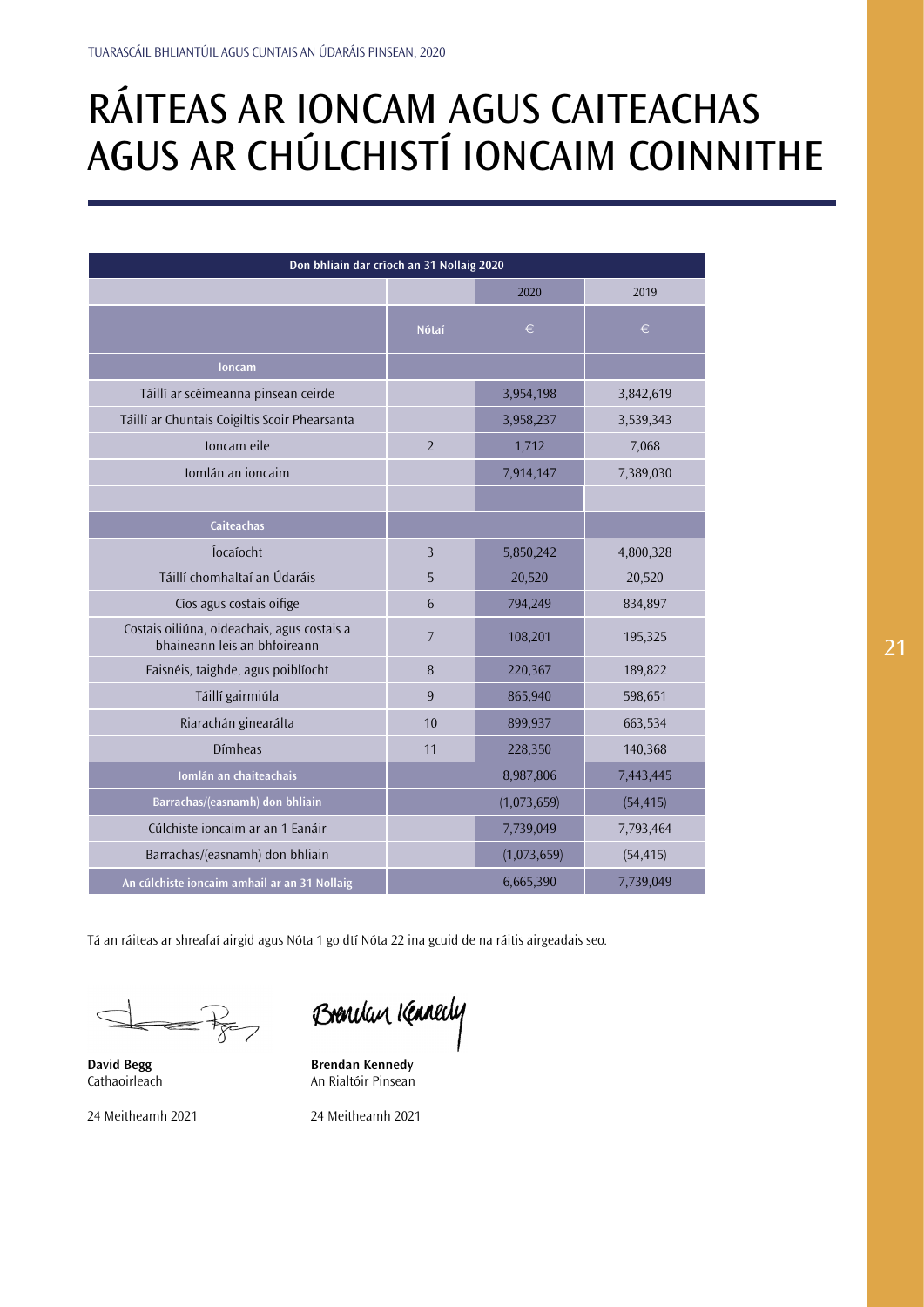# RÁITEAS AR IONCAM AGUS CAITEACHAS AGUS AR CHÚLCHISTÍ IONCAIM COINNITHE

| Don bhliain dar críoch an 31 Nollaig 2020 | | | |
|---|---|---|---|
| | | 2020 | 2019 |
| | Nótaí | € | € |
| **Ioncam** | | | |
| Táillí ar scéimeanna pinsean ceirde | | 3,954,198 | 3,842,619 |
| Táillí ar Chuntais Coigiltis Scoir Phearsanta | | 3,958,237 | 3,539,343 |
| Ioncam eile | 2 | 1,712 | 7,068 |
| Iomlán an ioncaim | | 7,914,147 | 7,389,030 |
| | | | |
| **Caiteachas** | | | |
| Íocaíocht | 3 | 5,850,242 | 4,800,328 |
| Táillí chomhaltaí an Údaráis | 5 | 20,520 | 20,520 |
| Cíos agus costais oifige | 6 | 794,249 | 834,897 |
| Costais oiliúna, oideachais, agus costais a bhaineann leis an bhfoireann | 7 | 108,201 | 195,325 |
| Faisnéis, taighde, agus poiblíocht | 8 | 220,367 | 189,822 |
| Táillí gairmiúla | 9 | 865,940 | 598,651 |
| Riarachán ginearálta | 10 | 899,937 | 663,534 |
| Dímheas | 11 | 228,350 | 140,368 |
| **Iomlán an chaiteachais** | | 8,987,806 | 7,443,445 |
| **Barrachas/(easnamh) don bhliain** | | (1,073,659) | (54,415) |
| Cúlchiste ioncaim ar an 1 Eanáir | | 7,739,049 | 7,793,464 |
| Barrachas/(easnamh) don bhliain | | (1,073,659) | (54,415) |
| **An cúlchiste ioncaim amhail ar an 31 Nollaig** | | 6,665,390 | 7,739,049 |

Tá an ráiteas ar shreafaí airgid agus Nóta 1 go dtí Nóta 22 ina gcuid de na ráitis airgeadais seo.

**David Begg**
Cathaoirleach

24 Meitheamh 2021

**Brendan Kennedy**
An Rialtóir Pinsean

24 Meitheamh 2021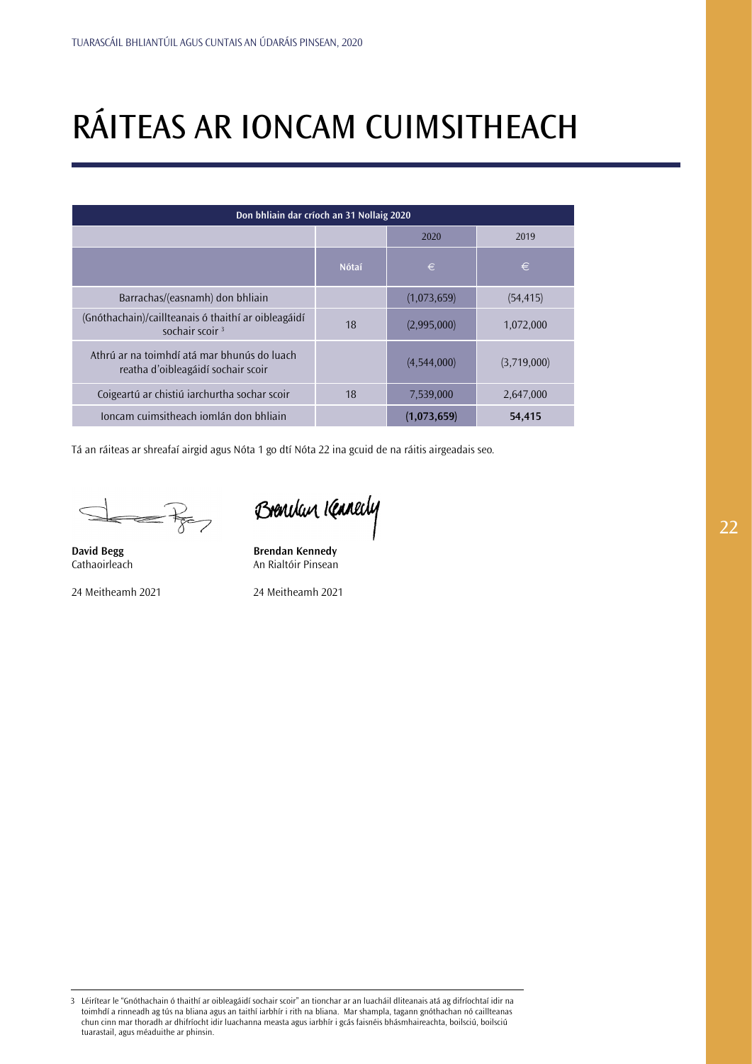# RÁITEAS AR IONCAM CUIMSITHEACH

| Don bhliain dar críoch an 31 Nollaig 2020 | | | |
|---|---|---|---|
| | | 2020 | 2019 |
| | Nótaí | € | € |
| Barrachas/(easnamh) don bhliain | | (1,073,659) | (54,415) |
| (Gnóthachain)/caillteanais ó thaithí ar oibleagáidí sochair scoir [3] | 18 | (2,995,000) | 1,072,000 |
| Athrú ar na toimhdí atá mar bhunús do luach reatha d'oibleagáidí sochair scoir | | (4,544,000) | (3,719,000) |
| Coigeartú ar chistiú iarchurtha sochar scoir | 18 | 7,539,000 | 2,647,000 |
| Ioncam cuimsitheach iomlán don bhliain | | **(1,073,659)** | **54,415** |

Tá an ráiteas ar shreafaí airgid agus Nóta 1 go dtí Nóta 22 ina gcuid de na ráitis airgeadais seo.

**David Begg**
Cathaoirleach

24 Meitheamh 2021

**Brendan Kennedy**
An Rialtóir Pinsean

24 Meitheamh 2021

[3] Léirítear le "Gnóthachain ó thaithí ar oibleagáidí sochair scoir" an tionchar ar an luacháil dliteanais atá ag difríochtaí idir na toimhdí a rinneadh ag tús na bliana agus an taithí iarbhír i rith na bliana. Mar shampla, tagann gnóthachan nó caillteanas chun cinn mar thoradh ar dhifríocht idir luachanna measta agus iarbhír i gcás faisnéis bhásmhaireachta, boilsciú, boilsciú tuarastail, agus méaduithe ar phinsin.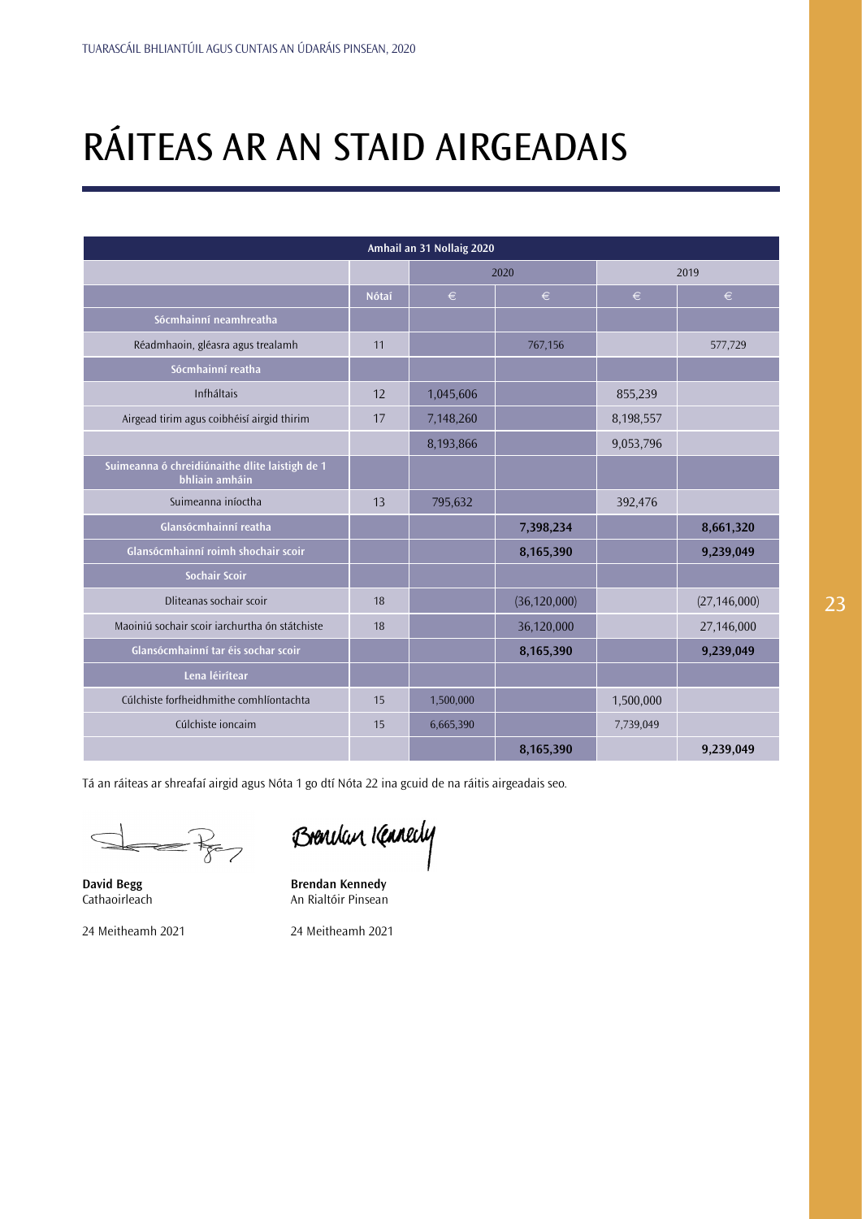# RÁITEAS AR AN STAID AIRGEADAIS

| Amhail an 31 Nollaig 2020 | | | | | |
|---|---|---|---|---|---|
| | | 2020 | | 2019 | |
| | Nótaí | € | € | € | € |
| **Sócmhainní neamhreatha** | | | | | |
| Réadmhaoin, gléasra agus trealamh | 11 | | 767,156 | | 577,729 |
| **Sócmhainní reatha** | | | | | |
| Infháltais | 12 | 1,045,606 | | 855,239 | |
| Airgead tirim agus coibhéisí airgid thirim | 17 | 7,148,260 | | 8,198,557 | |
| | | 8,193,866 | | 9,053,796 | |
| **Suimeanna ó chreidiúnaithe dlite laistigh de 1 bhliain amháin** | | | | | |
| Suimeanna iníoctha | 13 | 795,632 | | 392,476 | |
| **Glansócmhainní reatha** | | | **7,398,234** | | **8,661,320** |
| **Glansócmhainní roimh shochair scoir** | | | **8,165,390** | | **9,239,049** |
| **Sochair Scoir** | | | | | |
| Dliteanas sochair scoir | 18 | | (36,120,000) | | (27,146,000) |
| Maoiniú sochair scoir iarchurtha ón státchiste | 18 | | 36,120,000 | | 27,146,000 |
| **Glansócmhainní tar éis sochar scoir** | | | **8,165,390** | | **9,239,049** |
| **Lena léirítear** | | | | | |
| Cúlchiste forfheidhmithe comhlíontachta | 15 | 1,500,000 | | 1,500,000 | |
| Cúlchiste ioncaim | 15 | 6,665,390 | | 7,739,049 | |
| | | | **8,165,390** | | **9,239,049** |

Tá an ráiteas ar shreafaí airgid agus Nóta 1 go dtí Nóta 22 ina gcuid de na ráitis airgeadais seo.

**David Begg**
Cathaoirleach

24 Meitheamh 2021

**Brendan Kennedy**
An Rialtóir Pinsean

24 Meitheamh 2021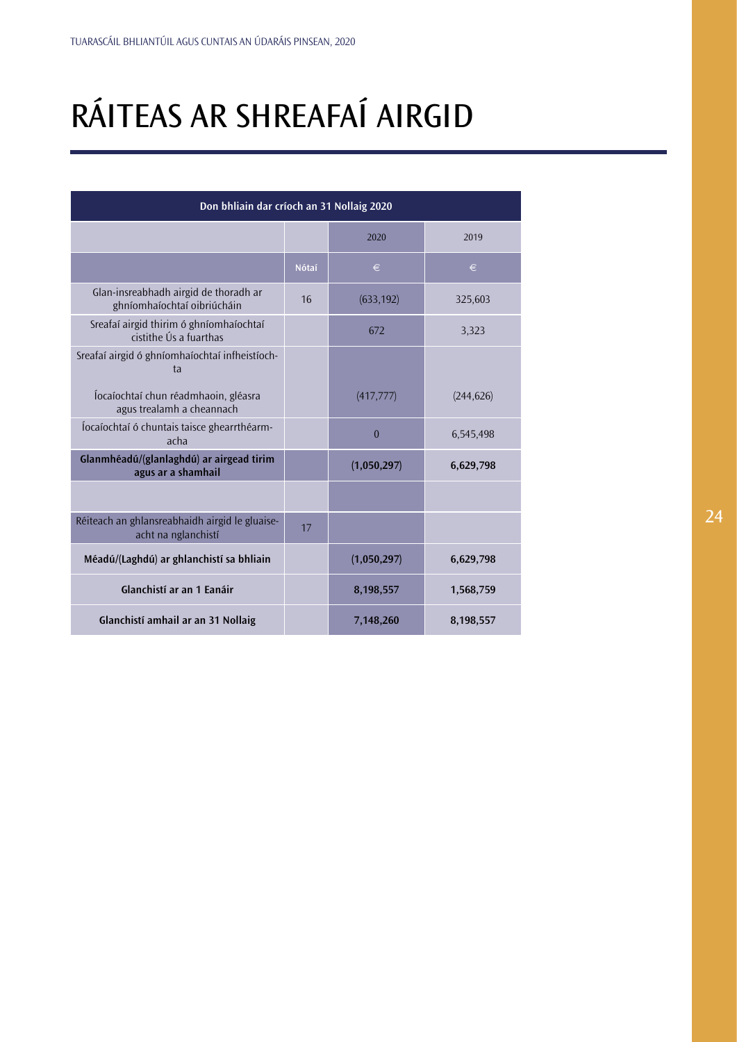# RÁITEAS AR SHREAFAÍ AIRGID

| Don bhliain dar críoch an 31 Nollaig 2020 | | | |
|---|---|---|---|
| | | 2020 | 2019 |
| | Nótaí | € | € |
| Glan-insreabhadh airgid de thoradh ar ghníomhaíochtaí oibriúcháin | 16 | (633,192) | 325,603 |
| Sreafaí airgid thirim ó ghníomhaíochtaí cistithe Ús a fuarthas | | 672 | 3,323 |
| Sreafaí airgid ó ghníomhaíochtaí infheistíochta | | | |
| Íocaíochtaí chun réadmhaoin, gléasra agus trealamh a cheannach | | (417,777) | (244,626) |
| Íocaíochtaí ó chuntais taisce ghearrthéarmacha | | 0 | 6,545,498 |
| **Glanmhéadú/(glanlaghdú) ar airgead tirim agus ar a shamhail** | | **(1,050,297)** | **6,629,798** |
| | | | |
| Réiteach an ghlansreabhaidh airgid le gluaiseacht na nglanchistí | 17 | | |
| **Méadú/(Laghdú) ar ghlanchistí sa bhliain** | | **(1,050,297)** | **6,629,798** |
| **Glanchistí ar an 1 Eanáir** | | **8,198,557** | **1,568,759** |
| **Glanchistí amhail ar an 31 Nollaig** | | **7,148,260** | **8,198,557** |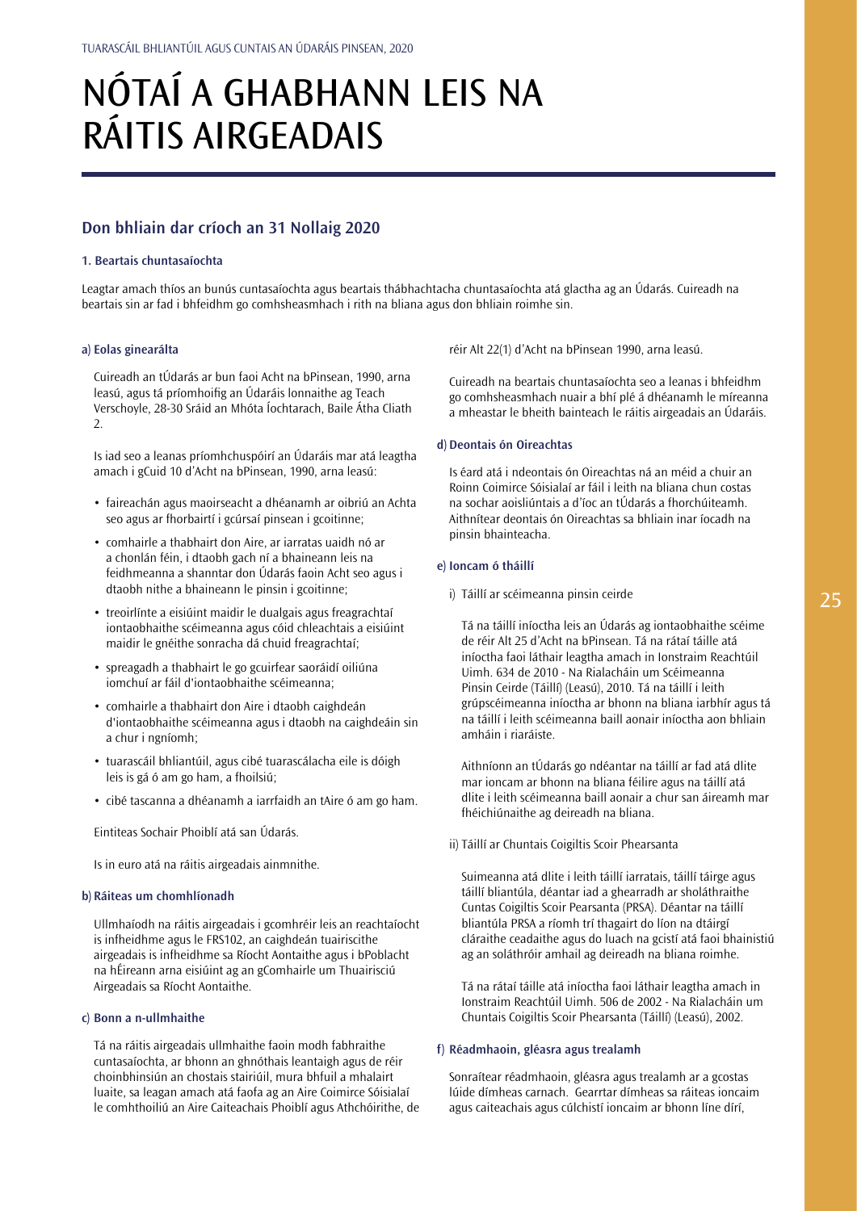# NÓTAÍ A GHABHANN LEIS NA RÁITIS AIRGEADAIS

## Don bhliain dar críoch an 31 Nollaig 2020

### 1. Beartais chuntasaíochta

Leagtar amach thíos an bunús cuntasaíochta agus beartais thábhachtacha chuntasaíochta atá glactha ag an Údarás. Cuireadh na beartais sin ar fad i bhfeidhm go comhsheasmhach i rith na bliana agus don bhliain roimhe sin.

#### a) Eolas ginearálta

Cuireadh an tÚdarás ar bun faoi Acht na bPinsean, 1990, arna leasú, agus tá príomhoifig an Údaráis lonnaithe ag Teach Verschoyle, 28-30 Sráid an Mhóta Íochtarach, Baile Átha Cliath 2.

Is iad seo a leanas príomhchuspóirí an Údaráis mar atá leagtha amach i gCuid 10 d'Acht na bPinsean, 1990, arna leasú:

- faireachán agus maoirseacht a dhéanamh ar oibriú an Achta seo agus ar fhorbairtí i gcúrsaí pinsean i gcoitinne;
- comhairle a thabhairt don Aire, ar iarratas uaidh nó ar a chonlán féin, i dtaobh gach ní a bhaineann leis na feidhmeanna a shanntar don Údarás faoin Acht seo agus i dtaobh nithe a bhaineann le pinsin i gcoitinne;
- treoirlínte a eisiúint maidir le dualgais agus freagrachtaí iontaobhaithe scéimeanna agus cóid chleachtais a eisiúint maidir le gnéithe sonracha dá chuid freagrachtaí;
- spreagadh a thabhairt le go gcuirfear saoráidí oiliúna iomchuí ar fáil d'iontaobhaithe scéimeanna;
- comhairle a thabhairt don Aire i dtaobh caighdeán d'iontaobhaithe scéimeanna agus i dtaobh na caighdeáin sin a chur i ngníomh;
- tuarascáil bhliantúil, agus cibé tuarascálacha eile is dóigh leis is gá ó am go ham, a fhoilsiú;
- cibé tascanna a dhéanamh a iarrfaidh an tAire ó am go ham.

Eintiteas Sochair Phoiblí atá san Údarás.

Is in euro atá na ráitis airgeadais ainmnithe.

#### b) Ráiteas um chomhlíonadh

Ullmhaíodh na ráitis airgeadais i gcomhréir leis an reachtaíocht is infheidhme agus le FRS102, an caighdeán tuairiscithe airgeadais is infheidhme sa Ríocht Aontaithe agus i bPoblacht na hÉireann arna eisiúint ag an gComhairle um Thuairisciú Airgeadais sa Ríocht Aontaithe.

#### c) Bonn a n-ullmhaithe

Tá na ráitis airgeadais ullmhaithe faoin modh fabhraithe cuntasaíochta, ar bhonn an ghnóthais leantaigh agus de réir choinbhinsiún an chostais stairiúil, mura bhfuil a mhalairt luaite, sa leagan amach atá faofa ag an Aire Coimirce Sóisialaí le comhthoiliú an Aire Caiteachais Phoiblí agus Athchóirithe, de réir Alt 22(1) d'Acht na bPinsean 1990, arna leasú.

Cuireadh na beartais chuntasaíochta seo a leanas i bhfeidhm go comhsheasmhach nuair a bhí plé á dhéanamh le míreanna a mheastar le bheith bainteach le ráitis airgeadais an Údaráis.

#### d) Deontais ón Oireachtas

Is éard atá i ndeontais ón Oireachtas ná an méid a chuir an Roinn Coimirce Sóisialaí ar fáil i leith na bliana chun costas na sochar aoisliúntais a d'íoc an tÚdarás a fhorchúiteamh. Aithnítear deontais ón Oireachtas sa bhliain inar íocadh na pinsin bhainteacha.

#### e) Ioncam ó tháillí

i) Táillí ar scéimeanna pinsin ceirde

Tá na táillí iníoctha leis an Údarás ag iontaobhaithe scéime de réir Alt 25 d'Acht na bPinsean. Tá na rátaí táille atá iníoctha faoi láthair leagtha amach in Ionstraim Reachtúil Uimh. 634 de 2010 - Na Rialacháin um Scéimeanna Pinsin Ceirde (Táillí) (Leasú), 2010. Tá na táillí i leith grúpscéimeanna iníoctha ar bhonn na bliana iarbhír agus tá na táillí i leith scéimeanna baill aonair iníoctha aon bhliain amháin i riaráiste.

Aithníonn an tÚdarás go ndéantar na táillí ar fad atá dlite mar ioncam ar bhonn na bliana féilire agus na táillí atá dlite i leith scéimeanna baill aonair a chur san áireamh mar fhéichiúnaithe ag deireadh na bliana.

ii) Táillí ar Chuntais Coigiltis Scoir Phearsanta

Suimeanna atá dlite i leith táillí iarratais, táillí táirge agus táillí bliantúla, déantar iad a ghearradh ar sholáthraithe Cuntas Coigiltis Scoir Pearsanta (PRSA). Déantar na táillí bliantúla PRSA a ríomh trí thagairt do líon na dtáirgí cláraithe ceadaithe agus do luach na gcistí atá faoi bhainistiú ag an soláthróir amhail ag deireadh na bliana roimhe.

Tá na rátaí táille atá iníoctha faoi láthair leagtha amach in Ionstraim Reachtúil Uimh. 506 de 2002 - Na Rialacháin um Chuntais Coigiltis Scoir Phearsanta (Táillí) (Leasú), 2002.

#### f) Réadmhaoin, gléasra agus trealamh

Sonraítear réadmhaoin, gléasra agus trealamh ar a gcostas lúide dímheas carnach. Gearrtar dímheas sa ráiteas ioncaim agus caiteachais agus cúlchistí ioncaim ar bhonn líne dírí,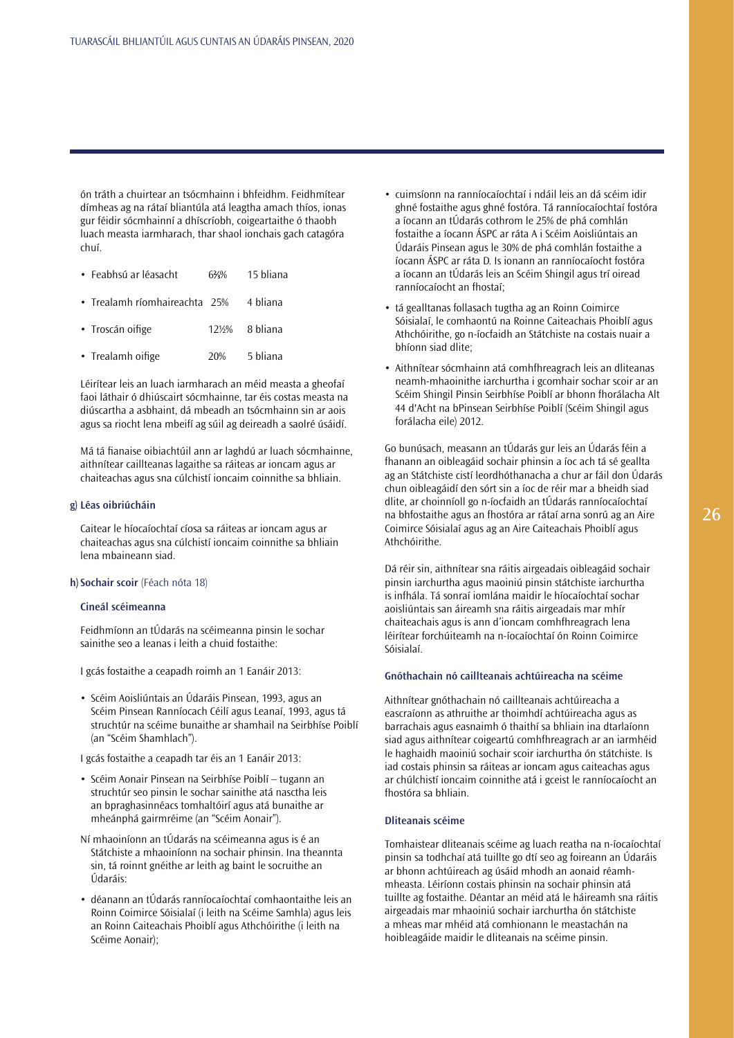ón tráth a chuirtear an tsócmhainn i bhfeidhm. Feidhmítear dímheas ag na rátaí bliantúla atá leagtha amach thíos, ionas gur féidir sócmhainní a dhíscríobh, coigeartaithe ó thaobh luach measta iarmharach, thar shaol ionchais gach catagóra chuí.

| | | |
|---|---|---|
| • Feabhsú ar léasacht | 6⅔% | 15 bliana |
| • Trealamh ríomhaireachta | 25% | 4 bliana |
| • Troscán oifige | 12½% | 8 bliana |
| • Trealamh oifige | 20% | 5 bliana |

Léirítear leis an luach iarmharach an méid measta a gheofaí faoi láthair ó dhiúscairt sócmhainne, tar éis costas measta na diúscartha a asbhaint, dá mbeadh an tsócmhainn sin ar aois agus sa riocht lena mbeifí ag súil ag deireadh a saolré úsáidí.

Má tá fianaise oibiachtúil ann ar laghdú ar luach sócmhainne, aithnítear caillteanas lagaithe sa ráiteas ar ioncam agus ar chaiteachas agus sna cúlchistí ioncaim coinnithe sa bhliain.

**g) Léas oibriúcháin**

Caitear le híocaíochtaí cíosa sa ráiteas ar ioncam agus ar chaiteachas agus sna cúlchistí ioncaim coinnithe sa bhliain lena mbaineann siad.

**h) Sochair scoir** (Féach nóta 18)

**Cineál scéimeanna**

Feidhmíonn an tÚdarás na scéimeanna pinsin le sochar sainithe seo a leanas i leith a chuid fostaithe:

I gcás fostaithe a ceapadh roimh an 1 Eanáir 2013:

- Scéim Aoisliúntais an Údaráis Pinsean, 1993, agus an Scéim Pinsean Ranníocach Céilí agus Leanaí, 1993, agus tá struchtúr na scéime bunaithe ar shamhail na Seirbhíse Poiblí (an "Scéim Shamhlach").

I gcás fostaithe a ceapadh tar éis an 1 Eanáir 2013:

- Scéim Aonair Pinsean na Seirbhíse Poiblí – tugann an struchtúr seo pinsin le sochar sainithe atá nasctha leis an bpraghasinnéacs tomhaltóirí agus atá bunaithe ar mheánphá gairmréime (an "Scéim Aonair").

Ní mhaoiníonn an tÚdarás na scéimeanna agus is é an Státchiste a mhaoiníonn na sochair phinsin. Ina theannta sin, tá roinnt gnéithe ar leith ag baint le socruithe an Údaráis:

- déanann an tÚdarás ranníocaíochtaí comhaontaithe leis an Roinn Coimirce Sóisialaí (i leith na Scéime Samhla) agus leis an Roinn Caiteachais Phoiblí agus Athchóirithe (i leith na Scéime Aonair);
- cuimsíonn na ranníocaíochtaí i ndáil leis an dá scéim idir ghné fostaithe agus ghné fostóra. Tá ranníocaíochtaí fostóra a íocann an tÚdarás cothrom le 25% de phá comhlán fostaithe a íocann ÁSPC ar ráta A i Scéim Aoisliúntais an Údaráis Pinsean agus le 30% de phá comhlán fostaithe a íocann ÁSPC ar ráta D. Is ionann an ranníocaíocht fostóra a íocann an tÚdarás leis an Scéim Shingil agus trí oiread ranníocaíocht an fhostaí;
- tá gealltanas follasach tugtha ag an Roinn Coimirce Sóisialaí, le comhaontú na Roinne Caiteachais Phoiblí agus Athchóirithe, go n-íocfaidh an Státchiste na costais nuair a bhíonn siad dlite;
- Aithnítear sócmhainn atá comhfhreagrach leis an dliteanas neamh-mhaoinithe iarchurtha i gcomhair sochar scoir ar an Scéim Shingil Pinsin Seirbhíse Poiblí ar bhonn fhorálacha Alt 44 d'Acht na bPinsean Seirbhíse Poiblí (Scéim Shingil agus forálacha eile) 2012.

Go bunúsach, measann an tÚdarás gur leis an Údarás féin a fhanann an oibleagáid sochair phinsin a íoc ach tá sé geallta ag an Státchiste cistí leordhóthanacha a chur ar fáil don Údarás chun oibleagáidí den sórt sin a íoc de réir mar a bheidh siad dlite, ar choinníoll go n-íocfaidh an tÚdarás ranníocaíochtaí na bhfostaithe agus an fhostóra ar rátaí arna sonrú ag an Aire Coimirce Sóisialaí agus ag an Aire Caiteachais Phoiblí agus Athchóirithe.

Dá réir sin, aithnítear sna ráitis airgeadais oibleagáid sochair pinsin iarchurtha agus maoiniú pinsin státchiste iarchurtha is infhála. Tá sonraí iomlána maidir le híocaíochtaí sochar aoisliúntais san áireamh sna ráitis airgeadais mar mhír chaiteachais agus is ann d'ioncam comhfhreagrach lena léirítear forchúiteamh na n-íocaíochtaí ón Roinn Coimirce Sóisialaí.

**Gnóthachain nó caillteanais achtúireacha na scéime**

Aithnítear gnóthachain nó caillteanais achtúireacha a eascraíonn as athruithe ar thoimhdí achtúireacha agus as barrachais agus easnaimh ó thaithí sa bhliain ina dtarlaíonn siad agus aithnítear coigeartú comhfhreagrach ar an iarmhéid le haghaidh maoiniú sochair scoir iarchurtha ón státchiste. Is iad costais phinsin sa ráiteas ar ioncam agus caiteachas agus ar chúlchistí ioncaim coinnithe atá i gceist le ranníocaíocht an fhostóra sa bhliain.

**Dliteanais scéime**

Tomhaistear dliteanais scéime ag luach reatha na n-íocaíochtaí pinsin sa todhchaí atá tuillte go dtí seo ag foireann an Údaráis ar bhonn achtúireach ag úsáid mhodh an aonaid réamh-mheasta. Léiríonn costais phinsin na sochair phinsin atá tuillte ag fostaithe. Déantar an méid atá le háireamh sna ráitis airgeadais mar mhaoiniú sochair iarchurtha ón státchiste a mheas mar mhéid atá comhionann le meastachán na hoibleagáide maidir le dliteanais na scéime pinsin.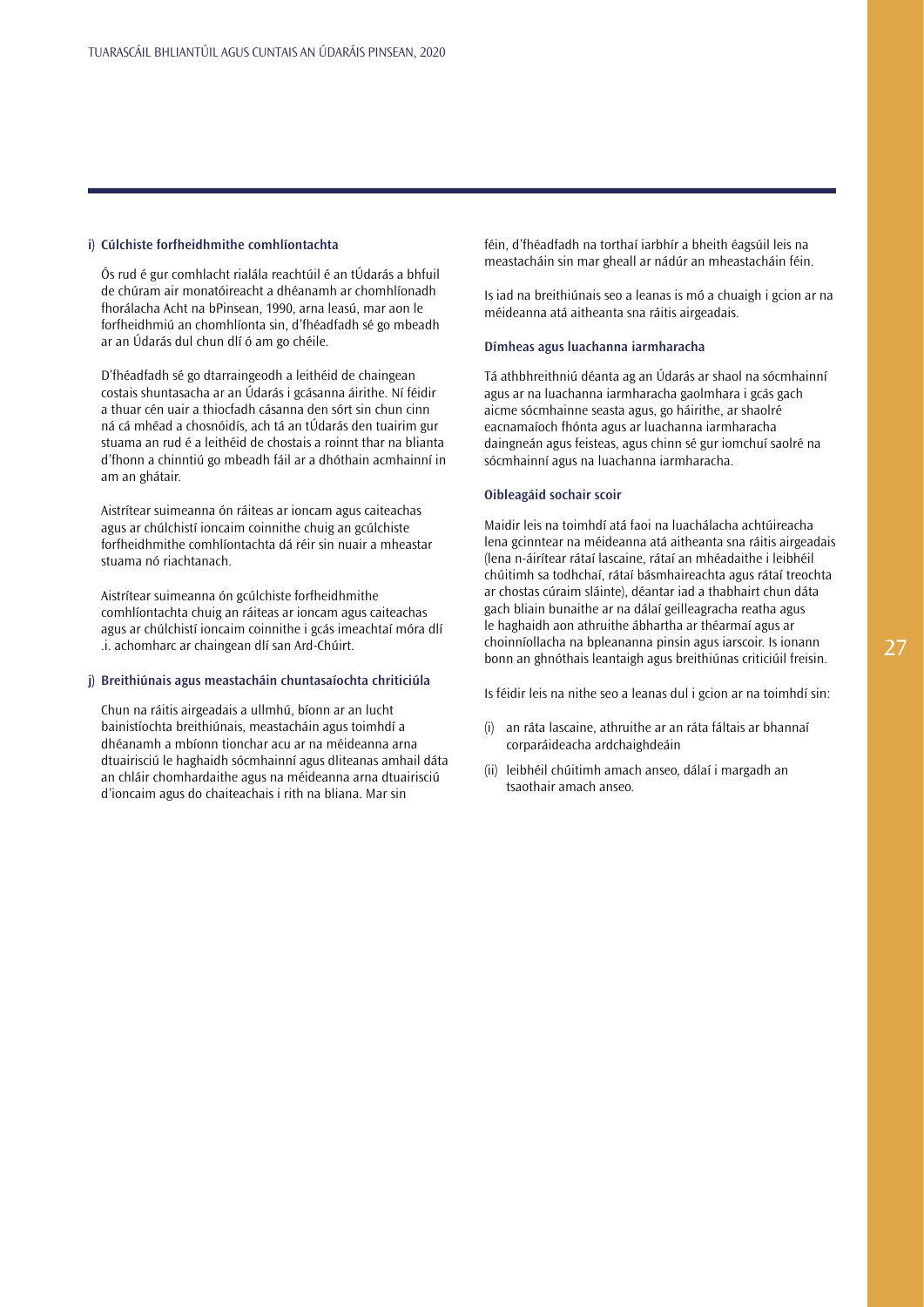### i) Cúlchiste forfheidhmithe comhlíontachta

Ós rud é gur comhlacht rialála reachtúil é an tÚdarás a bhfuil de chúram air monatóireacht a dhéanamh ar chomhlíonadh fhorálacha Acht na bPinsean, 1990, arna leasú, mar aon le forfheidhmiú an chomhlíonta sin, d'fhéadfadh sé go mbeadh ar an Údarás dul chun dlí ó am go chéile.

D'fhéadfadh sé go dtarraingeodh a leithéid de chaingean costais shuntasacha ar an Údarás i gcásanna áirithe. Ní féidir a thuar cén uair a thiocfadh cásanna den sórt sin chun cinn ná cá mhéad a chosnóidís, ach tá an tÚdarás den tuairim gur stuama an rud é a leithéid de chostais a roinnt thar na blianta d'fhonn a chinntiú go mbeadh fáil ar a dhóthain acmhainní in am an ghátair.

Aistrítear suimeanna ón ráiteas ar ioncam agus caiteachas agus ar chúlchistí ioncaim coinnithe chuig an gcúlchiste forfheidhmithe comhlíontachta dá réir sin nuair a mheastar stuama nó riachtanach.

Aistrítear suimeanna ón gcúlchiste forfheidhmithe comhlíontachta chuig an ráiteas ar ioncam agus caiteachas agus ar chúlchistí ioncaim coinnithe i gcás imeachtaí móra dlí .i. achomharc ar chaingean dlí san Ard-Chúirt.

### j) Breithiúnais agus meastacháin chuntasaíochta chriticiúla

Chun na ráitis airgeadais a ullmhú, bíonn ar an lucht bainistíochta breithiúnais, meastacháin agus toimhdí a dhéanamh a mbíonn tionchar acu ar na méideanna arna dtuairisciú le haghaidh sócmhainní agus dliteanas amhail dáta an chláir chomhardaithe agus na méideanna arna dtuairisciú d'ioncaim agus do chaiteachais i rith na bliana. Mar sin féin, d'fhéadfadh na torthaí iarbhír a bheith éagsúil leis na meastacháin sin mar gheall ar nádúr an mheastacháin féin.

Is iad na breithiúnais seo a leanas is mó a chuaigh i gcion ar na méideanna atá aitheanta sna ráitis airgeadais.

#### Dímheas agus luachanna iarmharacha

Tá athbhreithniú déanta ag an Údarás ar shaol na sócmhainní agus ar na luachanna iarmharacha gaolmhara i gcás gach aicme sócmhainne seasta agus, go háirithe, ar shaolré eacnamaíoch fhónta agus ar luachanna iarmharacha daingneán agus feisteas, agus chinn sé gur iomchuí saolré na sócmhainní agus na luachanna iarmharacha.

#### Oibleagáid sochair scoir

Maidir leis na toimhdí atá faoi na luachálacha achtúireacha lena gcinntear na méideanna atá aitheanta sna ráitis airgeadais (lena n-áirítear rátaí lascaine, rátaí an mhéadaithe i leibhéil chúitimh sa todhchaí, rátaí básmhaireachta agus rátaí treochta ar chostas cúraim sláinte), déantar iad a thabhairt chun dáta gach bliain bunaithe ar na dálaí geilleagracha reatha agus le haghaidh aon athruithe ábhartha ar théarmaí agus ar choinníollacha na bpleananna pinsin agus iarscoir. Is ionann bonn an ghnóthais leantaigh agus breithiúnas criticiúil freisin.

Is féidir leis na nithe seo a leanas dul i gcion ar na toimhdí sin:

(i) an ráta lascaine, athruithe ar an ráta fáltais ar bhannaí corparáideacha ardchaighdeáin

(ii) leibhéil chúitimh amach anseo, dálaí i margadh an tsaothair amach anseo.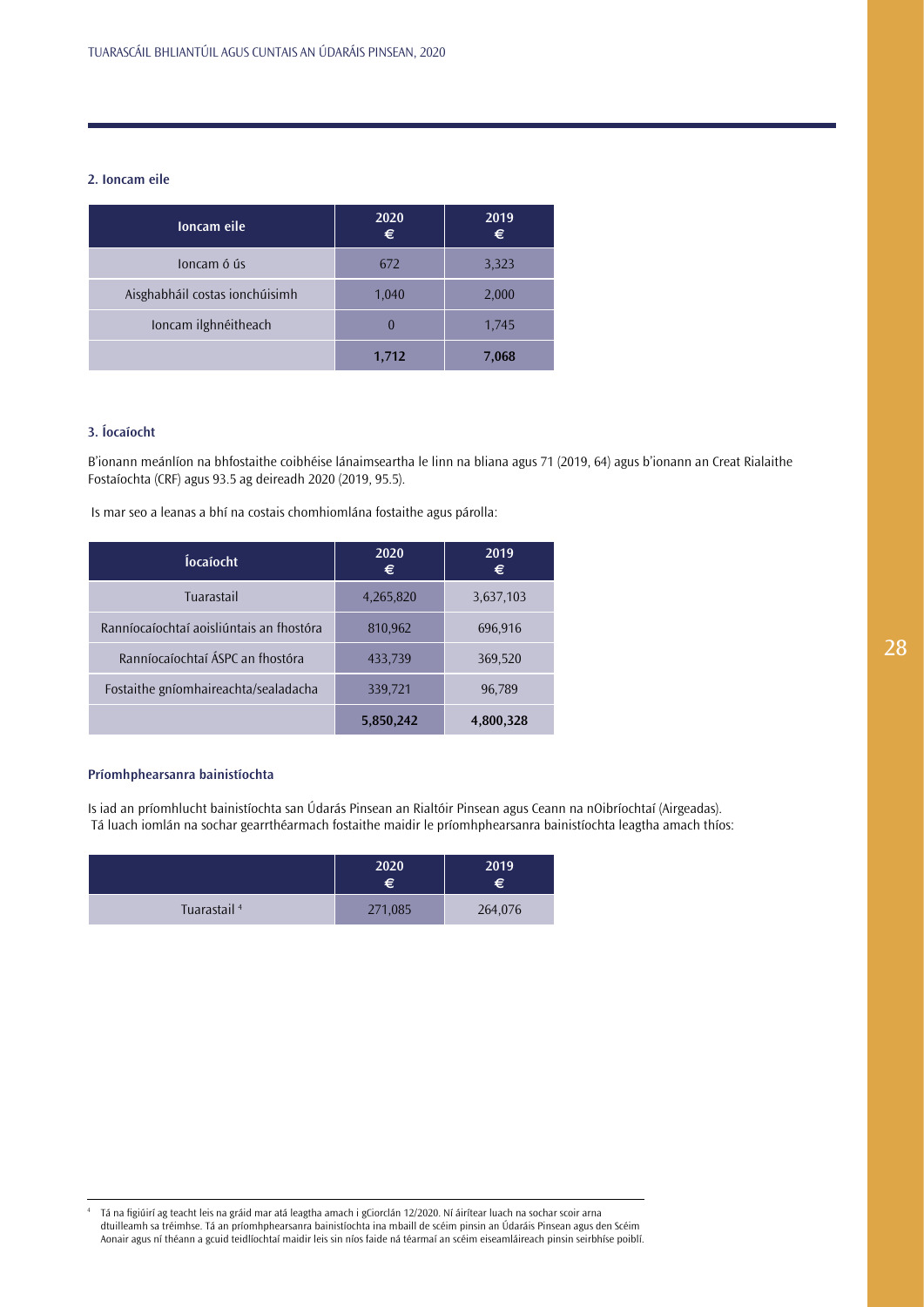## 2. Ioncam eile

| Ioncam eile | 2020 € | 2019 € |
|---|---|---|
| Ioncam ó ús | 672 | 3,323 |
| Aisghabháil costas ionchúisimh | 1,040 | 2,000 |
| Ioncam ilghnéitheach | 0 | 1,745 |
| | **1,712** | **7,068** |

## 3. Íocaíocht

B'ionann meánlíon na bhfostaithe coibhéise lánaimseartha le linn na bliana agus 71 (2019, 64) agus b'ionann an Creat Rialaithe Fostaíochta (CRF) agus 93.5 ag deireadh 2020 (2019, 95.5).

Is mar seo a leanas a bhí na costais chomhiomlána fostaithe agus párolla:

| Íocaíocht | 2020 € | 2019 € |
|---|---|---|
| Tuarastail | 4,265,820 | 3,637,103 |
| Ranníocaíochtaí aoisliúntais an fhostóra | 810,962 | 696,916 |
| Ranníocaíochtaí ÁSPC an fhostóra | 433,739 | 369,520 |
| Fostaithe gníomhaireachta/sealadacha | 339,721 | 96,789 |
| | **5,850,242** | **4,800,328** |

### Príomhphearsanra bainistíochta

Is iad an príomhlucht bainistíochta san Údarás Pinsean an Rialtóir Pinsean agus Ceann na nOibríochtaí (Airgeadas). Tá luach iomlán na sochar gearrthéarmach fostaithe maidir le príomhphearsanra bainistíochta leagtha amach thíos:

| | 2020 € | 2019 € |
|---|---|---|
| Tuarastail [4] | 271,085 | 264,076 |

[4] Tá na figiúirí ag teacht leis na gráid mar atá leagtha amach i gCiorclán 12/2020. Ní áirítear luach na sochar scoir arna dtuilleamh sa tréimhse. Tá an príomhphearsanra bainistíochta ina mbaill de scéim pinsin an Údaráis Pinsean agus den Scéim Aonair agus ní théann a gcuid teidlíochtaí maidir leis sin níos faide ná téarmaí an scéim eiseamláireach pinsin seirbhíse poiblí.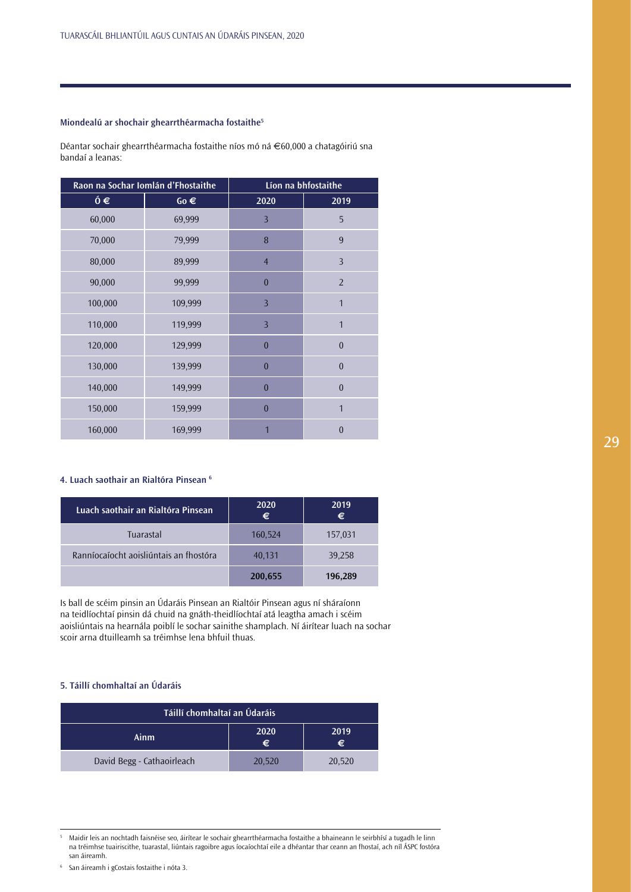#### Miondealú ar shochair ghearrthéarmacha fostaithe[5]

Déantar sochair ghearrthéarmacha fostaithe níos mó ná €60,000 a chatagóiriú sna bandaí a leanas:

| Raon na Sochar Iomlán d'Fhostaithe | | Líon na bhfostaithe | |
|---|---|---|---|
| Ó € | Go € | 2020 | 2019 |
| 60,000 | 69,999 | 3 | 5 |
| 70,000 | 79,999 | 8 | 9 |
| 80,000 | 89,999 | 4 | 3 |
| 90,000 | 99,999 | 0 | 2 |
| 100,000 | 109,999 | 3 | 1 |
| 110,000 | 119,999 | 3 | 1 |
| 120,000 | 129,999 | 0 | 0 |
| 130,000 | 139,999 | 0 | 0 |
| 140,000 | 149,999 | 0 | 0 |
| 150,000 | 159,999 | 0 | 1 |
| 160,000 | 169,999 | 1 | 0 |

#### 4. Luach saothair an Rialtóra Pinsean [6]

| Luach saothair an Rialtóra Pinsean | 2020 € | 2019 € |
|---|---|---|
| Tuarastal | 160,524 | 157,031 |
| Ranníocaíocht aoisliúntais an fhostóra | 40,131 | 39,258 |
| | **200,655** | **196,289** |

Is ball de scéim pinsin an Údaráis Pinsean an Rialtóir Pinsean agus ní sháraíonn na teidlíochtaí pinsin dá chuid na gnáth-theidlíochtaí atá leagtha amach i scéim aoisliúntais na hearnála poiblí le sochar sainithe shamplach. Ní áirítear luach na sochar scoir arna dtuilleamh sa tréimhse lena bhfuil thuas.

#### 5. Táillí chomhaltaí an Údaráis

| Táillí chomhaltaí an Údaráis | | |
|---|---|---|
| Ainm | 2020 € | 2019 € |
| David Begg - Cathaoirleach | 20,520 | 20,520 |

[5] Maidir leis an nochtadh faisnéise seo, áirítear le sochair ghearrthéarmacha fostaithe a bhaineann le seirbhísí a tugadh le linn na tréimhse tuairiscithe, tuarastal, liúntais ragoibre agus íocaíochtaí eile a dhéantar thar ceann an fhostaí, ach níl ÁSPC fostóra san áireamh.

[6] San áireamh i gCostais fostaithe i nóta 3.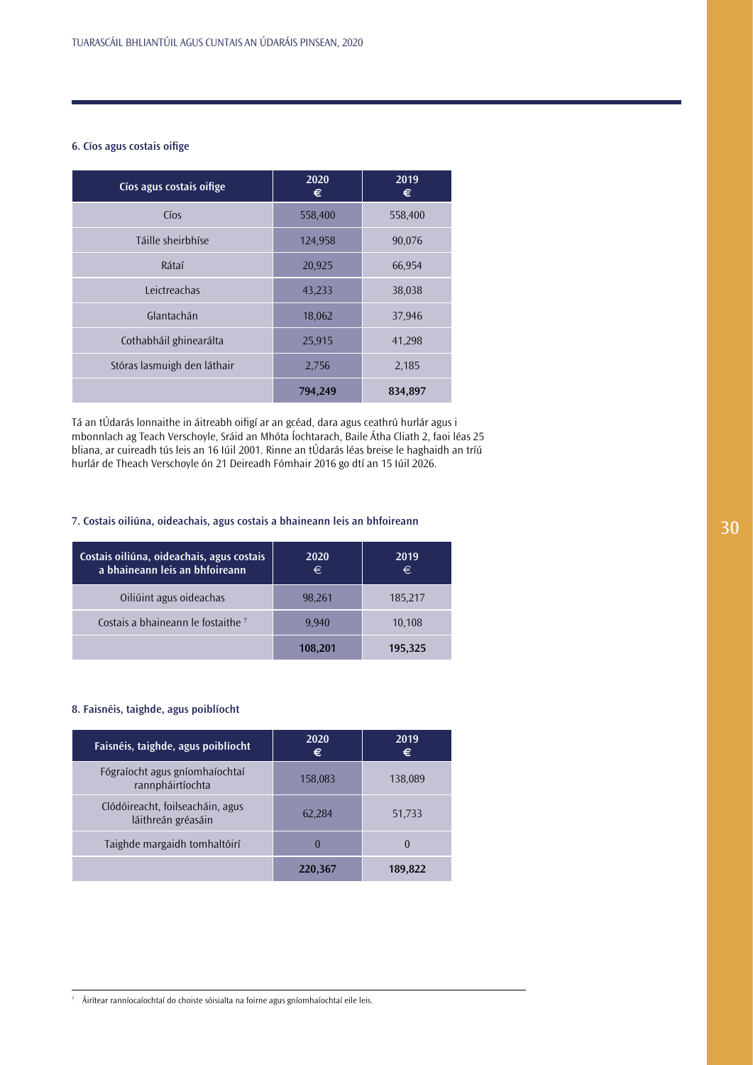### 6. Cíos agus costais oifige

| Cíos agus costais oifige | 2020 € | 2019 € |
|---|---|---|
| Cíos | 558,400 | 558,400 |
| Táille sheirbhíse | 124,958 | 90,076 |
| Rátaí | 20,925 | 66,954 |
| Leictreachas | 43,233 | 38,038 |
| Glantachán | 18,062 | 37,946 |
| Cothabháil ghinearálta | 25,915 | 41,298 |
| Stóras lasmuigh den láthair | 2,756 | 2,185 |
| | **794,249** | **834,897** |

Tá an tÚdarás lonnaithe in áitreabh oifigí ar an gcéad, dara agus ceathrú hurlár agus i mbonnlach ag Teach Verschoyle, Sráid an Mhóta Íochtarach, Baile Átha Cliath 2, faoi léas 25 bliana, ar cuireadh tús leis an 16 Iúil 2001. Rinne an tÚdarás léas breise le haghaidh an tríú hurlár de Theach Verschoyle ón 21 Deireadh Fómhair 2016 go dtí an 15 Iúil 2026.

### 7. Costais oiliúna, oideachais, agus costais a bhaineann leis an bhfoireann

| Costais oiliúna, oideachais, agus costais a bhaineann leis an bhfoireann | 2020 € | 2019 € |
|---|---|---|
| Oiliúint agus oideachas | 98,261 | 185,217 |
| Costais a bhaineann le fostaithe [7] | 9,940 | 10,108 |
| | **108,201** | **195,325** |

### 8. Faisnéis, taighde, agus poiblíocht

| Faisnéis, taighde, agus poiblíocht | 2020 € | 2019 € |
|---|---|---|
| Fógraíocht agus gníomhaíochtaí rannpháirtíochta | 158,083 | 138,089 |
| Clódóireacht, foilseacháin, agus láithreán gréasáin | 62,284 | 51,733 |
| Taighde margaidh tomhaltóirí | 0 | 0 |
| | **220,367** | **189,822** |

[7] Áirítear ranníocaíochtaí do choiste sóisialta na foirne agus gníomhaíochtaí eile leis.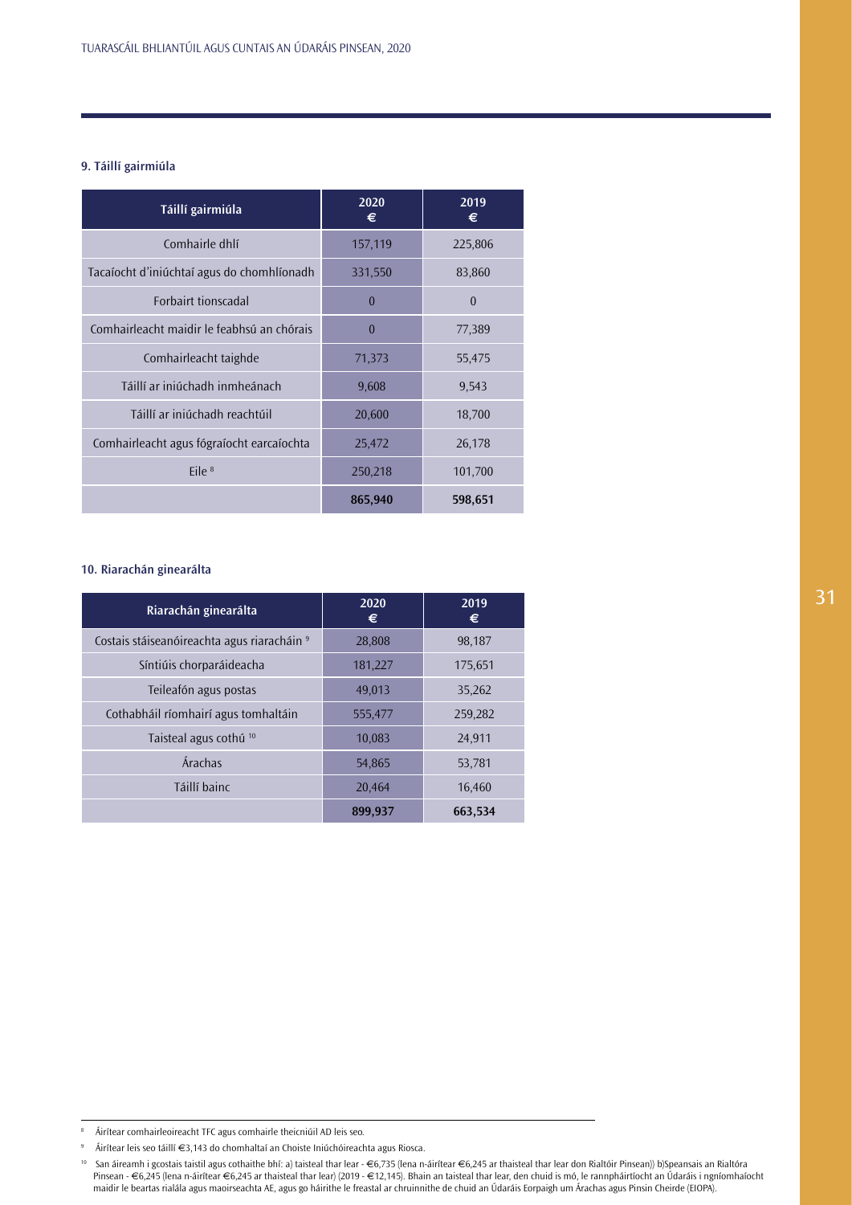### 9. Táillí gairmiúla

| Táillí gairmiúla | 2020 € | 2019 € |
|---|---|---|
| Comhairle dhlí | 157,119 | 225,806 |
| Tacaíocht d'iniúchtaí agus do chomhlíonadh | 331,550 | 83,860 |
| Forbairt tionscadal | 0 | 0 |
| Comhairleacht maidir le feabhsú an chórais | 0 | 77,389 |
| Comhairleacht taighde | 71,373 | 55,475 |
| Táillí ar iniúchadh inmheánach | 9,608 | 9,543 |
| Táillí ar iniúchadh reachtúil | 20,600 | 18,700 |
| Comhairleacht agus fógraíocht earcaíochta | 25,472 | 26,178 |
| Eile [8] | 250,218 | 101,700 |
| | **865,940** | **598,651** |

### 10. Riarachán ginearálta

| Riarachán ginearálta | 2020 € | 2019 € |
|---|---|---|
| Costais stáiseanóireachta agus riaracháin [9] | 28,808 | 98,187 |
| Síntiúis chorparáideacha | 181,227 | 175,651 |
| Teileafón agus postas | 49,013 | 35,262 |
| Cothabháil ríomhairí agus tomhaltáin | 555,477 | 259,282 |
| Taisteal agus cothú [10] | 10,083 | 24,911 |
| Árachas | 54,865 | 53,781 |
| Táillí bainc | 20,464 | 16,460 |
| | **899,937** | **663,534** |

---

[8] Áirítear comhairleoireacht TFC agus comhairle theicniúil AD leis seo.

[9] Áirítear leis seo táillí €3,143 do chomhaltaí an Choiste Iniúchóireachta agus Riosca.

[10] San áireamh i gcostais taistil agus cothaithe bhí: a) taisteal thar lear - €6,735 (lena n-áirítear €6,245 ar thaisteal thar lear don Rialtóir Pinsean)) b)Speansais an Rialtóra Pinsean - €6,245 (lena n-áirítear €6,245 ar thaisteal thar lear) (2019 - €12,145). Bhain an taisteal thar lear, den chuid is mó, le rannpháirtíocht an Údaráis i ngníomhaíocht maidir le beartas rialála agus maoirseachta AE, agus go háirithe le freastal ar chruinnithe de chuid an Údaráis Eorpaigh um Árachas agus Pinsin Cheirde (EIOPA).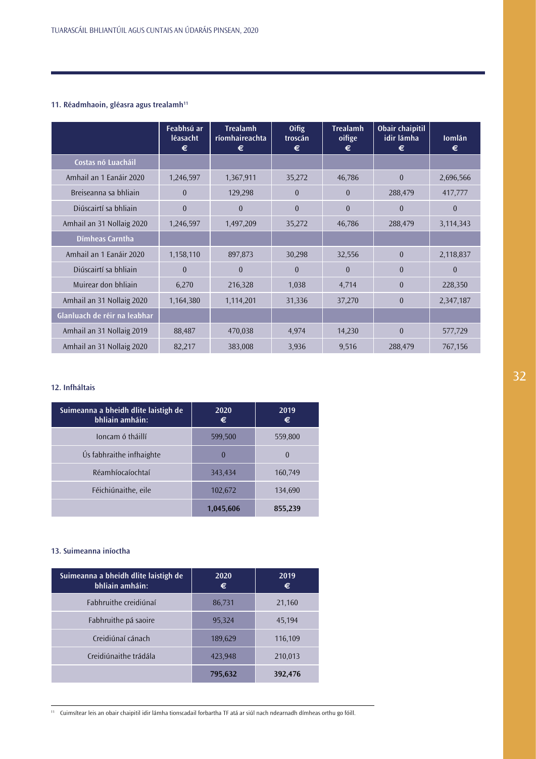### 11. Réadmhaoin, gléasra agus trealamh[11]

| | Feabhsú ar léasacht € | Trealamh ríomhaireachta € | Oifig troscán € | Trealamh oifige € | Obair chaipitil idir lámha € | Iomlán € |
|---|---|---|---|---|---|---|
| **Costas nó Luacháil** | | | | | | |
| Amhail an 1 Eanáir 2020 | 1,246,597 | 1,367,911 | 35,272 | 46,786 | 0 | 2,696,566 |
| Breiseanna sa bhliain | 0 | 129,298 | 0 | 0 | 288,479 | 417,777 |
| Diúscairtí sa bhliain | 0 | 0 | 0 | 0 | 0 | 0 |
| Amhail an 31 Nollaig 2020 | 1,246,597 | 1,497,209 | 35,272 | 46,786 | 288,479 | 3,114,343 |
| **Dímheas Carntha** | | | | | | |
| Amhail an 1 Eanáir 2020 | 1,158,110 | 897,873 | 30,298 | 32,556 | 0 | 2,118,837 |
| Diúscairtí sa bhliain | 0 | 0 | 0 | 0 | 0 | 0 |
| Muirear don bhliain | 6,270 | 216,328 | 1,038 | 4,714 | 0 | 228,350 |
| Amhail an 31 Nollaig 2020 | 1,164,380 | 1,114,201 | 31,336 | 37,270 | 0 | 2,347,187 |
| **Glanluach de réir na leabhar** | | | | | | |
| Amhail an 31 Nollaig 2019 | 88,487 | 470,038 | 4,974 | 14,230 | 0 | 577,729 |
| Amhail an 31 Nollaig 2020 | 82,217 | 383,008 | 3,936 | 9,516 | 288,479 | 767,156 |

### 12. Infháltais

| Suimeanna a bheidh dlite laistigh de bhliain amháin: | 2020 € | 2019 € |
|---|---|---|
| Ioncam ó tháillí | 599,500 | 559,800 |
| Ús fabhraithe infhaighte | 0 | 0 |
| Réamhíocaíochtaí | 343,434 | 160,749 |
| Féichiúnaithe, eile | 102,672 | 134,690 |
| | **1,045,606** | **855,239** |

### 13. Suimeanna iníoctha

| Suimeanna a bheidh dlite laistigh de bhliain amháin: | 2020 € | 2019 € |
|---|---|---|
| Fabhruithe creidiúnaí | 86,731 | 21,160 |
| Fabhruithe pá saoire | 95,324 | 45,194 |
| Creidiúnaí cánach | 189,629 | 116,109 |
| Creidiúnaithe trádála | 423,948 | 210,013 |
| | **795,632** | **392,476** |

[11] Cuimsítear leis an obair chaipitil idir lámha tionscadail forbartha TF atá ar siúl nach ndearnadh dímheas orthu go fóill.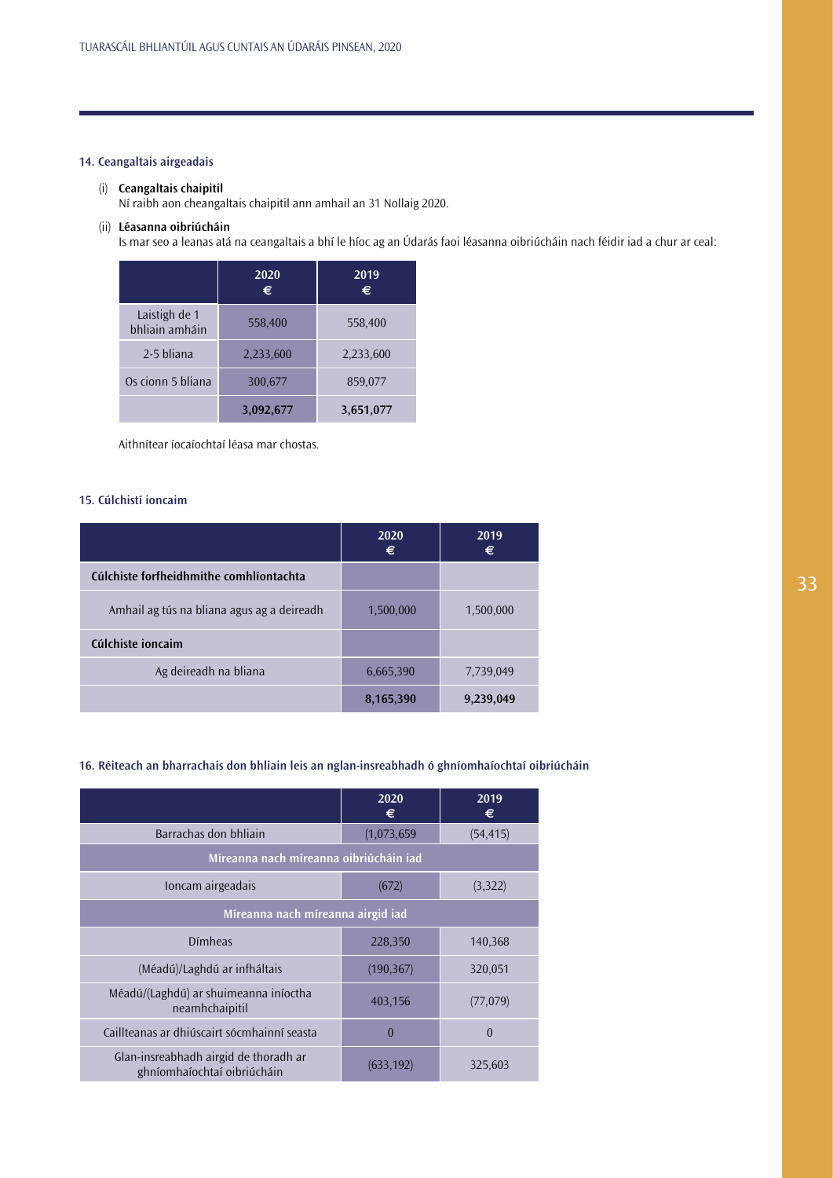## 14. Ceangaltais airgeadais

(i) **Ceangaltais chaipitil**
Ní raibh aon cheangaltais chaipitil ann amhail an 31 Nollaig 2020.

(ii) **Léasanna oibriúcháin**
Is mar seo a leanas atá na ceangaltais a bhí le híoc ag an Údarás faoi léasanna oibriúcháin nach féidir iad a chur ar ceal:

| | 2020 € | 2019 € |
|---|---|---|
| Laistigh de 1 bhliain amháin | 558,400 | 558,400 |
| 2-5 bliana | 2,233,600 | 2,233,600 |
| Os cionn 5 bliana | 300,677 | 859,077 |
| | **3,092,677** | **3,651,077** |

Aithnítear íocaíochtaí léasa mar chostas.

## 15. Cúlchistí ioncaim

| | 2020 € | 2019 € |
|---|---|---|
| **Cúlchiste forfheidhmithe comhlíontachta** | | |
| Amhail ag tús na bliana agus ag a deireadh | 1,500,000 | 1,500,000 |
| **Cúlchiste ioncaim** | | |
| Ag deireadh na bliana | 6,665,390 | 7,739,049 |
| | **8,165,390** | **9,239,049** |

## 16. Réiteach an bharrachais don bhliain leis an nglan-insreabhadh ó ghníomhaíochtaí oibriúcháin

| | 2020 € | 2019 € |
|---|---|---|
| Barrachas don bhliain | (1,073,659 | (54,415) |
| Míreanna nach míreanna oibriúcháin iad | | |
| Ioncam airgeadais | (672) | (3,322) |
| Míreanna nach míreanna airgid iad | | |
| Dímheas | 228,350 | 140,368 |
| (Méadú)/Laghdú ar infháltais | (190,367) | 320,051 |
| Méadú/(Laghdú) ar shuimeanna iníoctha neamhchaipitil | 403,156 | (77,079) |
| Caillteanas ar dhiúscairt sócmhainní seasta | 0 | 0 |
| Glan-insreabhadh airgid de thoradh ar ghníomhaíochtaí oibriúcháin | (633,192) | 325,603 |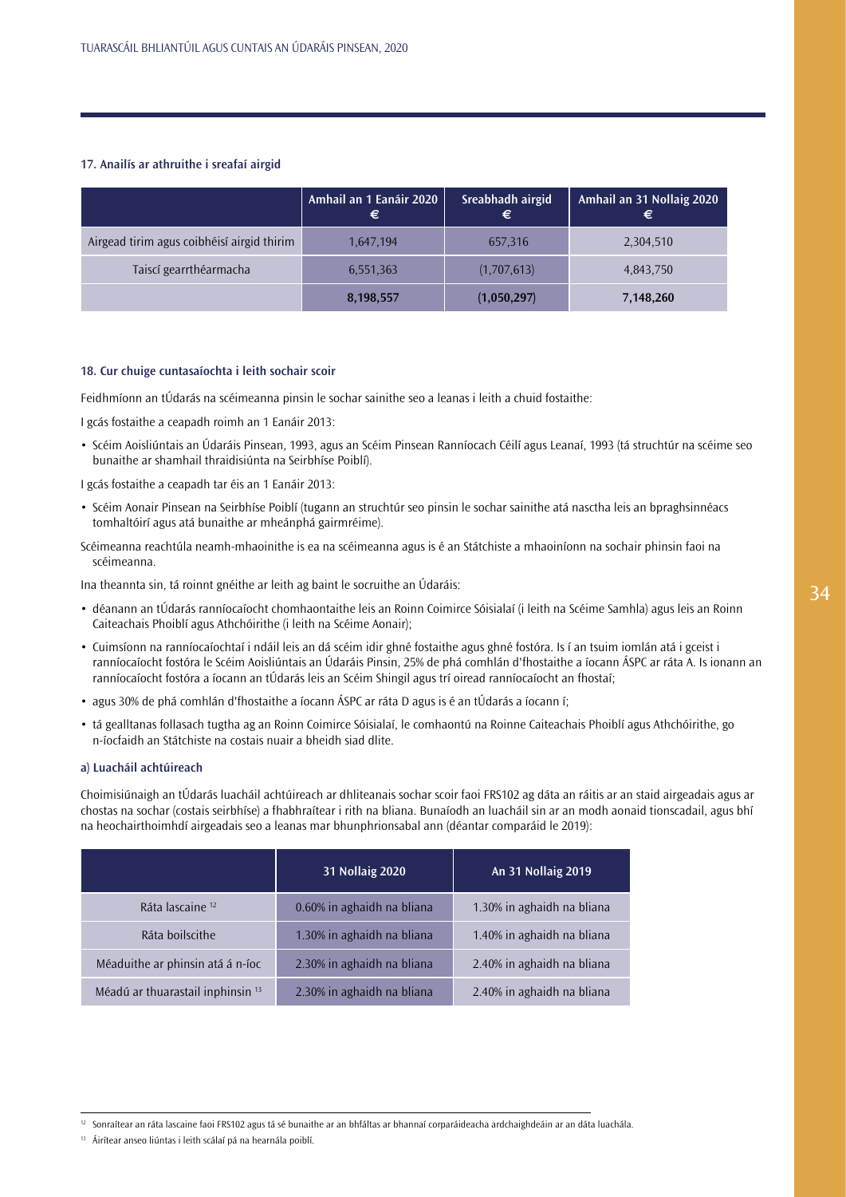### 17. Anailís ar athruithe i sreafaí airgid

| | Amhail an 1 Eanáir 2020 € | Sreabhadh airgid € | Amhail an 31 Nollaig 2020 € |
|---|---|---|---|
| Airgead tirim agus coibhéisí airgid thirim | 1,647,194 | 657,316 | 2,304,510 |
| Taiscí gearrthéarmacha | 6,551,363 | (1,707,613) | 4,843,750 |
| | **8,198,557** | **(1,050,297)** | **7,148,260** |

### 18. Cur chuige cuntasaíochta i leith sochair scoir

Feidhmíonn an tÚdarás na scéimeanna pinsin le sochar sainithe seo a leanas i leith a chuid fostaithe:

I gcás fostaithe a ceapadh roimh an 1 Eanáir 2013:

- Scéim Aoisliúntais an Údaráis Pinsean, 1993, agus an Scéim Pinsean Ranníocach Céilí agus Leanaí, 1993 (tá struchtúr na scéime seo bunaithe ar shamhail thraidisiúnta na Seirbhíse Poiblí).

I gcás fostaithe a ceapadh tar éis an 1 Eanáir 2013:

- Scéim Aonair Pinsean na Seirbhíse Poiblí (tugann an struchtúr seo pinsin le sochar sainithe atá nasctha leis an bpraghsinnéacs tomhaltóirí agus atá bunaithe ar mheánphá gairmréime).

Scéimeanna reachtúla neamh-mhaoinithe is ea na scéimeanna agus is é an Státchiste a mhaoiníonn na sochair phinsin faoi na scéimeanna.

Ina theannta sin, tá roinnt gnéithe ar leith ag baint le socruithe an Údaráis:

- déanann an tÚdarás ranníocaíocht chomhaontaithe leis an Roinn Coimirce Sóisialaí (i leith na Scéime Samhla) agus leis an Roinn Caiteachais Phoiblí agus Athchóirithe (i leith na Scéime Aonair);
- Cuimsíonn na ranníocaíochtaí i ndáil leis an dá scéim idir ghné fostaithe agus ghné fostóra. Is í an tsuim iomlán atá i gceist i ranníocaíocht fostóra le Scéim Aoisliúntais an Údaráis Pinsin, 25% de phá comhlán d'fhostaithe a íocann ÁSPC ar ráta A. Is ionann an ranníocaíocht fostóra a íocann an tÚdarás leis an Scéim Shingil agus trí oiread ranníocaíocht an fhostaí;
- agus 30% de phá comhlán d'fhostaithe a íocann ÁSPC ar ráta D agus is é an tÚdarás a íocann í;
- tá gealltanas follasach tugtha ag an Roinn Coimirce Sóisialaí, le comhaontú na Roinne Caiteachais Phoiblí agus Athchóirithe, go n-íocfaidh an Státchiste na costais nuair a bheidh siad dlite.

#### a) Luacháil achtúireach

Choimisiúnaigh an tÚdarás luacháil achtúireach ar dhliteanais sochar scoir faoi FRS102 ag dáta an ráitis ar an staid airgeadais agus ar chostas na sochar (costais seirbhíse) a fhabhraítear i rith na bliana. Bunaíodh an luacháil sin ar an modh aonaid tionscadail, agus bhí na heochairthoimhdí airgeadais seo a leanas mar bhunphrionsabal ann (déantar comparáid le 2019):

| | 31 Nollaig 2020 | An 31 Nollaig 2019 |
|---|---|---|
| Ráta lascaine [12] | 0.60% in aghaidh na bliana | 1.30% in aghaidh na bliana |
| Ráta boilscithe | 1.30% in aghaidh na bliana | 1.40% in aghaidh na bliana |
| Méaduithe ar phinsin atá á n-íoc | 2.30% in aghaidh na bliana | 2.40% in aghaidh na bliana |
| Méadú ar thuarastail inphinsin [13] | 2.30% in aghaidh na bliana | 2.40% in aghaidh na bliana |

[12] Sonraítear an ráta lascaine faoi FRS102 agus tá sé bunaithe ar an bhfáltas ar bhannaí corparáideacha ardchaighdeáin ar an dáta luachála.

[13] Áirítear anseo liúntas i leith scálaí pá na hearnála poiblí.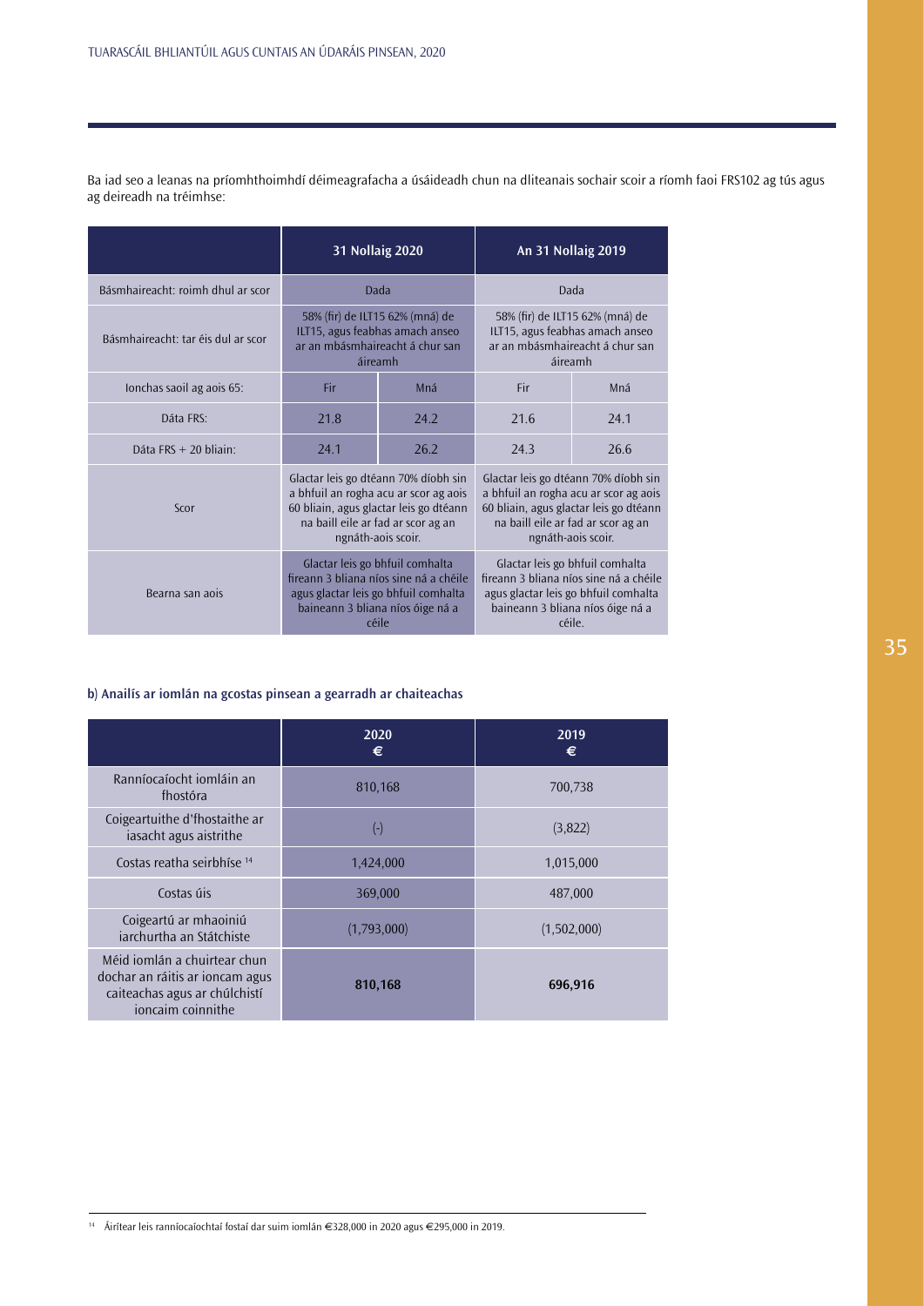Ba iad seo a leanas na príomhthoimhdí déimeagrafacha a úsáideadh chun na dliteanais sochair scoir a ríomh faoi FRS102 ag tús agus ag deireadh na tréimhse:

| | 31 Nollaig 2020 | | An 31 Nollaig 2019 | |
|---|---|---|---|---|
| Básmhaireacht: roimh dhul ar scor | Dada | | Dada | |
| Básmhaireacht: tar éis dul ar scor | 58% (fir) de ILT15 62% (mná) de ILT15, agus feabhas amach anseo ar an mbásmhaireacht á chur san áireamh | | 58% (fir) de ILT15 62% (mná) de ILT15, agus feabhas amach anseo ar an mbásmhaireacht á chur san áireamh | |
| Ionchas saoil ag aois 65: | Fir | Mná | Fir | Mná |
| Dáta FRS: | 21.8 | 24.2 | 21.6 | 24.1 |
| Dáta FRS + 20 bliain: | 24.1 | 26.2 | 24.3 | 26.6 |
| Scor | Glactar leis go dtéann 70% díobh sin a bhfuil an rogha acu ar scor ag aois 60 bliain, agus glactar leis go dtéann na baill eile ar fad ar scor ag an ngnáth-aois scoir. | | Glactar leis go dtéann 70% díobh sin a bhfuil an rogha acu ar scor ag aois 60 bliain, agus glactar leis go dtéann na baill eile ar fad ar scor ag an ngnáth-aois scoir. | |
| Bearna san aois | Glactar leis go bhfuil comhalta fireann 3 bliana níos sine ná a chéile agus glactar leis go bhfuil comhalta baineann 3 bliana níos óige ná a céile | | Glactar leis go bhfuil comhalta fireann 3 bliana níos sine ná a chéile agus glactar leis go bhfuil comhalta baineann 3 bliana níos óige ná a céile. | |

**b) Anailís ar iomlán na gcostas pinsean a gearradh ar chaiteachas**

| | 2020 € | 2019 € |
|---|---|---|
| Ranníocaíocht iomláin an fhostóra | 810,168 | 700,738 |
| Coigeartuithe d'fhostaithe ar iasacht agus aistrithe | (-) | (3,822) |
| Costas reatha seirbhíse [14] | 1,424,000 | 1,015,000 |
| Costas úis | 369,000 | 487,000 |
| Coigeartú ar mhaoiniú iarchurtha an Státchiste | (1,793,000) | (1,502,000) |
| Méid iomlán a chuirtear chun dochar an ráitis ar ioncam agus caiteachas agus ar chúlchistí ioncaim coinnithe | **810,168** | **696,916** |

[14] Áirítear leis ranníocaíochtaí fostaí dar suim iomlán €328,000 in 2020 agus €295,000 in 2019.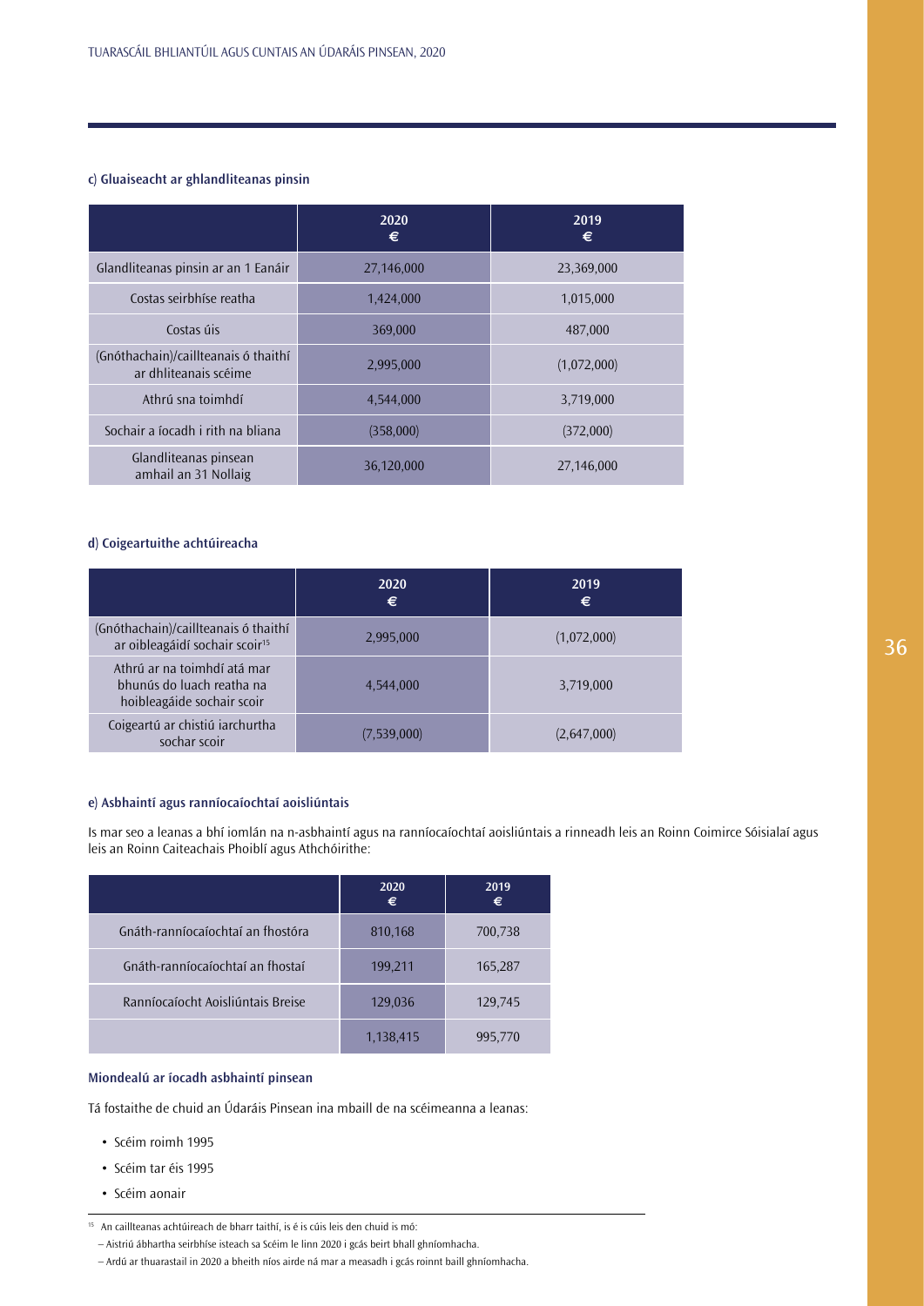#### c) Gluaiseacht ar ghlandliteanas pinsin

| | 2020 € | 2019 € |
|---|---|---|
| Glandliteanas pinsin ar an 1 Eanáir | 27,146,000 | 23,369,000 |
| Costas seirbhíse reatha | 1,424,000 | 1,015,000 |
| Costas úis | 369,000 | 487,000 |
| (Gnóthachain)/caillteanais ó thaithí ar dhliteanais scéime | 2,995,000 | (1,072,000) |
| Athrú sna toimhdí | 4,544,000 | 3,719,000 |
| Sochair a íocadh i rith na bliana | (358,000) | (372,000) |
| Glandliteanas pinsean amhail an 31 Nollaig | 36,120,000 | 27,146,000 |

#### d) Coigeartuithe achtúireacha

| | 2020 € | 2019 € |
|---|---|---|
| (Gnóthachain)/caillteanais ó thaithí ar oibleagáidí sochair scoir[15] | 2,995,000 | (1,072,000) |
| Athrú ar na toimhdí atá mar bhunús do luach reatha na hoibleagáide sochair scoir | 4,544,000 | 3,719,000 |
| Coigeartú ar chistiú iarchurtha sochar scoir | (7,539,000) | (2,647,000) |

#### e) Asbhaintí agus ranníocaíochtaí aoisliúntais

Is mar seo a leanas a bhí iomlán na n-asbhaintí agus na ranníocaíochtaí aoisliúntais a rinneadh leis an Roinn Coimirce Sóisialaí agus leis an Roinn Caiteachais Phoiblí agus Athchóirithe:

| | 2020 € | 2019 € |
|---|---|---|
| Gnáth-ranníocaíochtaí an fhostóra | 810,168 | 700,738 |
| Gnáth-ranníocaíochtaí an fhostaí | 199,211 | 165,287 |
| Ranníocaíocht Aoisliúntais Breise | 129,036 | 129,745 |
| | 1,138,415 | 995,770 |

#### Miondealú ar íocadh asbhaintí pinsean

Tá fostaithe de chuid an Údaráis Pinsean ina mbaill de na scéimeanna a leanas:

- Scéim roimh 1995
- Scéim tar éis 1995
- Scéim aonair

[15] An caillteanas achtúireach de bharr taithí, is é is cúis leis den chuid is mó:

– Aistriú ábhartha seirbhíse isteach sa Scéim le linn 2020 i gcás beirt bhall ghníomhacha.

– Ardú ar thuarastail in 2020 a bheith níos airde ná mar a measadh i gcás roinnt baill ghníomhacha.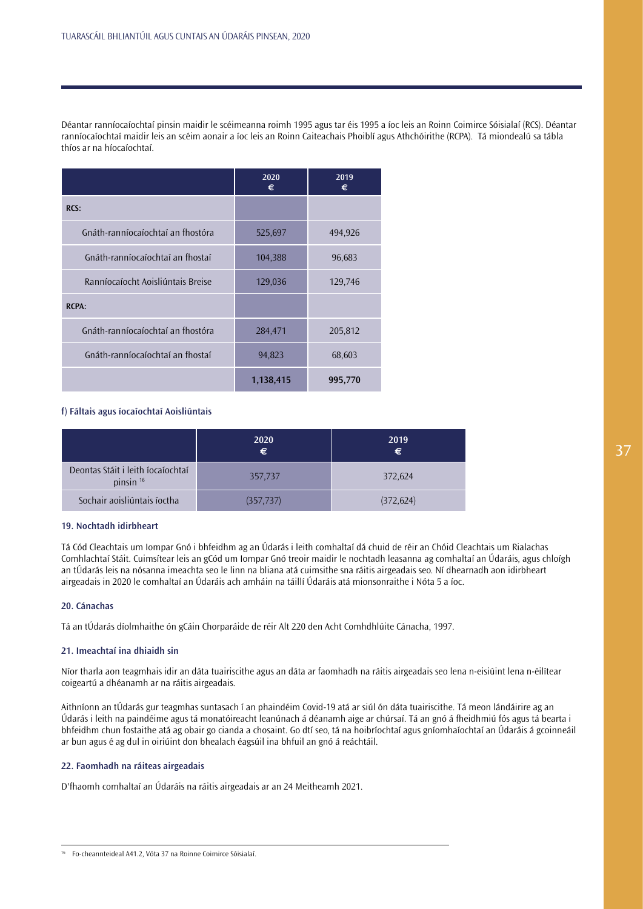Déantar ranníocaíochtaí pinsin maidir le scéimeanna roimh 1995 agus tar éis 1995 a íoc leis an Roinn Coimirce Sóisialaí (RCS). Déantar ranníocaíochtaí maidir leis an scéim aonair a íoc leis an Roinn Caiteachais Phoiblí agus Athchóirithe (RCPA). Tá miondealú sa tábla thíos ar na híocaíochtaí.

| | 2020 € | 2019 € |
|---|---|---|
| **RCS:** | | |
| Gnáth-ranníocaíochtaí an fhostóra | 525,697 | 494,926 |
| Gnáth-ranníocaíochtaí an fhostaí | 104,388 | 96,683 |
| Ranníocaíocht Aoisliúntais Breise | 129,036 | 129,746 |
| **RCPA:** | | |
| Gnáth-ranníocaíochtaí an fhostóra | 284,471 | 205,812 |
| Gnáth-ranníocaíochtaí an fhostaí | 94,823 | 68,603 |
| | **1,138,415** | **995,770** |

### f) Fáltais agus íocaíochtaí Aoisliúntais

| | 2020 € | 2019 € |
|---|---|---|
| Deontas Stáit i leith íocaíochtaí pinsin [16] | 357,737 | 372,624 |
| Sochair aoisliúntais íoctha | (357,737) | (372,624) |

### 19. Nochtadh idirbheart

Tá Cód Cleachtais um Iompar Gnó i bhfeidhm ag an Údarás i leith comhaltaí dá chuid de réir an Chóid Cleachtais um Rialachas Comhlachtaí Stáit. Cuimsítear leis an gCód um Iompar Gnó treoir maidir le nochtadh leasanna ag comhaltaí an Údaráis, agus chloígh an tÚdarás leis na nósanna imeachta seo le linn na bliana atá cuimsithe sna ráitis airgeadais seo. Ní dhearnadh aon idirbheart airgeadais in 2020 le comhaltaí an Údaráis ach amháin na táillí Údaráis atá mionsonraithe i Nóta 5 a íoc.

### 20. Cánachas

Tá an tÚdarás díolmhaithe ón gCáin Chorparáide de réir Alt 220 den Acht Comhdhlúite Cánacha, 1997.

### 21. Imeachtaí ina dhiaidh sin

Níor tharla aon teagmhais idir an dáta tuairiscithe agus an dáta ar faomhadh na ráitis airgeadais seo lena n-eisiúint lena n-éilítear coigeartú a dhéanamh ar na ráitis airgeadais.

Aithníonn an tÚdarás gur teagmhas suntasach í an phaindéim Covid-19 atá ar siúl ón dáta tuairiscithe. Tá meon lándáirire ag an Údarás i leith na paindéime agus tá monatóireacht leanúnach á déanamh aige ar chúrsaí. Tá an gnó á fheidhmiú fós agus tá bearta i bhfeidhm chun fostaithe atá ag obair go cianda a chosaint. Go dtí seo, tá na hoibríochtaí agus gníomhaíochtaí an Údaráis á gcoinneáil ar bun agus é ag dul in oiriúint don bhealach éagsúil ina bhfuil an gnó á reáchtáil.

### 22. Faomhadh na ráiteas airgeadais

D'fhaomh comhaltaí an Údaráis na ráitis airgeadais ar an 24 Meitheamh 2021.

---

[16] Fo-cheannteideal A41.2, Vóta 37 na Roinne Coimirce Sóisialaí.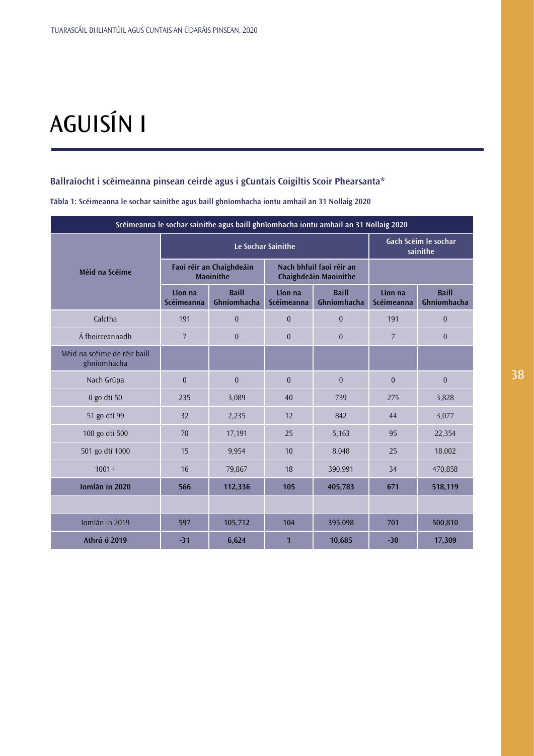# AGUISÍN I

### Ballraíocht i scéimeanna pinsean ceirde agus i gCuntais Coigiltis Scoir Phearsanta*

**Tábla 1: Scéimeanna le sochar sainithe agus baill ghníomhacha iontu amhail an 31 Nollaig 2020**

| Scéimeanna le sochar sainithe agus baill ghníomhacha iontu amhail an 31 Nollaig 2020 | | | | | | |
|---|---|---|---|---|---|---|
| **Méid na Scéime** | **Le Sochar Sainithe** | | | | **Gach Scéim le sochar sainithe** | |
| | **Faoi réir an Chaighdeáin Maoinithe** | | **Nach bhfuil faoi réir an Chaighdeáin Maoinithe** | | | |
| | **Líon na Scéimeanna** | **Baill Ghníomhacha** | **Líon na Scéimeanna** | **Baill Ghníomhacha** | **Líon na Scéimeanna** | **Baill Ghníomhacha** |
| Calctha | 191 | 0 | 0 | 0 | 191 | 0 |
| Á fhoirceannadh | 7 | 0 | 0 | 0 | 7 | 0 |
| Méid na scéime de réir baill ghníomhacha | | | | | | |
| Nach Grúpa | 0 | 0 | 0 | 0 | 0 | 0 |
| 0 go dtí 50 | 235 | 3,089 | 40 | 739 | 275 | 3,828 |
| 51 go dtí 99 | 32 | 2,235 | 12 | 842 | 44 | 3,077 |
| 100 go dtí 500 | 70 | 17,191 | 25 | 5,163 | 95 | 22,354 |
| 501 go dtí 1000 | 15 | 9,954 | 10 | 8,048 | 25 | 18,002 |
| 1001+ | 16 | 79,867 | 18 | 390,991 | 34 | 470,858 |
| **Iomlán in 2020** | **566** | **112,336** | **105** | **405,783** | **671** | **518,119** |
| | | | | | | |
| Iomlán in 2019 | 597 | 105,712 | 104 | 395,098 | 701 | 500,810 |
| **Athrú ó 2019** | **-31** | **6,624** | **1** | **10,685** | **-30** | **17,309** |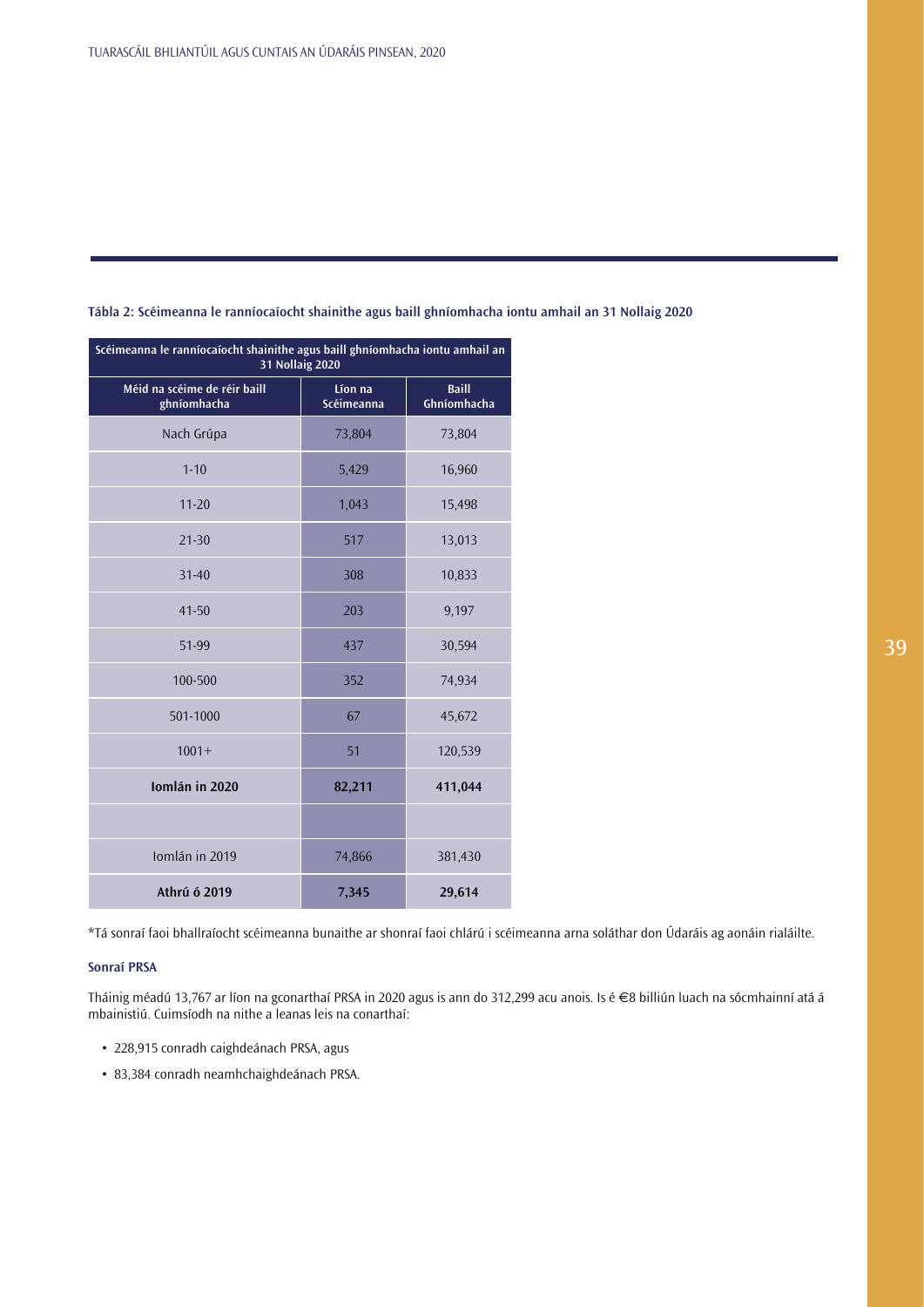**Tábla 2: Scéimeanna le ranníocaíocht shainithe agus baill ghníomhacha iontu amhail an 31 Nollaig 2020**

| Scéimeanna le ranníocaíocht shainithe agus baill ghníomhacha iontu amhail an 31 Nollaig 2020 | | |
|---|---|---|
| **Méid na scéime de réir baill ghníomhacha** | **Líon na Scéimeanna** | **Baill Ghníomhacha** |
| Nach Grúpa | 73,804 | 73,804 |
| 1-10 | 5,429 | 16,960 |
| 11-20 | 1,043 | 15,498 |
| 21-30 | 517 | 13,013 |
| 31-40 | 308 | 10,833 |
| 41-50 | 203 | 9,197 |
| 51-99 | 437 | 30,594 |
| 100-500 | 352 | 74,934 |
| 501-1000 | 67 | 45,672 |
| 1001+ | 51 | 120,539 |
| **Iomlán in 2020** | **82,211** | **411,044** |
| | | |
| Iomlán in 2019 | 74,866 | 381,430 |
| **Athrú ó 2019** | **7,345** | **29,614** |

*Tá sonraí faoi bhallraíocht scéimeanna bunaithe ar shonraí faoi chlárú i scéimeanna arna soláthar don Údaráis ag aonáin rialáilte.

**Sonraí PRSA**

Tháinig méadú 13,767 ar líon na gconarthaí PRSA in 2020 agus is ann do 312,299 acu anois. Is é €8 billiún luach na sócmhainní atá á mbainistiú. Cuimsíodh na nithe a leanas leis na conarthaí:

- 228,915 conradh caighdeánach PRSA, agus
- 83,384 conradh neamhchaighdeánach PRSA.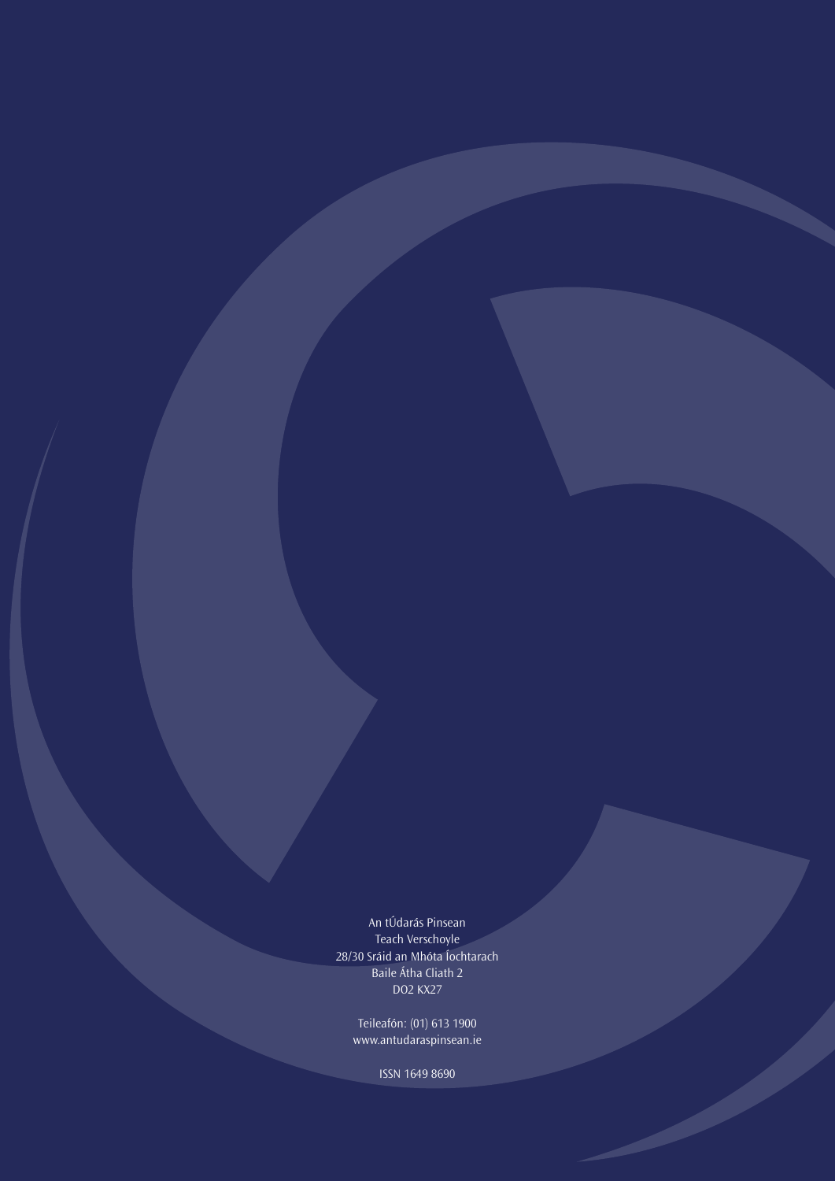An tÚdarás Pinsean
Teach Verschoyle
28/30 Sráid an Mhóta Íochtarach
Baile Átha Cliath 2
DO2 KX27

Teileafón: (01) 613 1900
www.antudaraspinsean.ie

ISSN 1649 8690